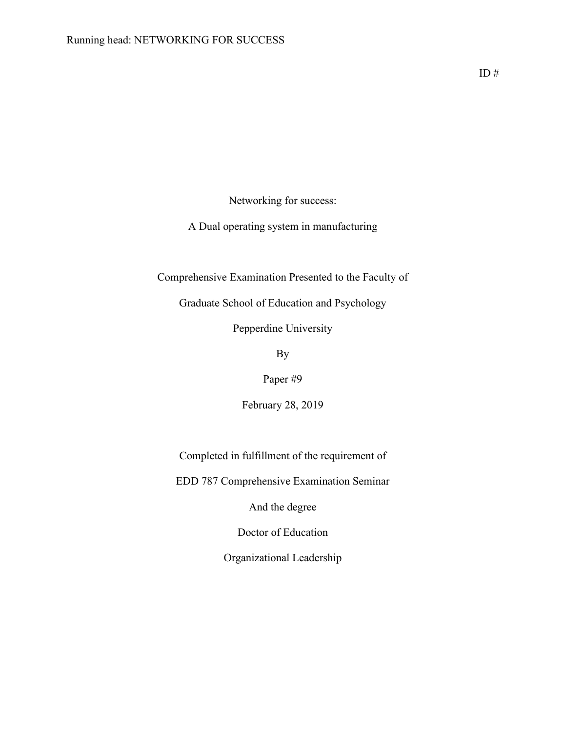ID #

Networking for success:

A Dual operating system in manufacturing

Comprehensive Examination Presented to the Faculty of

Graduate School of Education and Psychology

Pepperdine University

By

Paper #9

February 28, 2019

Completed in fulfillment of the requirement of

EDD 787 Comprehensive Examination Seminar

And the degree

Doctor of Education

Organizational Leadership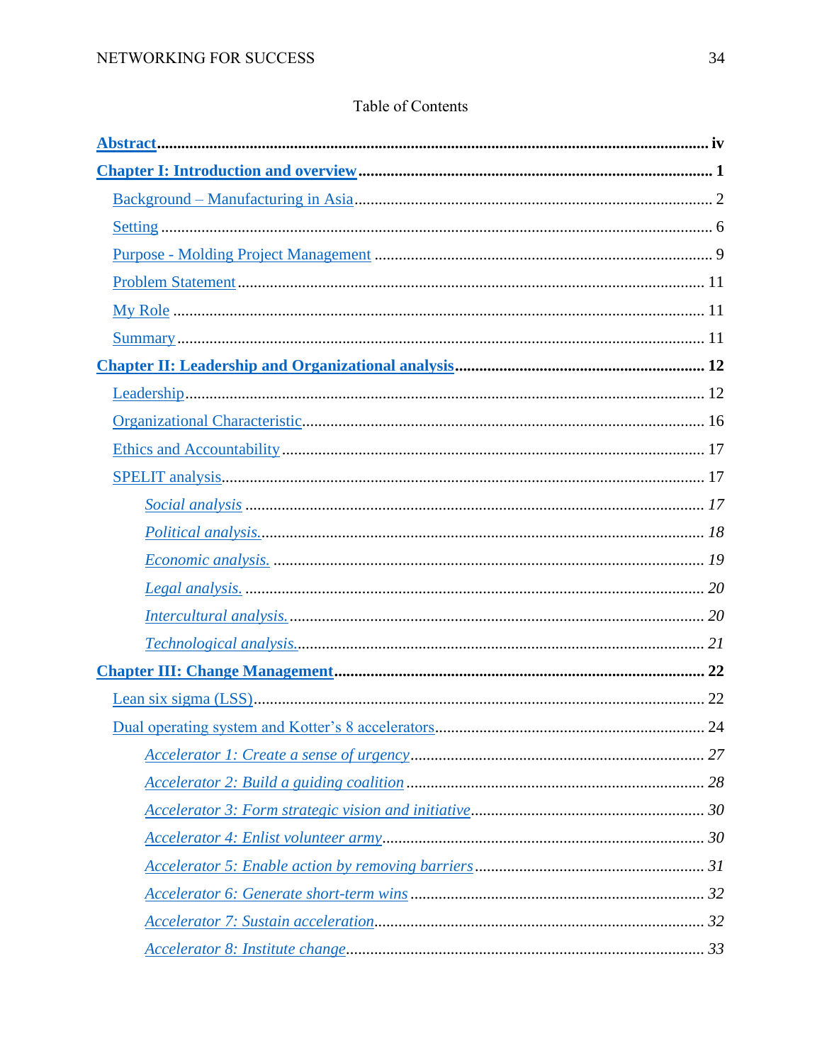Table of Contents

**Abstract** ........ iv

**Chapter I: Introduction and overview** ........ 1

- Background – Manufacturing in Asia ........ 2
- Setting ........ 6
- Purpose - Molding Project Management ........ 9
- Problem Statement ........ 11
- My Role ........ 11
- Summary ........ 11

**Chapter II: Leadership and Organizational analysis** ........ 12

- Leadership ........ 12
- Organizational Characteristic ........ 16
- Ethics and Accountability ........ 17
- SPELIT analysis ........ 17
  - *Social analysis* ........ *17*
  - *Political analysis.* ........ *18*
  - *Economic analysis.* ........ *19*
  - *Legal analysis.* ........ *20*
  - *Intercultural analysis.* ........ *20*
  - *Technological analysis.* ........ *21*

**Chapter III: Change Management** ........ 22

- Lean six sigma (LSS) ........ 22
- Dual operating system and Kotter's 8 accelerators ........ 24
  - *Accelerator 1: Create a sense of urgency* ........ *27*
  - *Accelerator 2: Build a guiding coalition* ........ *28*
  - *Accelerator 3: Form strategic vision and initiative* ........ *30*
  - *Accelerator 4: Enlist volunteer army* ........ *30*
  - *Accelerator 5: Enable action by removing barriers* ........ *31*
  - *Accelerator 6: Generate short-term wins* ........ *32*
  - *Accelerator 7: Sustain acceleration* ........ *32*
  - *Accelerator 8: Institute change* ........ *33*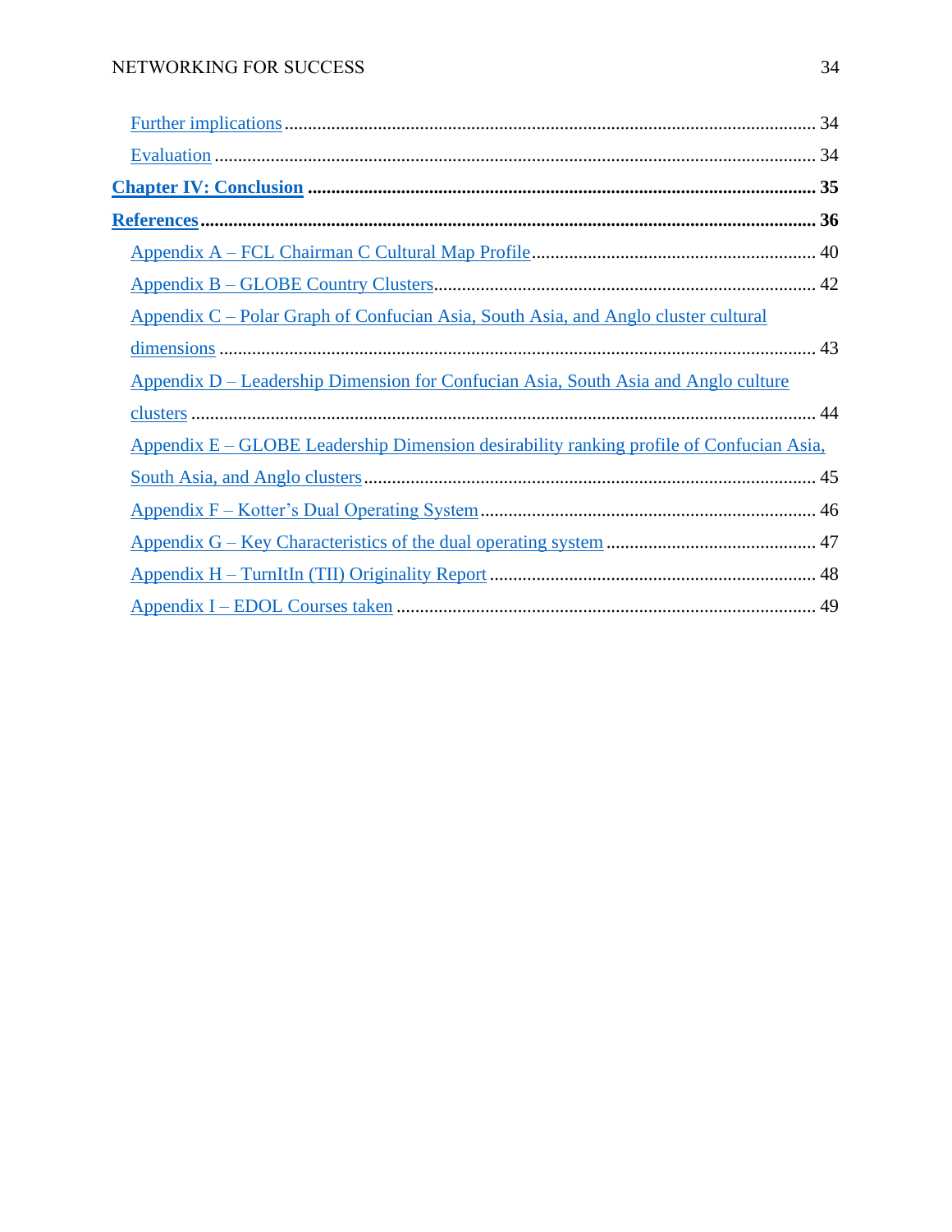Further implications ............................................................................................................ 34

Evaluation ............................................................................................................................. 34

**Chapter IV: Conclusion** ........................................................................................................ 35

**References** ............................................................................................................................... 36

Appendix A – FCL Chairman C Cultural Map Profile ......................................................... 40

Appendix B – GLOBE Country Clusters ............................................................................... 42

Appendix C – Polar Graph of Confucian Asia, South Asia, and Anglo cluster cultural dimensions ............................................................................................................................. 43

Appendix D – Leadership Dimension for Confucian Asia, South Asia and Anglo culture clusters .................................................................................................................................. 44

Appendix E – GLOBE Leadership Dimension desirability ranking profile of Confucian Asia, South Asia, and Anglo clusters ............................................................................................. 45

Appendix F – Kotter's Dual Operating System ..................................................................... 46

Appendix G – Key Characteristics of the dual operating system .......................................... 47

Appendix H – TurnItIn (TII) Originality Report .................................................................. 48

Appendix I – EDOL Courses taken ....................................................................................... 49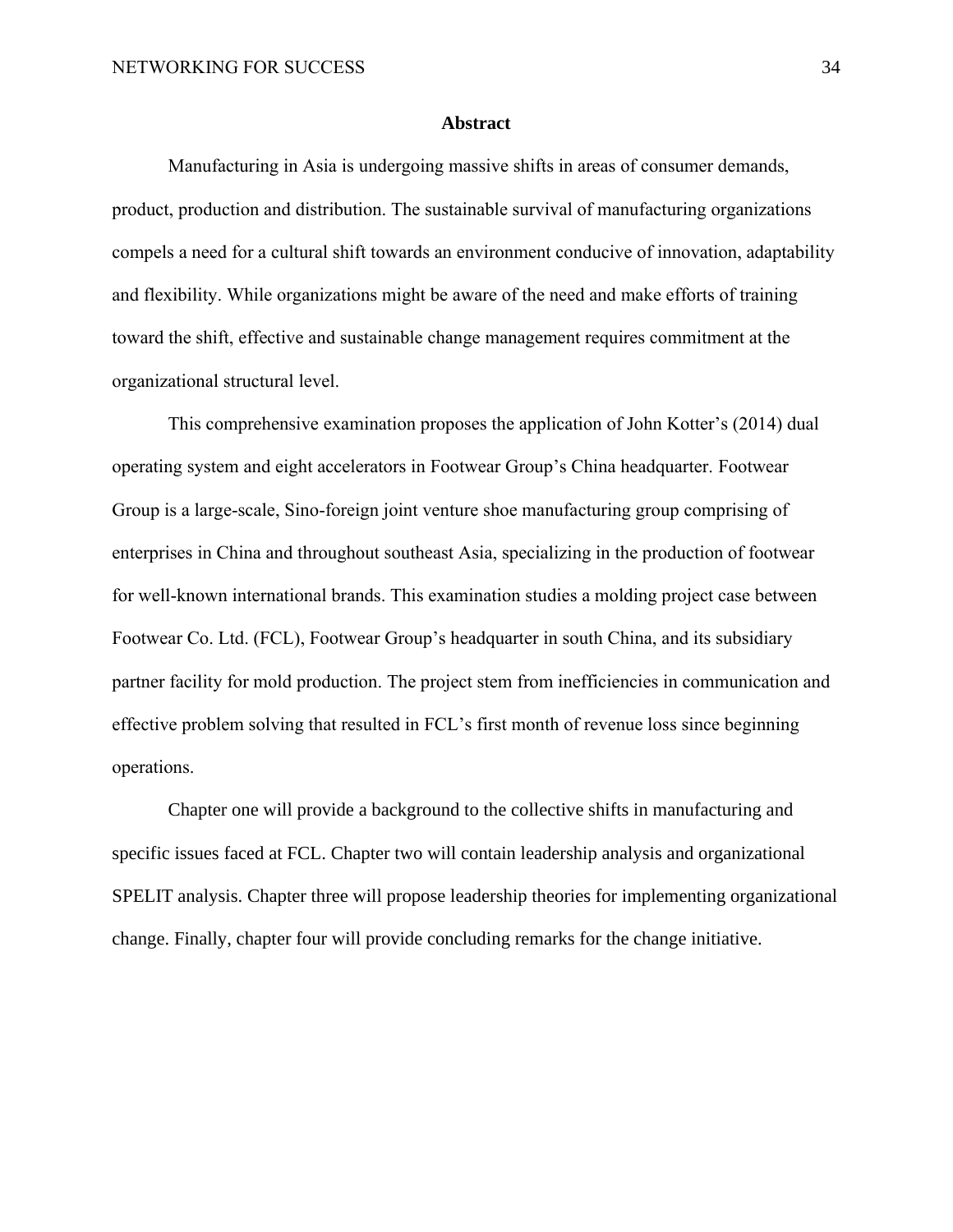# Abstract

Manufacturing in Asia is undergoing massive shifts in areas of consumer demands, product, production and distribution. The sustainable survival of manufacturing organizations compels a need for a cultural shift towards an environment conducive of innovation, adaptability and flexibility. While organizations might be aware of the need and make efforts of training toward the shift, effective and sustainable change management requires commitment at the organizational structural level.

This comprehensive examination proposes the application of John Kotter's (2014) dual operating system and eight accelerators in Footwear Group's China headquarter. Footwear Group is a large-scale, Sino-foreign joint venture shoe manufacturing group comprising of enterprises in China and throughout southeast Asia, specializing in the production of footwear for well-known international brands. This examination studies a molding project case between Footwear Co. Ltd. (FCL), Footwear Group's headquarter in south China, and its subsidiary partner facility for mold production. The project stem from inefficiencies in communication and effective problem solving that resulted in FCL's first month of revenue loss since beginning operations.

Chapter one will provide a background to the collective shifts in manufacturing and specific issues faced at FCL. Chapter two will contain leadership analysis and organizational SPELIT analysis. Chapter three will propose leadership theories for implementing organizational change. Finally, chapter four will provide concluding remarks for the change initiative.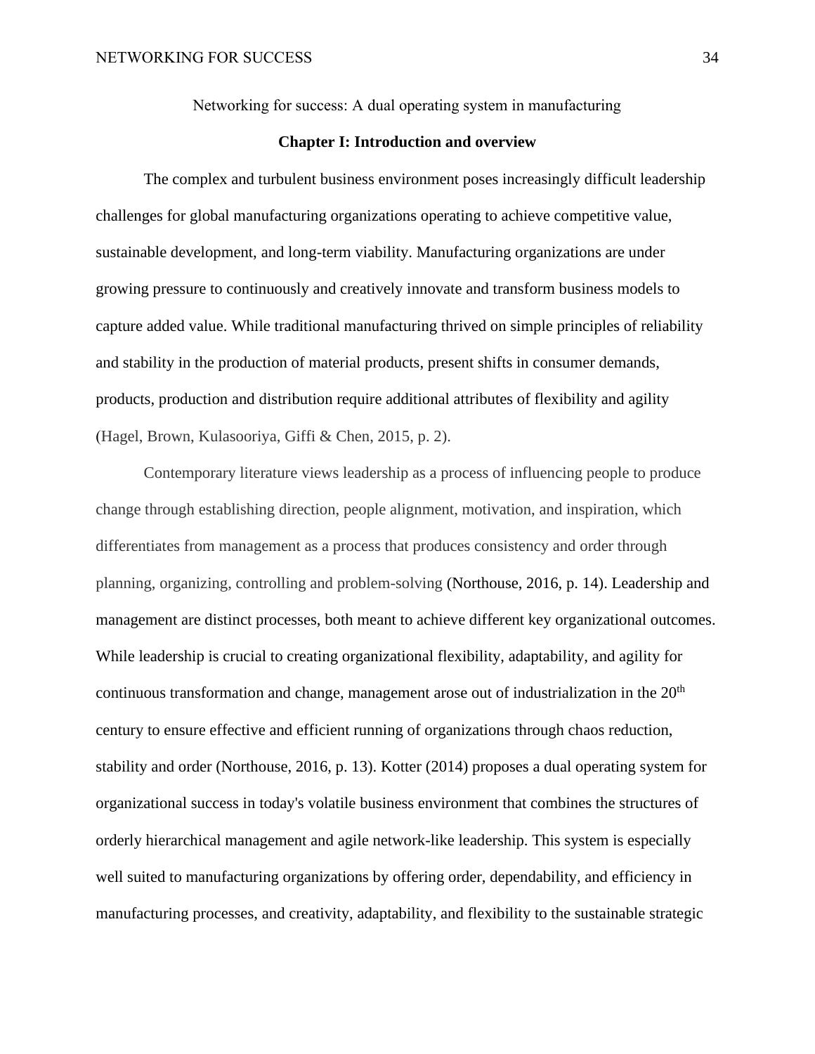Networking for success: A dual operating system in manufacturing

## Chapter I: Introduction and overview

The complex and turbulent business environment poses increasingly difficult leadership challenges for global manufacturing organizations operating to achieve competitive value, sustainable development, and long-term viability. Manufacturing organizations are under growing pressure to continuously and creatively innovate and transform business models to capture added value. While traditional manufacturing thrived on simple principles of reliability and stability in the production of material products, present shifts in consumer demands, products, production and distribution require additional attributes of flexibility and agility (Hagel, Brown, Kulasooriya, Giffi & Chen, 2015, p. 2).

Contemporary literature views leadership as a process of influencing people to produce change through establishing direction, people alignment, motivation, and inspiration, which differentiates from management as a process that produces consistency and order through planning, organizing, controlling and problem-solving (Northouse, 2016, p. 14). Leadership and management are distinct processes, both meant to achieve different key organizational outcomes. While leadership is crucial to creating organizational flexibility, adaptability, and agility for continuous transformation and change, management arose out of industrialization in the 20th century to ensure effective and efficient running of organizations through chaos reduction, stability and order (Northouse, 2016, p. 13). Kotter (2014) proposes a dual operating system for organizational success in today's volatile business environment that combines the structures of orderly hierarchical management and agile network-like leadership. This system is especially well suited to manufacturing organizations by offering order, dependability, and efficiency in manufacturing processes, and creativity, adaptability, and flexibility to the sustainable strategic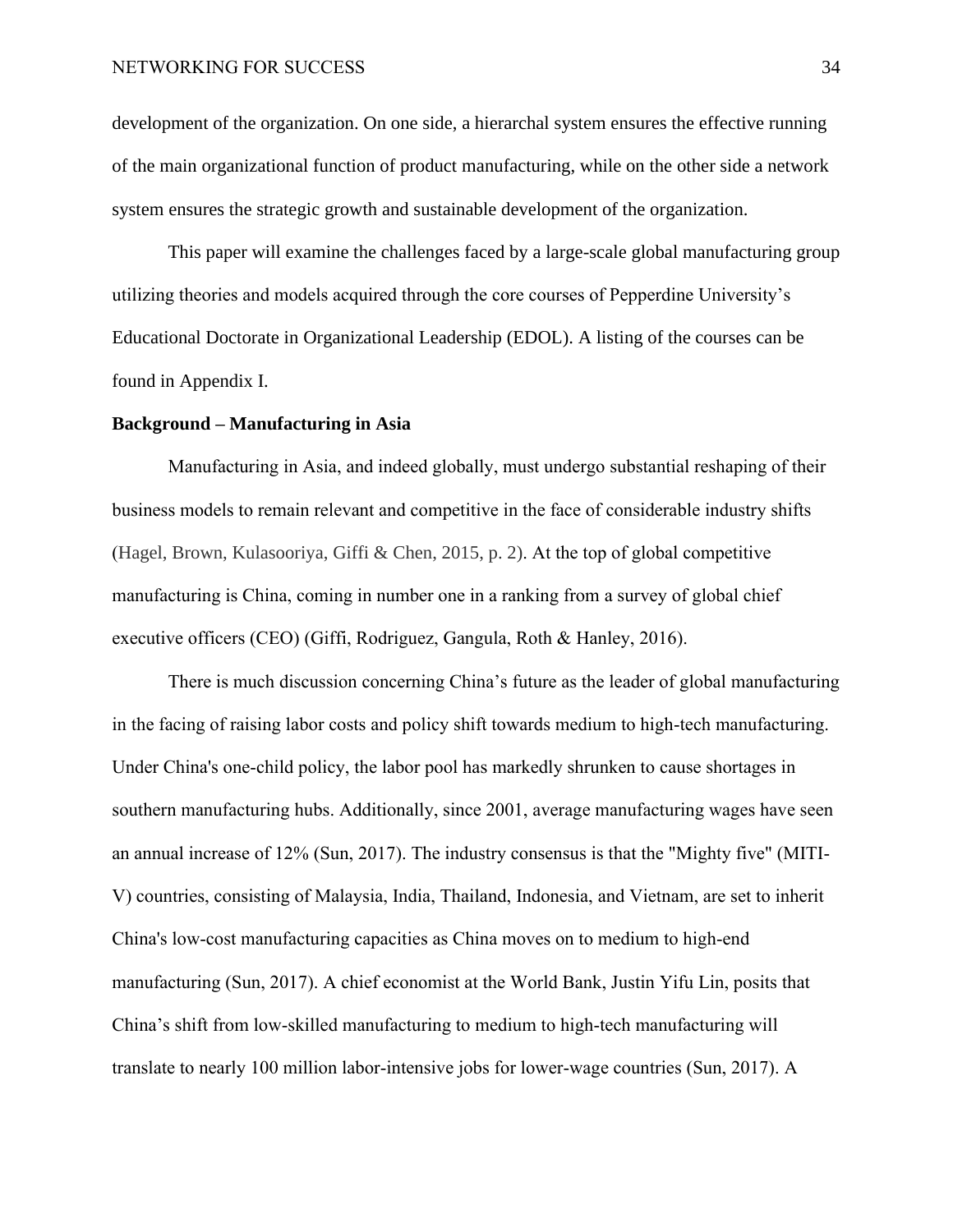development of the organization. On one side, a hierarchal system ensures the effective running of the main organizational function of product manufacturing, while on the other side a network system ensures the strategic growth and sustainable development of the organization.

This paper will examine the challenges faced by a large-scale global manufacturing group utilizing theories and models acquired through the core courses of Pepperdine University's Educational Doctorate in Organizational Leadership (EDOL). A listing of the courses can be found in Appendix I.

**Background – Manufacturing in Asia**

Manufacturing in Asia, and indeed globally, must undergo substantial reshaping of their business models to remain relevant and competitive in the face of considerable industry shifts (Hagel, Brown, Kulasooriya, Giffi & Chen, 2015, p. 2). At the top of global competitive manufacturing is China, coming in number one in a ranking from a survey of global chief executive officers (CEO) (Giffi, Rodriguez, Gangula, Roth & Hanley, 2016).

There is much discussion concerning China's future as the leader of global manufacturing in the facing of raising labor costs and policy shift towards medium to high-tech manufacturing. Under China's one-child policy, the labor pool has markedly shrunken to cause shortages in southern manufacturing hubs. Additionally, since 2001, average manufacturing wages have seen an annual increase of 12% (Sun, 2017). The industry consensus is that the "Mighty five" (MITI-V) countries, consisting of Malaysia, India, Thailand, Indonesia, and Vietnam, are set to inherit China's low-cost manufacturing capacities as China moves on to medium to high-end manufacturing (Sun, 2017). A chief economist at the World Bank, Justin Yifu Lin, posits that China's shift from low-skilled manufacturing to medium to high-tech manufacturing will translate to nearly 100 million labor-intensive jobs for lower-wage countries (Sun, 2017). A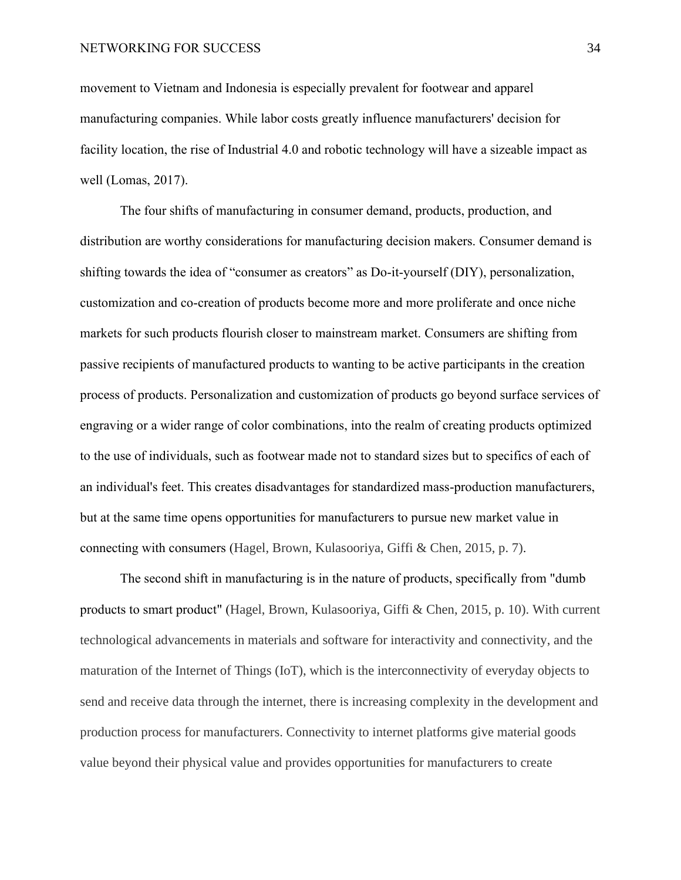movement to Vietnam and Indonesia is especially prevalent for footwear and apparel manufacturing companies. While labor costs greatly influence manufacturers' decision for facility location, the rise of Industrial 4.0 and robotic technology will have a sizeable impact as well (Lomas, 2017).

The four shifts of manufacturing in consumer demand, products, production, and distribution are worthy considerations for manufacturing decision makers. Consumer demand is shifting towards the idea of "consumer as creators" as Do-it-yourself (DIY), personalization, customization and co-creation of products become more and more proliferate and once niche markets for such products flourish closer to mainstream market. Consumers are shifting from passive recipients of manufactured products to wanting to be active participants in the creation process of products. Personalization and customization of products go beyond surface services of engraving or a wider range of color combinations, into the realm of creating products optimized to the use of individuals, such as footwear made not to standard sizes but to specifics of each of an individual's feet. This creates disadvantages for standardized mass-production manufacturers, but at the same time opens opportunities for manufacturers to pursue new market value in connecting with consumers (Hagel, Brown, Kulasooriya, Giffi & Chen, 2015, p. 7).

The second shift in manufacturing is in the nature of products, specifically from "dumb products to smart product" (Hagel, Brown, Kulasooriya, Giffi & Chen, 2015, p. 10). With current technological advancements in materials and software for interactivity and connectivity, and the maturation of the Internet of Things (IoT), which is the interconnectivity of everyday objects to send and receive data through the internet, there is increasing complexity in the development and production process for manufacturers. Connectivity to internet platforms give material goods value beyond their physical value and provides opportunities for manufacturers to create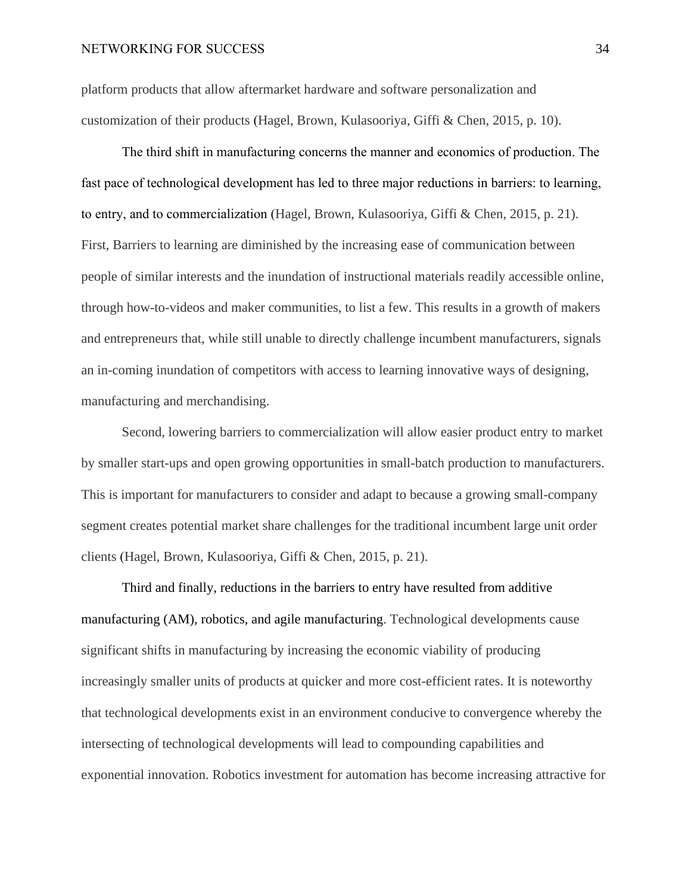platform products that allow aftermarket hardware and software personalization and customization of their products (Hagel, Brown, Kulasooriya, Giffi & Chen, 2015, p. 10).

The third shift in manufacturing concerns the manner and economics of production. The fast pace of technological development has led to three major reductions in barriers: to learning, to entry, and to commercialization (Hagel, Brown, Kulasooriya, Giffi & Chen, 2015, p. 21). First, Barriers to learning are diminished by the increasing ease of communication between people of similar interests and the inundation of instructional materials readily accessible online, through how-to-videos and maker communities, to list a few. This results in a growth of makers and entrepreneurs that, while still unable to directly challenge incumbent manufacturers, signals an in-coming inundation of competitors with access to learning innovative ways of designing, manufacturing and merchandising.

Second, lowering barriers to commercialization will allow easier product entry to market by smaller start-ups and open growing opportunities in small-batch production to manufacturers. This is important for manufacturers to consider and adapt to because a growing small-company segment creates potential market share challenges for the traditional incumbent large unit order clients (Hagel, Brown, Kulasooriya, Giffi & Chen, 2015, p. 21).

Third and finally, reductions in the barriers to entry have resulted from additive manufacturing (AM), robotics, and agile manufacturing. Technological developments cause significant shifts in manufacturing by increasing the economic viability of producing increasingly smaller units of products at quicker and more cost-efficient rates. It is noteworthy that technological developments exist in an environment conducive to convergence whereby the intersecting of technological developments will lead to compounding capabilities and exponential innovation. Robotics investment for automation has become increasing attractive for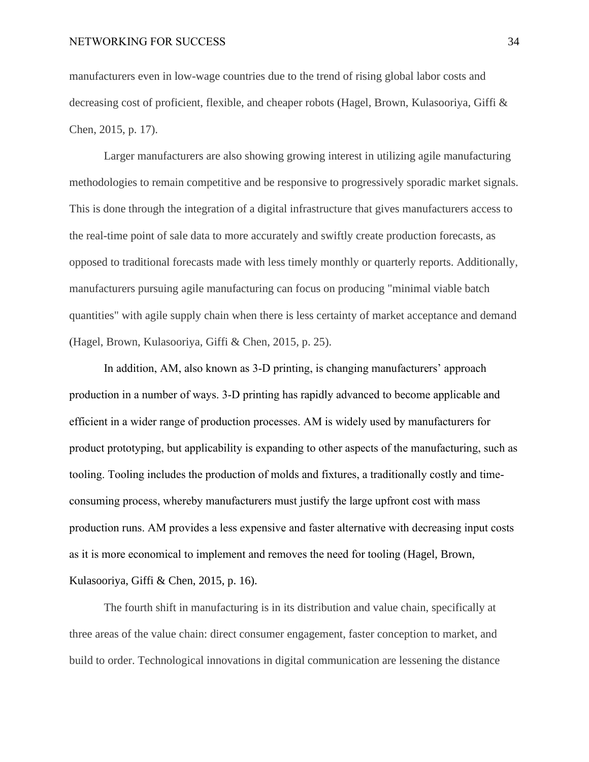manufacturers even in low-wage countries due to the trend of rising global labor costs and decreasing cost of proficient, flexible, and cheaper robots (Hagel, Brown, Kulasooriya, Giffi & Chen, 2015, p. 17).

Larger manufacturers are also showing growing interest in utilizing agile manufacturing methodologies to remain competitive and be responsive to progressively sporadic market signals. This is done through the integration of a digital infrastructure that gives manufacturers access to the real-time point of sale data to more accurately and swiftly create production forecasts, as opposed to traditional forecasts made with less timely monthly or quarterly reports. Additionally, manufacturers pursuing agile manufacturing can focus on producing "minimal viable batch quantities" with agile supply chain when there is less certainty of market acceptance and demand (Hagel, Brown, Kulasooriya, Giffi & Chen, 2015, p. 25).

In addition, AM, also known as 3-D printing, is changing manufacturers' approach production in a number of ways. 3-D printing has rapidly advanced to become applicable and efficient in a wider range of production processes. AM is widely used by manufacturers for product prototyping, but applicability is expanding to other aspects of the manufacturing, such as tooling. Tooling includes the production of molds and fixtures, a traditionally costly and time-consuming process, whereby manufacturers must justify the large upfront cost with mass production runs. AM provides a less expensive and faster alternative with decreasing input costs as it is more economical to implement and removes the need for tooling (Hagel, Brown, Kulasooriya, Giffi & Chen, 2015, p. 16).

The fourth shift in manufacturing is in its distribution and value chain, specifically at three areas of the value chain: direct consumer engagement, faster conception to market, and build to order. Technological innovations in digital communication are lessening the distance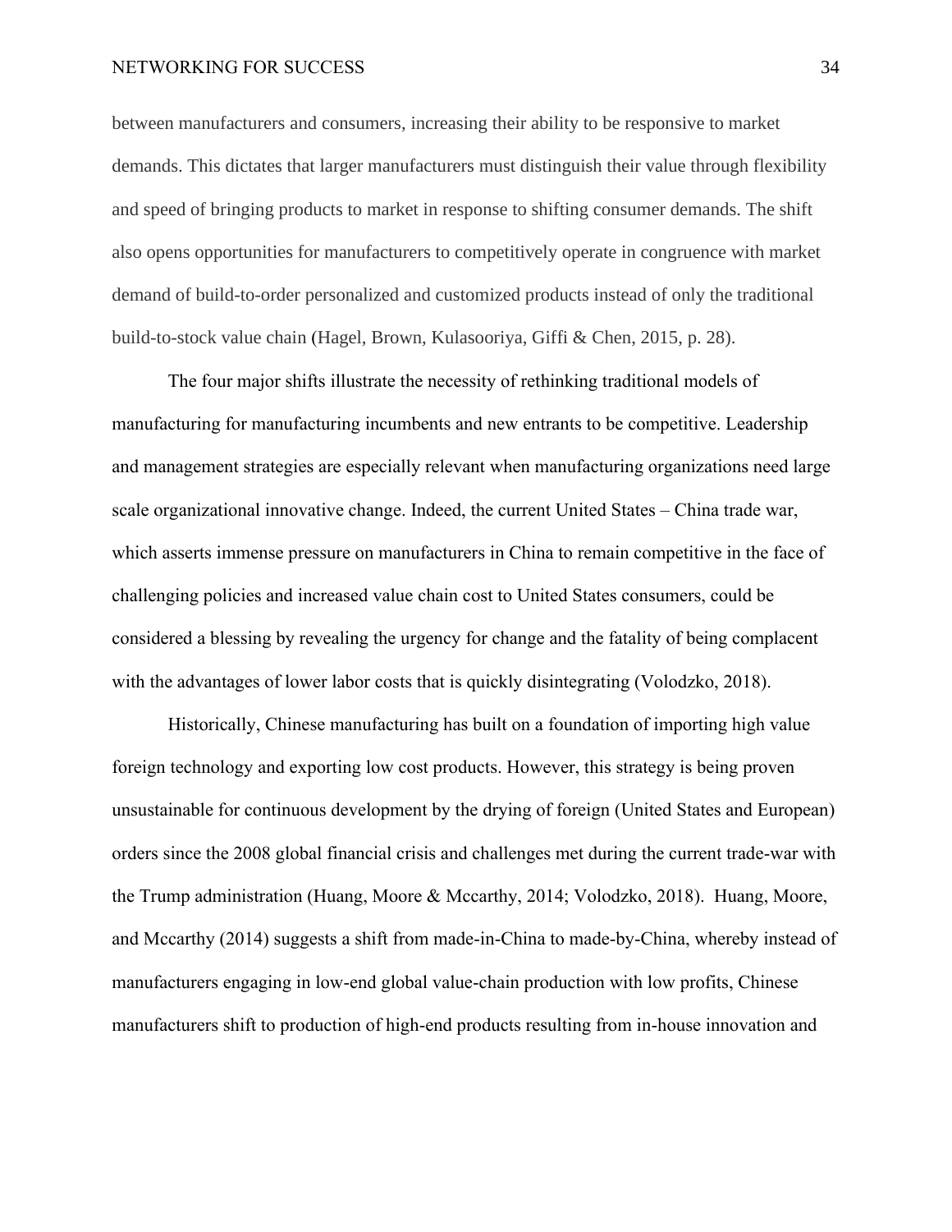between manufacturers and consumers, increasing their ability to be responsive to market demands. This dictates that larger manufacturers must distinguish their value through flexibility and speed of bringing products to market in response to shifting consumer demands. The shift also opens opportunities for manufacturers to competitively operate in congruence with market demand of build-to-order personalized and customized products instead of only the traditional build-to-stock value chain (Hagel, Brown, Kulasooriya, Giffi & Chen, 2015, p. 28).

The four major shifts illustrate the necessity of rethinking traditional models of manufacturing for manufacturing incumbents and new entrants to be competitive. Leadership and management strategies are especially relevant when manufacturing organizations need large scale organizational innovative change. Indeed, the current United States – China trade war, which asserts immense pressure on manufacturers in China to remain competitive in the face of challenging policies and increased value chain cost to United States consumers, could be considered a blessing by revealing the urgency for change and the fatality of being complacent with the advantages of lower labor costs that is quickly disintegrating (Volodzko, 2018).

Historically, Chinese manufacturing has built on a foundation of importing high value foreign technology and exporting low cost products. However, this strategy is being proven unsustainable for continuous development by the drying of foreign (United States and European) orders since the 2008 global financial crisis and challenges met during the current trade-war with the Trump administration (Huang, Moore & Mccarthy, 2014; Volodzko, 2018). Huang, Moore, and Mccarthy (2014) suggests a shift from made-in-China to made-by-China, whereby instead of manufacturers engaging in low-end global value-chain production with low profits, Chinese manufacturers shift to production of high-end products resulting from in-house innovation and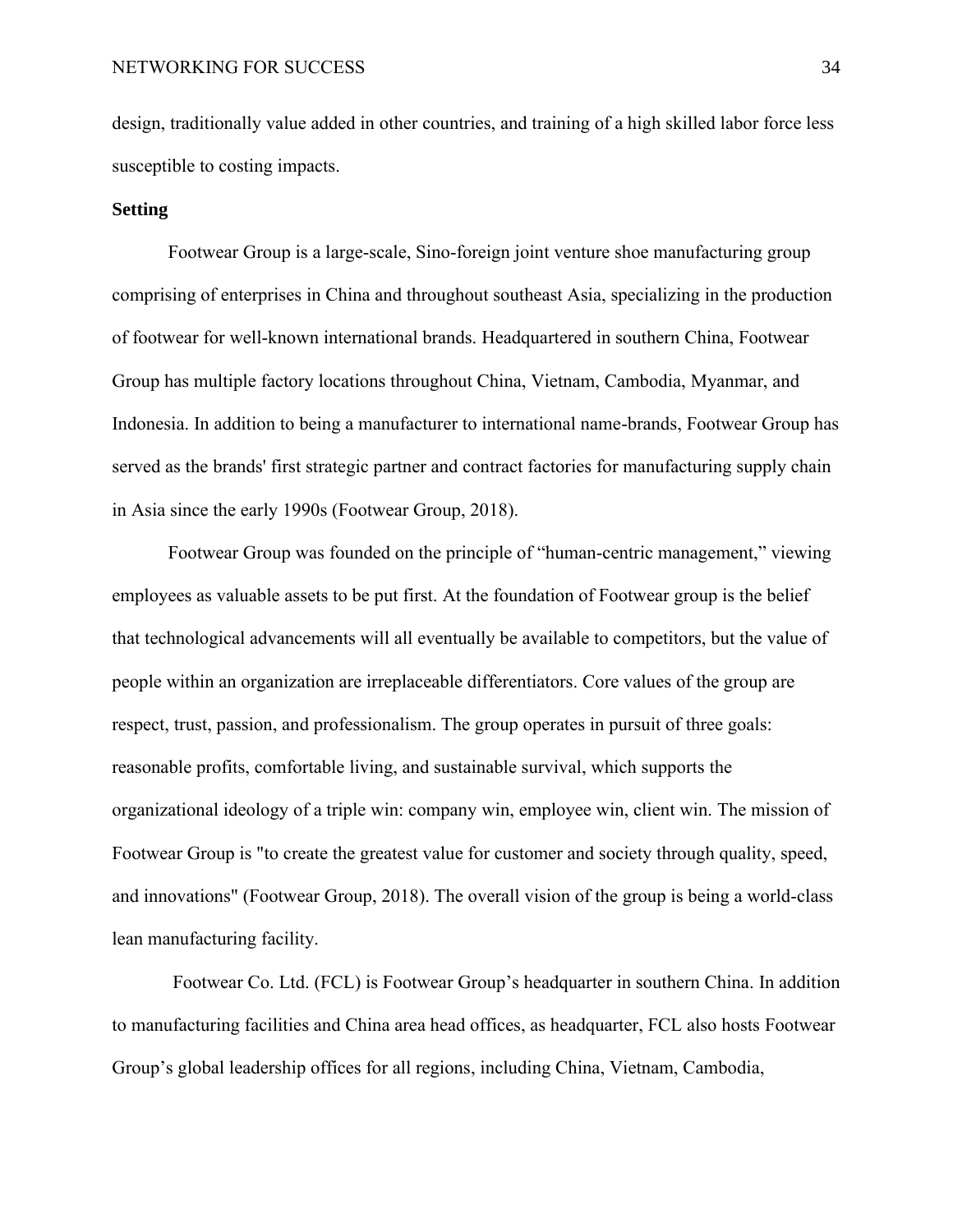design, traditionally value added in other countries, and training of a high skilled labor force less susceptible to costing impacts.

**Setting**

Footwear Group is a large-scale, Sino-foreign joint venture shoe manufacturing group comprising of enterprises in China and throughout southeast Asia, specializing in the production of footwear for well-known international brands. Headquartered in southern China, Footwear Group has multiple factory locations throughout China, Vietnam, Cambodia, Myanmar, and Indonesia. In addition to being a manufacturer to international name-brands, Footwear Group has served as the brands' first strategic partner and contract factories for manufacturing supply chain in Asia since the early 1990s (Footwear Group, 2018).

Footwear Group was founded on the principle of "human-centric management," viewing employees as valuable assets to be put first. At the foundation of Footwear group is the belief that technological advancements will all eventually be available to competitors, but the value of people within an organization are irreplaceable differentiators. Core values of the group are respect, trust, passion, and professionalism. The group operates in pursuit of three goals: reasonable profits, comfortable living, and sustainable survival, which supports the organizational ideology of a triple win: company win, employee win, client win. The mission of Footwear Group is "to create the greatest value for customer and society through quality, speed, and innovations" (Footwear Group, 2018). The overall vision of the group is being a world-class lean manufacturing facility.

Footwear Co. Ltd. (FCL) is Footwear Group's headquarter in southern China. In addition to manufacturing facilities and China area head offices, as headquarter, FCL also hosts Footwear Group's global leadership offices for all regions, including China, Vietnam, Cambodia,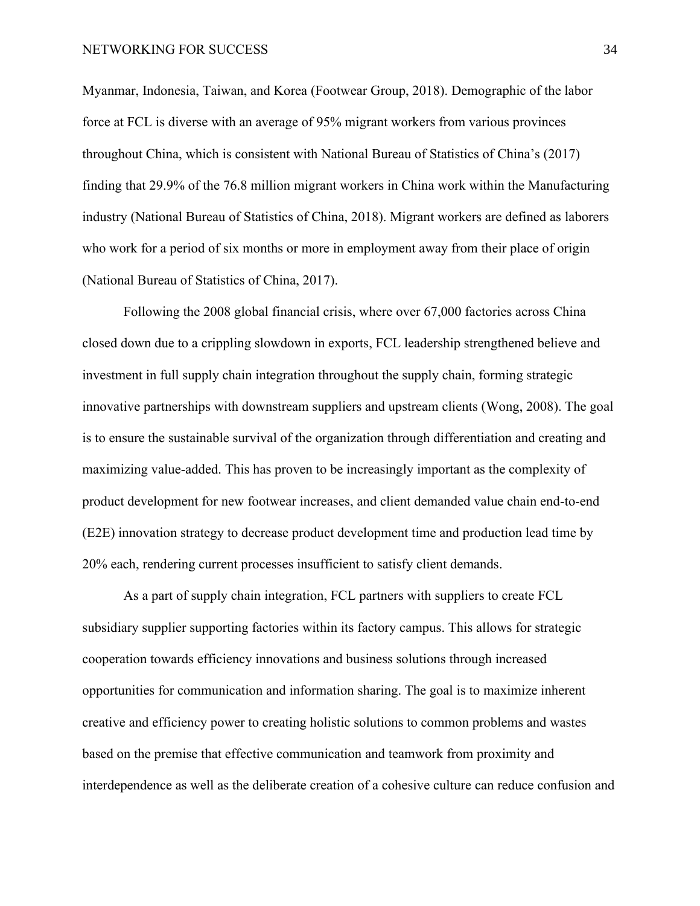Myanmar, Indonesia, Taiwan, and Korea (Footwear Group, 2018). Demographic of the labor force at FCL is diverse with an average of 95% migrant workers from various provinces throughout China, which is consistent with National Bureau of Statistics of China's (2017) finding that 29.9% of the 76.8 million migrant workers in China work within the Manufacturing industry (National Bureau of Statistics of China, 2018). Migrant workers are defined as laborers who work for a period of six months or more in employment away from their place of origin (National Bureau of Statistics of China, 2017).

Following the 2008 global financial crisis, where over 67,000 factories across China closed down due to a crippling slowdown in exports, FCL leadership strengthened believe and investment in full supply chain integration throughout the supply chain, forming strategic innovative partnerships with downstream suppliers and upstream clients (Wong, 2008). The goal is to ensure the sustainable survival of the organization through differentiation and creating and maximizing value-added. This has proven to be increasingly important as the complexity of product development for new footwear increases, and client demanded value chain end-to-end (E2E) innovation strategy to decrease product development time and production lead time by 20% each, rendering current processes insufficient to satisfy client demands.

As a part of supply chain integration, FCL partners with suppliers to create FCL subsidiary supplier supporting factories within its factory campus. This allows for strategic cooperation towards efficiency innovations and business solutions through increased opportunities for communication and information sharing. The goal is to maximize inherent creative and efficiency power to creating holistic solutions to common problems and wastes based on the premise that effective communication and teamwork from proximity and interdependence as well as the deliberate creation of a cohesive culture can reduce confusion and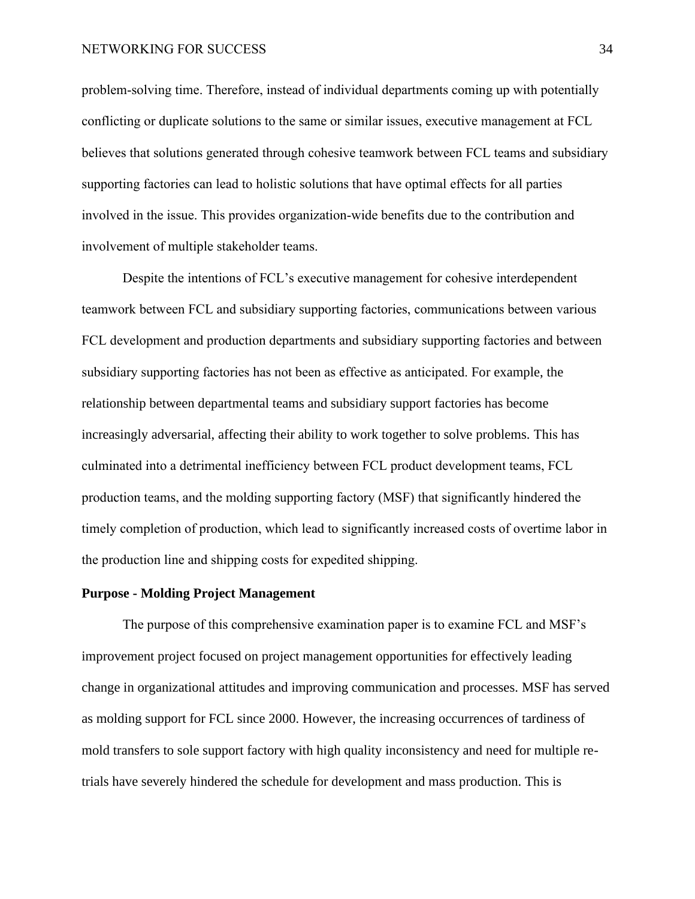problem-solving time. Therefore, instead of individual departments coming up with potentially conflicting or duplicate solutions to the same or similar issues, executive management at FCL believes that solutions generated through cohesive teamwork between FCL teams and subsidiary supporting factories can lead to holistic solutions that have optimal effects for all parties involved in the issue. This provides organization-wide benefits due to the contribution and involvement of multiple stakeholder teams.

Despite the intentions of FCL's executive management for cohesive interdependent teamwork between FCL and subsidiary supporting factories, communications between various FCL development and production departments and subsidiary supporting factories and between subsidiary supporting factories has not been as effective as anticipated. For example, the relationship between departmental teams and subsidiary support factories has become increasingly adversarial, affecting their ability to work together to solve problems. This has culminated into a detrimental inefficiency between FCL product development teams, FCL production teams, and the molding supporting factory (MSF) that significantly hindered the timely completion of production, which lead to significantly increased costs of overtime labor in the production line and shipping costs for expedited shipping.

**Purpose - Molding Project Management**

The purpose of this comprehensive examination paper is to examine FCL and MSF's improvement project focused on project management opportunities for effectively leading change in organizational attitudes and improving communication and processes. MSF has served as molding support for FCL since 2000. However, the increasing occurrences of tardiness of mold transfers to sole support factory with high quality inconsistency and need for multiple re-trials have severely hindered the schedule for development and mass production. This is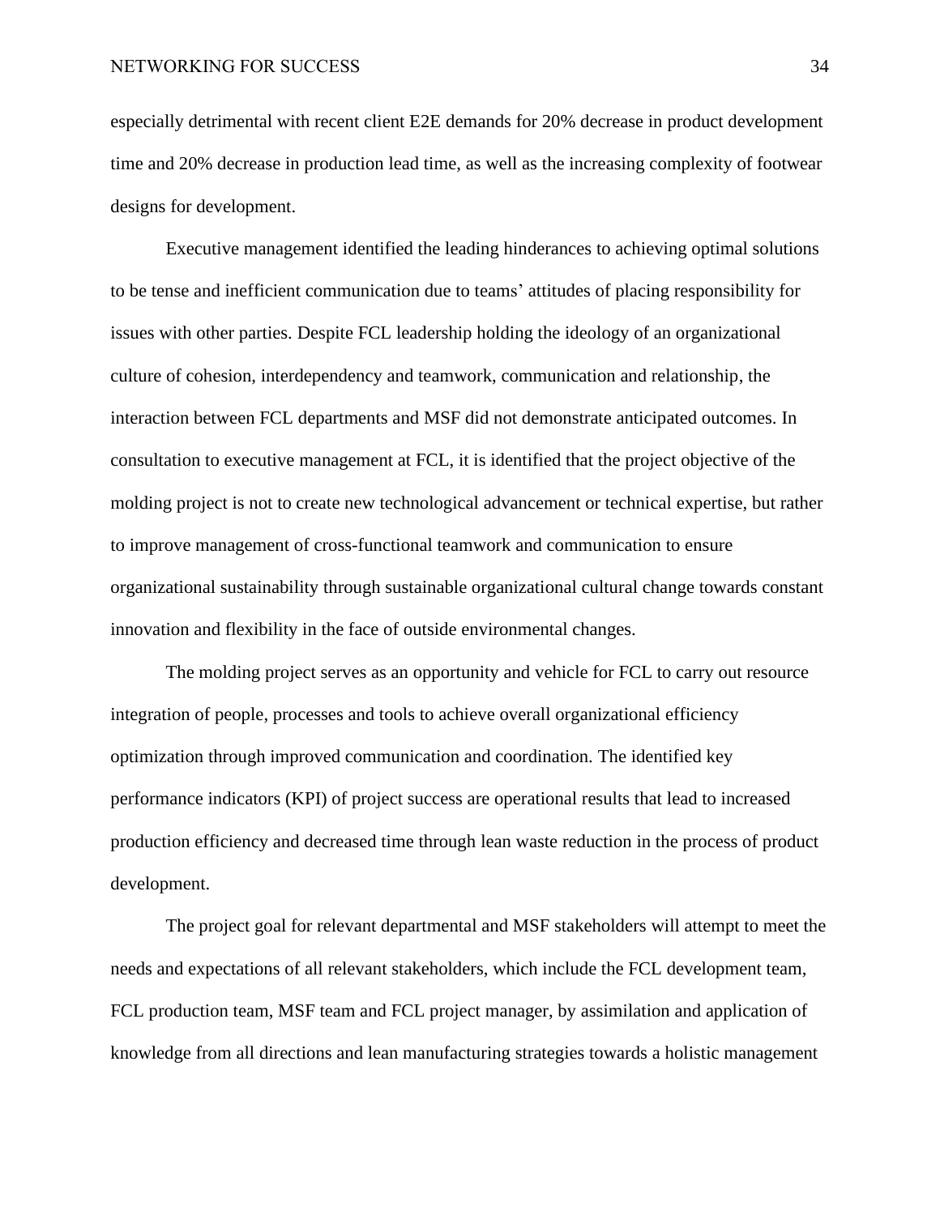especially detrimental with recent client E2E demands for 20% decrease in product development time and 20% decrease in production lead time, as well as the increasing complexity of footwear designs for development.

Executive management identified the leading hinderances to achieving optimal solutions to be tense and inefficient communication due to teams' attitudes of placing responsibility for issues with other parties. Despite FCL leadership holding the ideology of an organizational culture of cohesion, interdependency and teamwork, communication and relationship, the interaction between FCL departments and MSF did not demonstrate anticipated outcomes. In consultation to executive management at FCL, it is identified that the project objective of the molding project is not to create new technological advancement or technical expertise, but rather to improve management of cross-functional teamwork and communication to ensure organizational sustainability through sustainable organizational cultural change towards constant innovation and flexibility in the face of outside environmental changes.

The molding project serves as an opportunity and vehicle for FCL to carry out resource integration of people, processes and tools to achieve overall organizational efficiency optimization through improved communication and coordination. The identified key performance indicators (KPI) of project success are operational results that lead to increased production efficiency and decreased time through lean waste reduction in the process of product development.

The project goal for relevant departmental and MSF stakeholders will attempt to meet the needs and expectations of all relevant stakeholders, which include the FCL development team, FCL production team, MSF team and FCL project manager, by assimilation and application of knowledge from all directions and lean manufacturing strategies towards a holistic management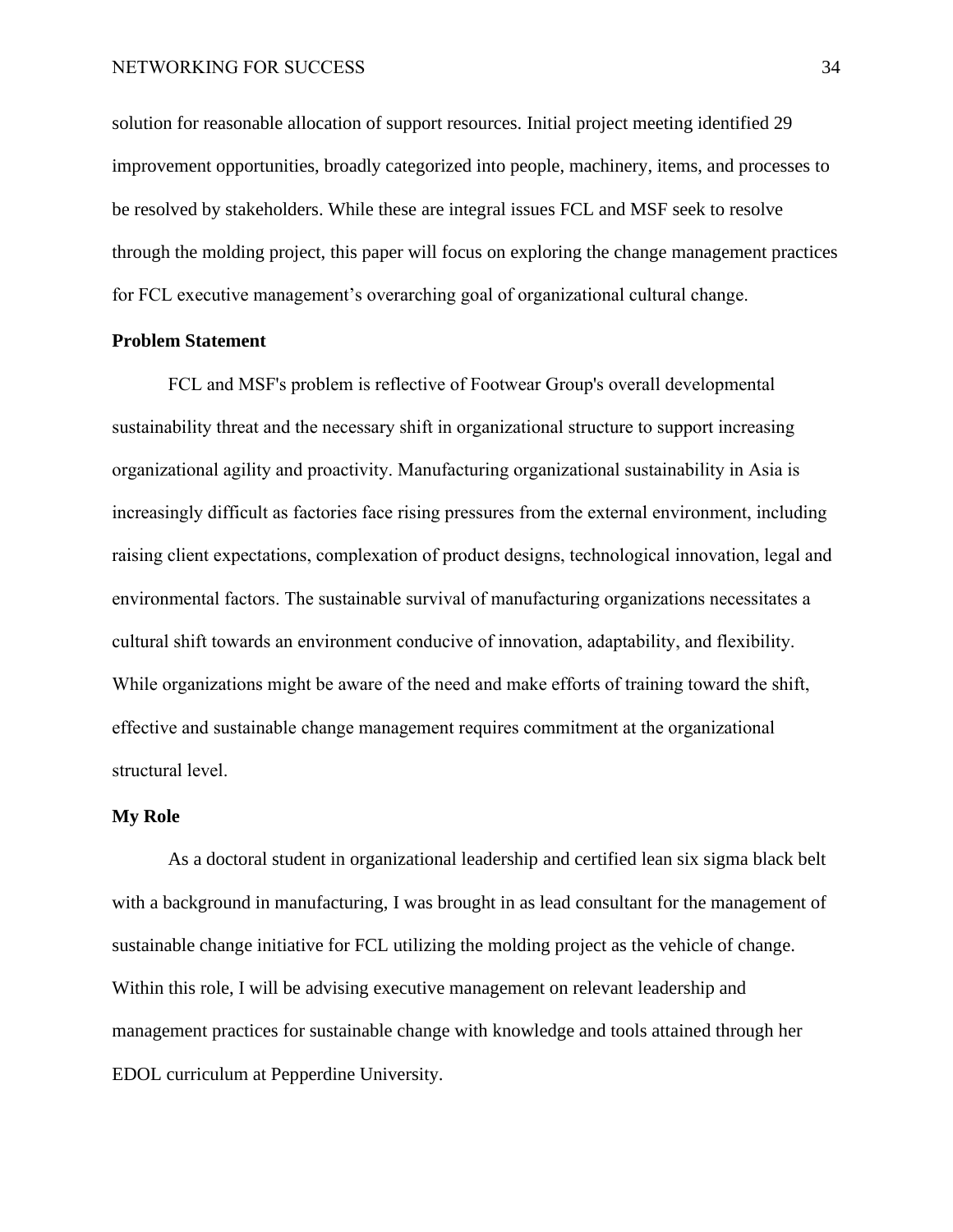solution for reasonable allocation of support resources. Initial project meeting identified 29 improvement opportunities, broadly categorized into people, machinery, items, and processes to be resolved by stakeholders. While these are integral issues FCL and MSF seek to resolve through the molding project, this paper will focus on exploring the change management practices for FCL executive management's overarching goal of organizational cultural change.

## Problem Statement

FCL and MSF's problem is reflective of Footwear Group's overall developmental sustainability threat and the necessary shift in organizational structure to support increasing organizational agility and proactivity. Manufacturing organizational sustainability in Asia is increasingly difficult as factories face rising pressures from the external environment, including raising client expectations, complexation of product designs, technological innovation, legal and environmental factors. The sustainable survival of manufacturing organizations necessitates a cultural shift towards an environment conducive of innovation, adaptability, and flexibility. While organizations might be aware of the need and make efforts of training toward the shift, effective and sustainable change management requires commitment at the organizational structural level.

## My Role

As a doctoral student in organizational leadership and certified lean six sigma black belt with a background in manufacturing, I was brought in as lead consultant for the management of sustainable change initiative for FCL utilizing the molding project as the vehicle of change. Within this role, I will be advising executive management on relevant leadership and management practices for sustainable change with knowledge and tools attained through her EDOL curriculum at Pepperdine University.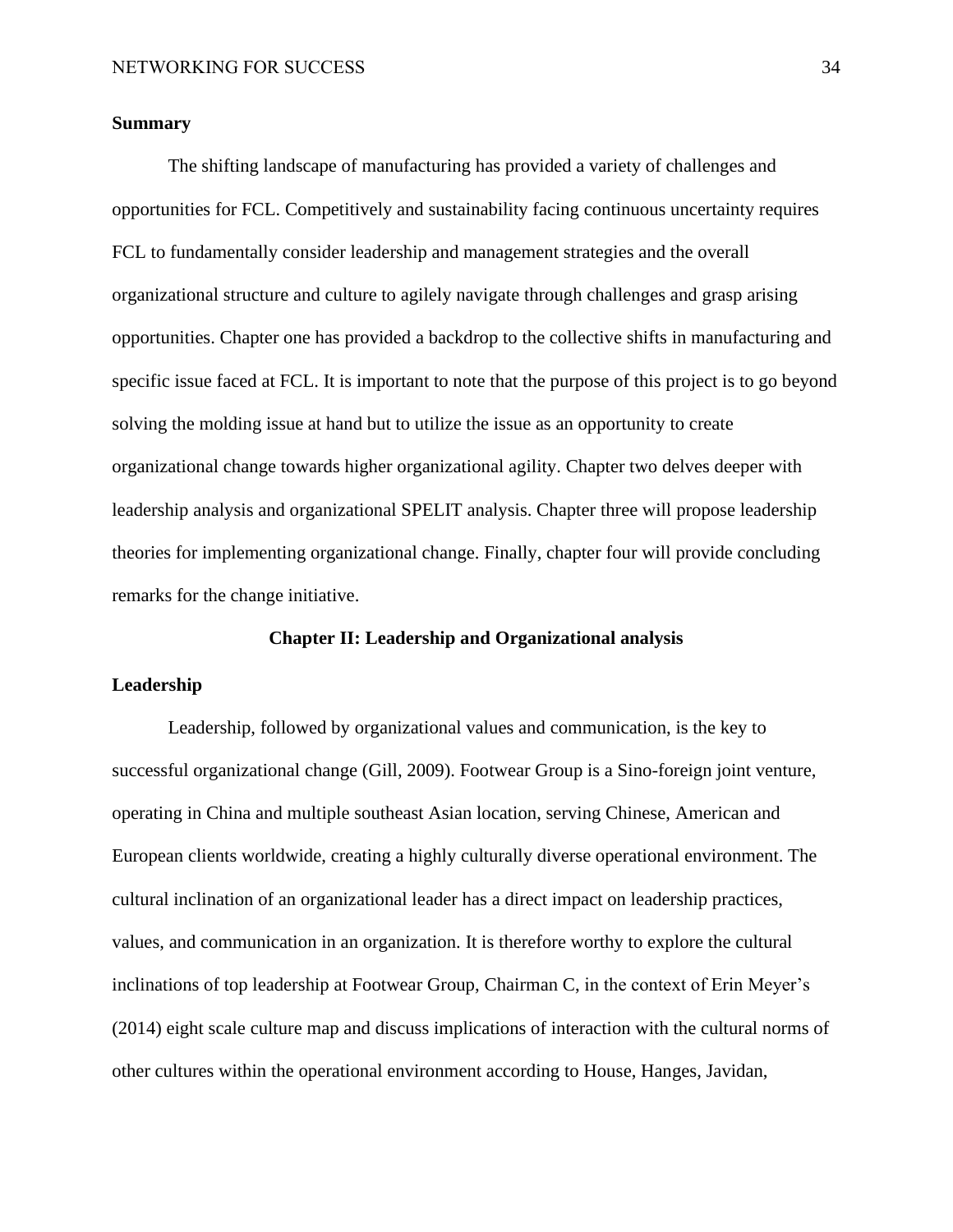**Summary**

The shifting landscape of manufacturing has provided a variety of challenges and opportunities for FCL. Competitively and sustainability facing continuous uncertainty requires FCL to fundamentally consider leadership and management strategies and the overall organizational structure and culture to agilely navigate through challenges and grasp arising opportunities. Chapter one has provided a backdrop to the collective shifts in manufacturing and specific issue faced at FCL. It is important to note that the purpose of this project is to go beyond solving the molding issue at hand but to utilize the issue as an opportunity to create organizational change towards higher organizational agility. Chapter two delves deeper with leadership analysis and organizational SPELIT analysis. Chapter three will propose leadership theories for implementing organizational change. Finally, chapter four will provide concluding remarks for the change initiative.

# Chapter II: Leadership and Organizational analysis

## Leadership

Leadership, followed by organizational values and communication, is the key to successful organizational change (Gill, 2009). Footwear Group is a Sino-foreign joint venture, operating in China and multiple southeast Asian location, serving Chinese, American and European clients worldwide, creating a highly culturally diverse operational environment. The cultural inclination of an organizational leader has a direct impact on leadership practices, values, and communication in an organization. It is therefore worthy to explore the cultural inclinations of top leadership at Footwear Group, Chairman C, in the context of Erin Meyer's (2014) eight scale culture map and discuss implications of interaction with the cultural norms of other cultures within the operational environment according to House, Hanges, Javidan,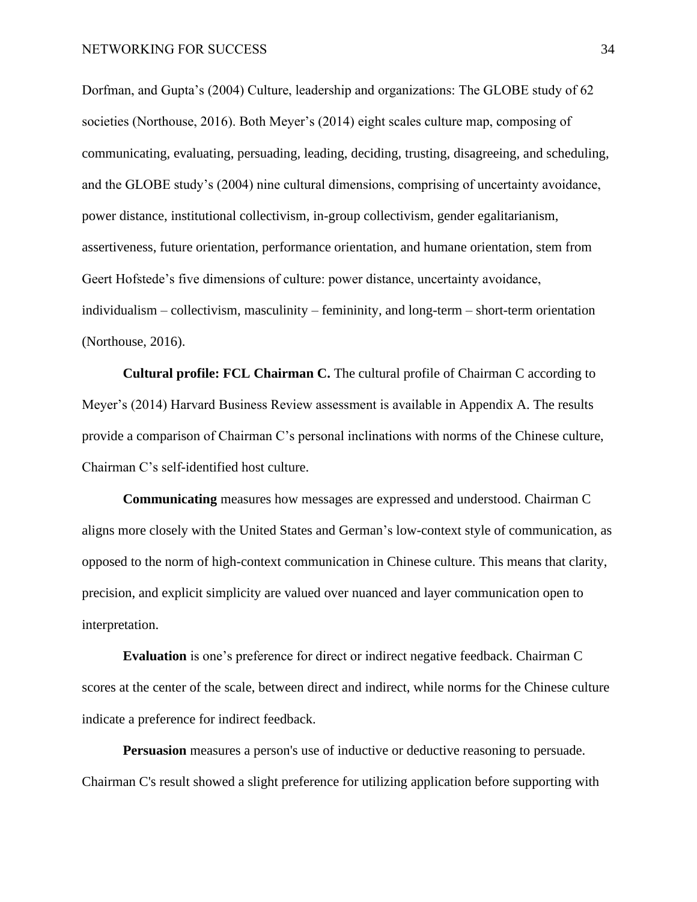Dorfman, and Gupta's (2004) Culture, leadership and organizations: The GLOBE study of 62 societies (Northouse, 2016). Both Meyer's (2014) eight scales culture map, composing of communicating, evaluating, persuading, leading, deciding, trusting, disagreeing, and scheduling, and the GLOBE study's (2004) nine cultural dimensions, comprising of uncertainty avoidance, power distance, institutional collectivism, in-group collectivism, gender egalitarianism, assertiveness, future orientation, performance orientation, and humane orientation, stem from Geert Hofstede's five dimensions of culture: power distance, uncertainty avoidance, individualism – collectivism, masculinity – femininity, and long-term – short-term orientation (Northouse, 2016).

**Cultural profile: FCL Chairman C.** The cultural profile of Chairman C according to Meyer's (2014) Harvard Business Review assessment is available in Appendix A. The results provide a comparison of Chairman C's personal inclinations with norms of the Chinese culture, Chairman C's self-identified host culture.

**Communicating** measures how messages are expressed and understood. Chairman C aligns more closely with the United States and German's low-context style of communication, as opposed to the norm of high-context communication in Chinese culture. This means that clarity, precision, and explicit simplicity are valued over nuanced and layer communication open to interpretation.

**Evaluation** is one's preference for direct or indirect negative feedback. Chairman C scores at the center of the scale, between direct and indirect, while norms for the Chinese culture indicate a preference for indirect feedback.

**Persuasion** measures a person's use of inductive or deductive reasoning to persuade. Chairman C's result showed a slight preference for utilizing application before supporting with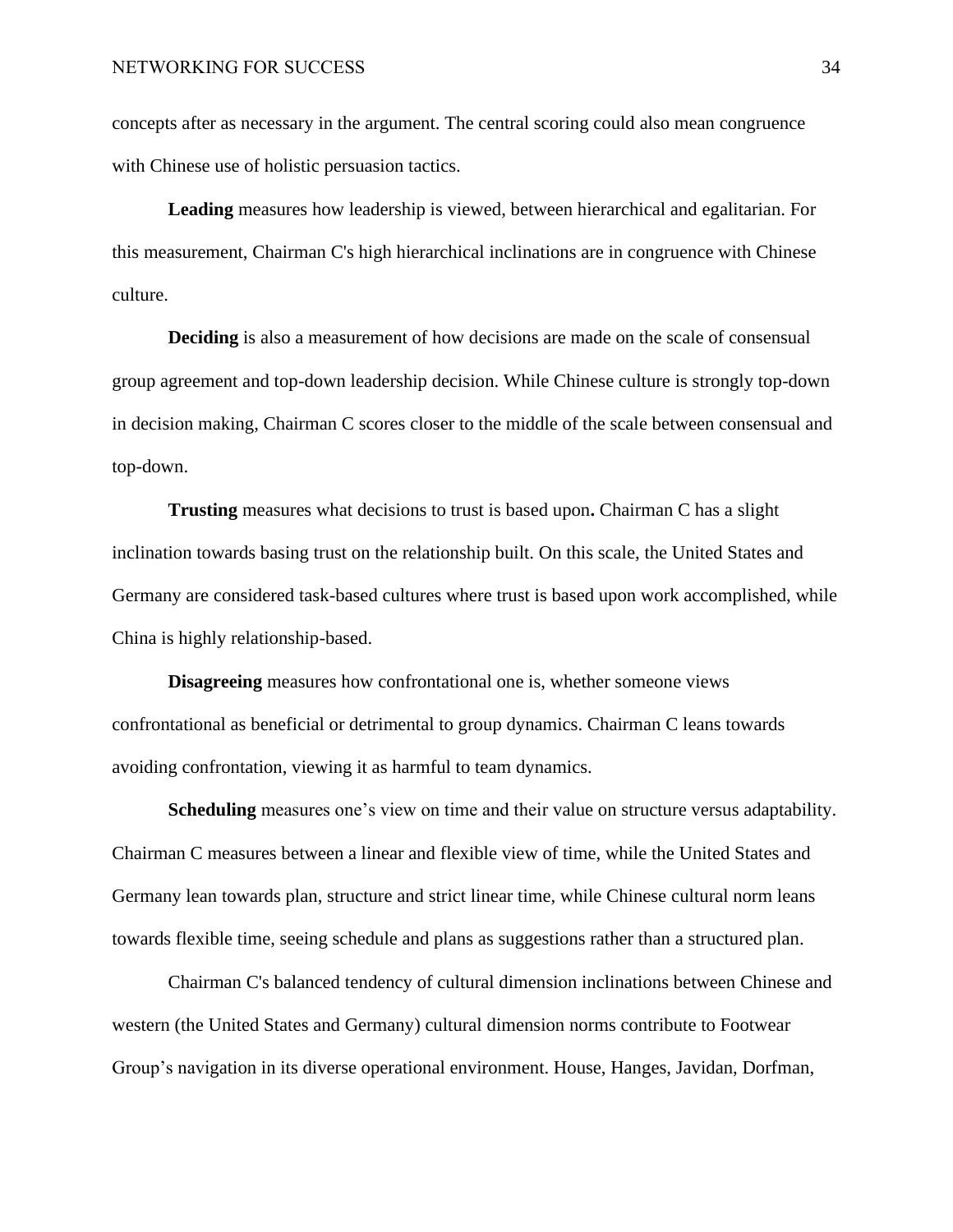concepts after as necessary in the argument. The central scoring could also mean congruence with Chinese use of holistic persuasion tactics.

**Leading** measures how leadership is viewed, between hierarchical and egalitarian. For this measurement, Chairman C's high hierarchical inclinations are in congruence with Chinese culture.

**Deciding** is also a measurement of how decisions are made on the scale of consensual group agreement and top-down leadership decision. While Chinese culture is strongly top-down in decision making, Chairman C scores closer to the middle of the scale between consensual and top-down.

**Trusting** measures what decisions to trust is based upon**.** Chairman C has a slight inclination towards basing trust on the relationship built. On this scale, the United States and Germany are considered task-based cultures where trust is based upon work accomplished, while China is highly relationship-based.

**Disagreeing** measures how confrontational one is, whether someone views confrontational as beneficial or detrimental to group dynamics. Chairman C leans towards avoiding confrontation, viewing it as harmful to team dynamics.

**Scheduling** measures one's view on time and their value on structure versus adaptability. Chairman C measures between a linear and flexible view of time, while the United States and Germany lean towards plan, structure and strict linear time, while Chinese cultural norm leans towards flexible time, seeing schedule and plans as suggestions rather than a structured plan.

Chairman C's balanced tendency of cultural dimension inclinations between Chinese and western (the United States and Germany) cultural dimension norms contribute to Footwear Group's navigation in its diverse operational environment. House, Hanges, Javidan, Dorfman,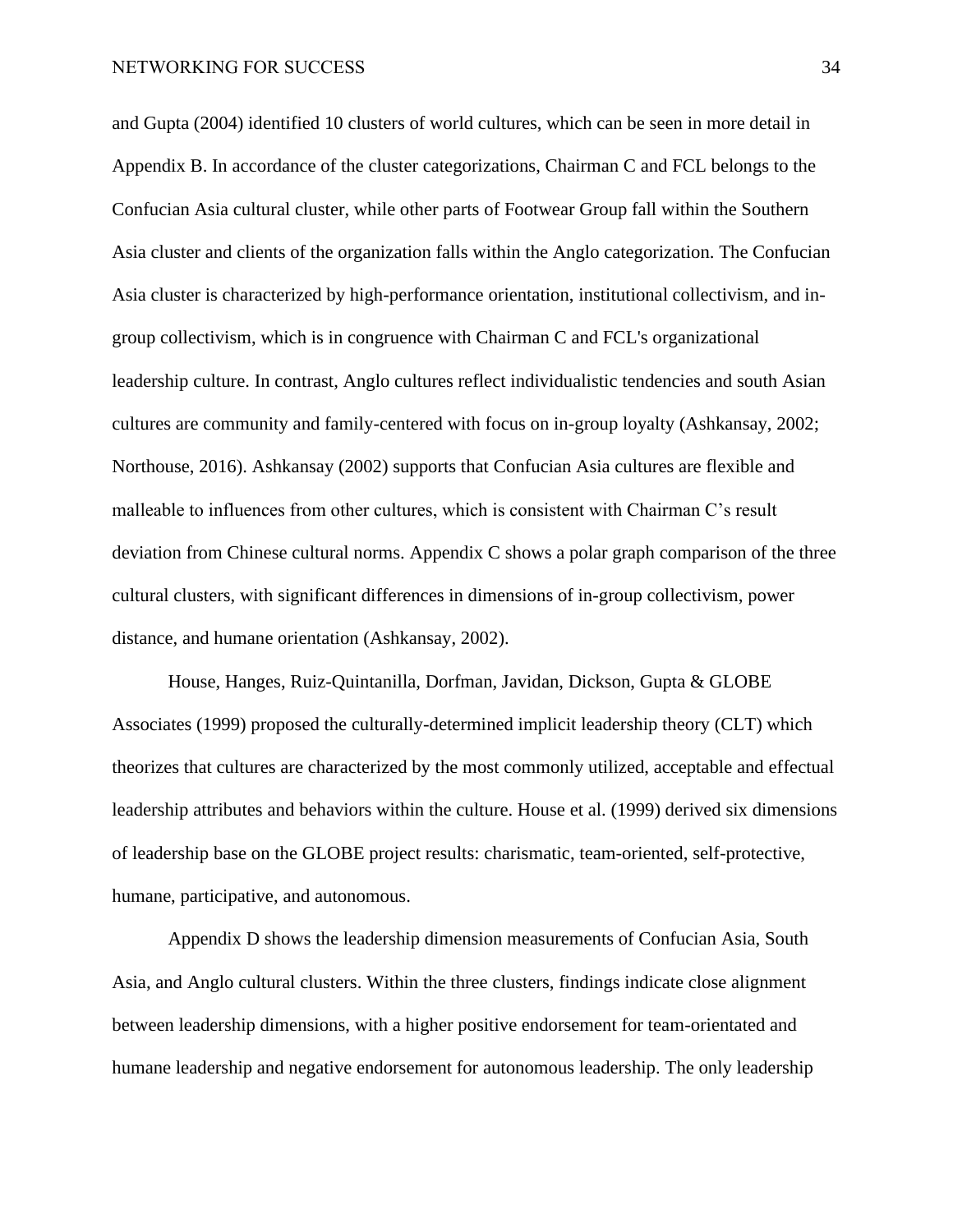and Gupta (2004) identified 10 clusters of world cultures, which can be seen in more detail in Appendix B. In accordance of the cluster categorizations, Chairman C and FCL belongs to the Confucian Asia cultural cluster, while other parts of Footwear Group fall within the Southern Asia cluster and clients of the organization falls within the Anglo categorization. The Confucian Asia cluster is characterized by high-performance orientation, institutional collectivism, and in-group collectivism, which is in congruence with Chairman C and FCL's organizational leadership culture. In contrast, Anglo cultures reflect individualistic tendencies and south Asian cultures are community and family-centered with focus on in-group loyalty (Ashkansay, 2002; Northouse, 2016). Ashkansay (2002) supports that Confucian Asia cultures are flexible and malleable to influences from other cultures, which is consistent with Chairman C's result deviation from Chinese cultural norms. Appendix C shows a polar graph comparison of the three cultural clusters, with significant differences in dimensions of in-group collectivism, power distance, and humane orientation (Ashkansay, 2002).

House, Hanges, Ruiz-Quintanilla, Dorfman, Javidan, Dickson, Gupta & GLOBE Associates (1999) proposed the culturally-determined implicit leadership theory (CLT) which theorizes that cultures are characterized by the most commonly utilized, acceptable and effectual leadership attributes and behaviors within the culture. House et al. (1999) derived six dimensions of leadership base on the GLOBE project results: charismatic, team-oriented, self-protective, humane, participative, and autonomous.

Appendix D shows the leadership dimension measurements of Confucian Asia, South Asia, and Anglo cultural clusters. Within the three clusters, findings indicate close alignment between leadership dimensions, with a higher positive endorsement for team-orientated and humane leadership and negative endorsement for autonomous leadership. The only leadership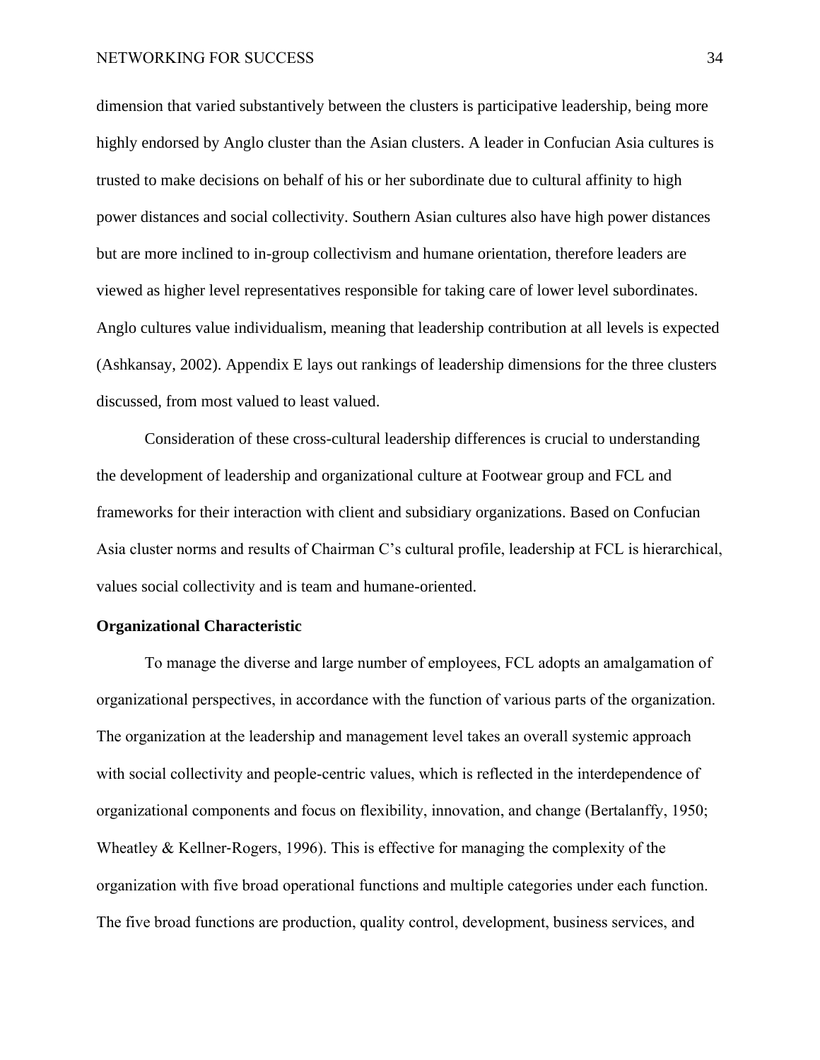dimension that varied substantively between the clusters is participative leadership, being more highly endorsed by Anglo cluster than the Asian clusters. A leader in Confucian Asia cultures is trusted to make decisions on behalf of his or her subordinate due to cultural affinity to high power distances and social collectivity. Southern Asian cultures also have high power distances but are more inclined to in-group collectivism and humane orientation, therefore leaders are viewed as higher level representatives responsible for taking care of lower level subordinates. Anglo cultures value individualism, meaning that leadership contribution at all levels is expected (Ashkansay, 2002). Appendix E lays out rankings of leadership dimensions for the three clusters discussed, from most valued to least valued.

Consideration of these cross-cultural leadership differences is crucial to understanding the development of leadership and organizational culture at Footwear group and FCL and frameworks for their interaction with client and subsidiary organizations. Based on Confucian Asia cluster norms and results of Chairman C's cultural profile, leadership at FCL is hierarchical, values social collectivity and is team and humane-oriented.

**Organizational Characteristic**

To manage the diverse and large number of employees, FCL adopts an amalgamation of organizational perspectives, in accordance with the function of various parts of the organization. The organization at the leadership and management level takes an overall systemic approach with social collectivity and people-centric values, which is reflected in the interdependence of organizational components and focus on flexibility, innovation, and change (Bertalanffy, 1950; Wheatley & Kellner-Rogers, 1996). This is effective for managing the complexity of the organization with five broad operational functions and multiple categories under each function. The five broad functions are production, quality control, development, business services, and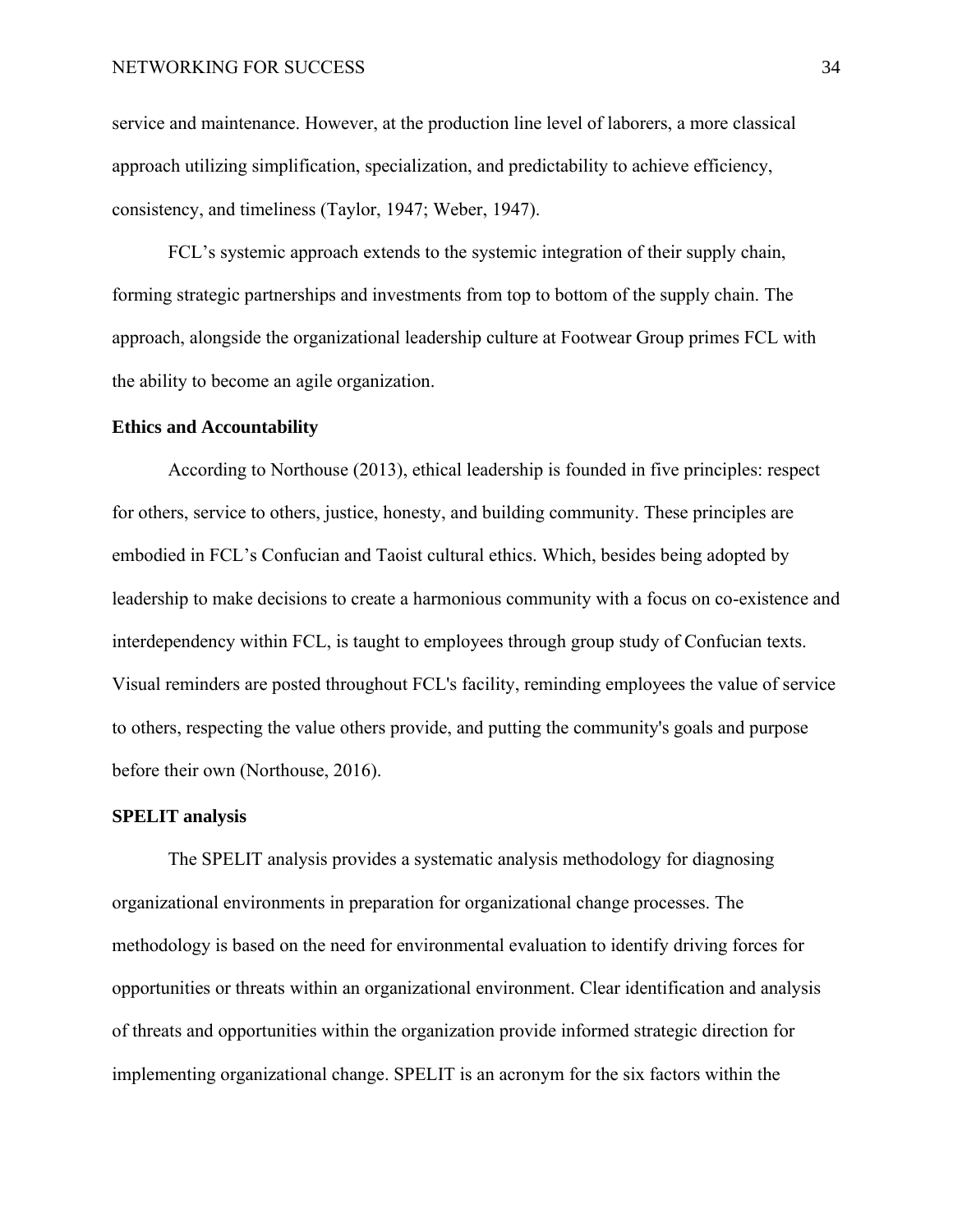service and maintenance. However, at the production line level of laborers, a more classical approach utilizing simplification, specialization, and predictability to achieve efficiency, consistency, and timeliness (Taylor, 1947; Weber, 1947).

FCL's systemic approach extends to the systemic integration of their supply chain, forming strategic partnerships and investments from top to bottom of the supply chain. The approach, alongside the organizational leadership culture at Footwear Group primes FCL with the ability to become an agile organization.

## Ethics and Accountability

According to Northouse (2013), ethical leadership is founded in five principles: respect for others, service to others, justice, honesty, and building community. These principles are embodied in FCL's Confucian and Taoist cultural ethics. Which, besides being adopted by leadership to make decisions to create a harmonious community with a focus on co-existence and interdependency within FCL, is taught to employees through group study of Confucian texts. Visual reminders are posted throughout FCL's facility, reminding employees the value of service to others, respecting the value others provide, and putting the community's goals and purpose before their own (Northouse, 2016).

## SPELIT analysis

The SPELIT analysis provides a systematic analysis methodology for diagnosing organizational environments in preparation for organizational change processes. The methodology is based on the need for environmental evaluation to identify driving forces for opportunities or threats within an organizational environment. Clear identification and analysis of threats and opportunities within the organization provide informed strategic direction for implementing organizational change. SPELIT is an acronym for the six factors within the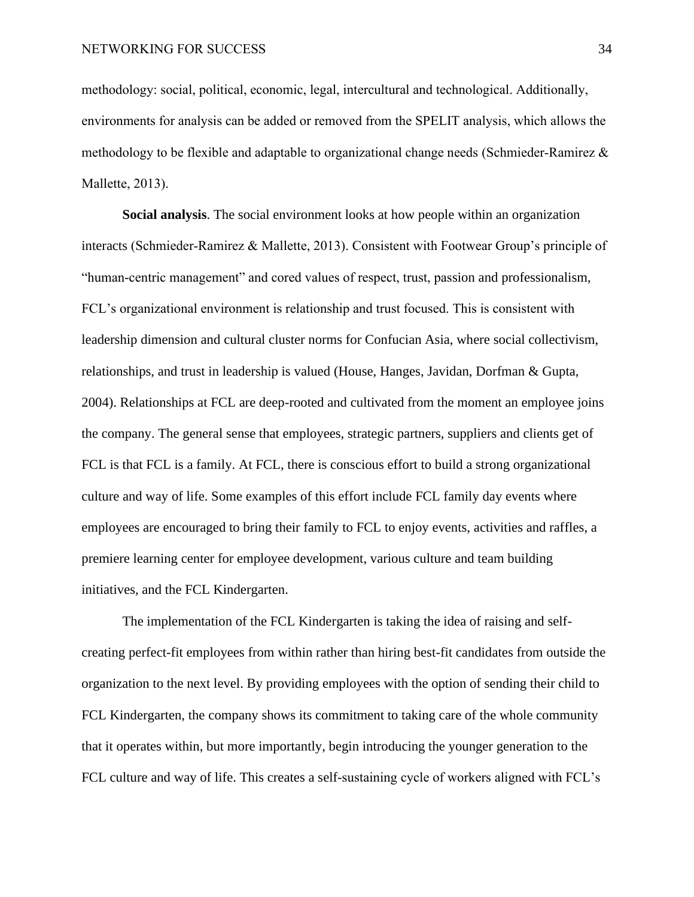methodology: social, political, economic, legal, intercultural and technological. Additionally, environments for analysis can be added or removed from the SPELIT analysis, which allows the methodology to be flexible and adaptable to organizational change needs (Schmieder-Ramirez & Mallette, 2013).

**Social analysis**. The social environment looks at how people within an organization interacts (Schmieder-Ramirez & Mallette, 2013). Consistent with Footwear Group's principle of "human-centric management" and cored values of respect, trust, passion and professionalism, FCL's organizational environment is relationship and trust focused. This is consistent with leadership dimension and cultural cluster norms for Confucian Asia, where social collectivism, relationships, and trust in leadership is valued (House, Hanges, Javidan, Dorfman & Gupta, 2004). Relationships at FCL are deep-rooted and cultivated from the moment an employee joins the company. The general sense that employees, strategic partners, suppliers and clients get of FCL is that FCL is a family. At FCL, there is conscious effort to build a strong organizational culture and way of life. Some examples of this effort include FCL family day events where employees are encouraged to bring their family to FCL to enjoy events, activities and raffles, a premiere learning center for employee development, various culture and team building initiatives, and the FCL Kindergarten.

The implementation of the FCL Kindergarten is taking the idea of raising and self-creating perfect-fit employees from within rather than hiring best-fit candidates from outside the organization to the next level. By providing employees with the option of sending their child to FCL Kindergarten, the company shows its commitment to taking care of the whole community that it operates within, but more importantly, begin introducing the younger generation to the FCL culture and way of life. This creates a self-sustaining cycle of workers aligned with FCL's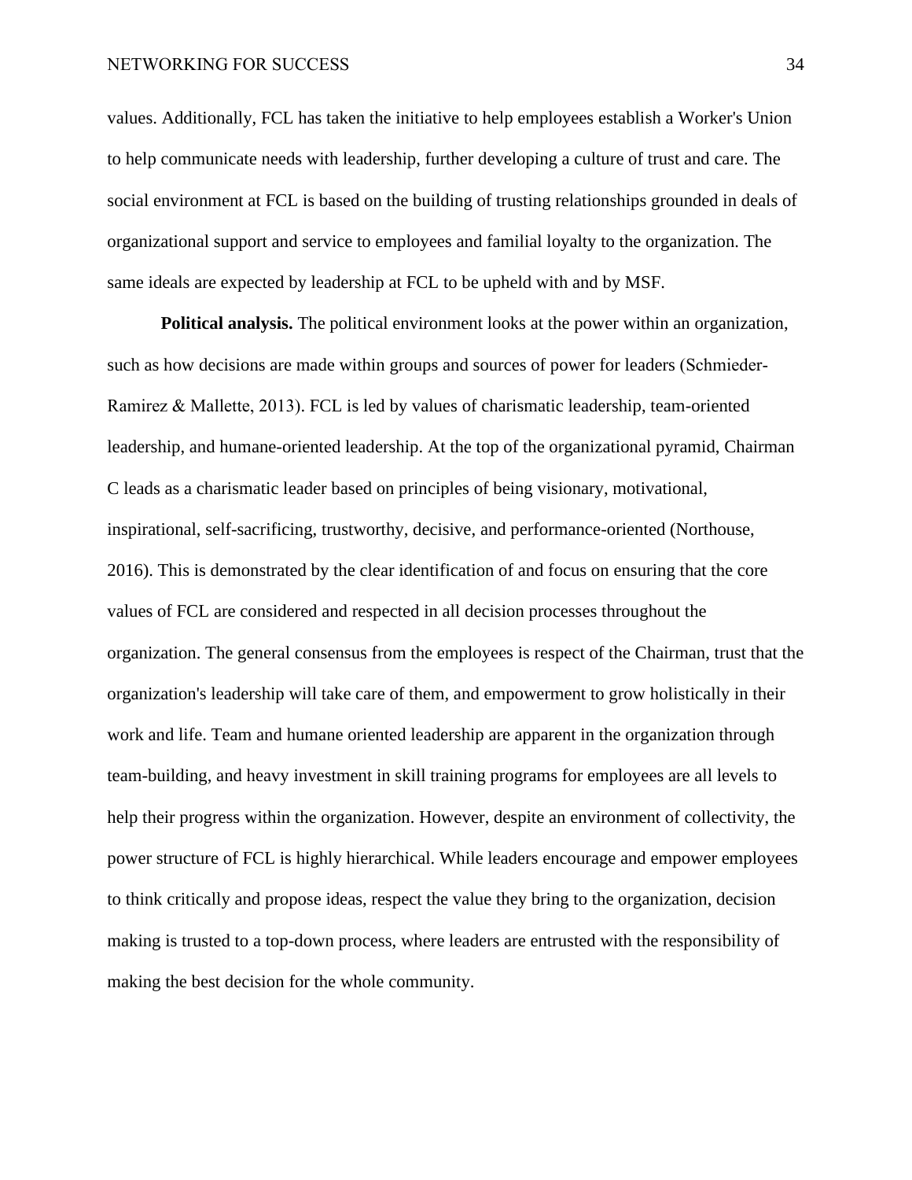values. Additionally, FCL has taken the initiative to help employees establish a Worker's Union to help communicate needs with leadership, further developing a culture of trust and care. The social environment at FCL is based on the building of trusting relationships grounded in deals of organizational support and service to employees and familial loyalty to the organization. The same ideals are expected by leadership at FCL to be upheld with and by MSF.

**Political analysis.** The political environment looks at the power within an organization, such as how decisions are made within groups and sources of power for leaders (Schmieder-Ramirez & Mallette, 2013). FCL is led by values of charismatic leadership, team-oriented leadership, and humane-oriented leadership. At the top of the organizational pyramid, Chairman C leads as a charismatic leader based on principles of being visionary, motivational, inspirational, self-sacrificing, trustworthy, decisive, and performance-oriented (Northouse, 2016). This is demonstrated by the clear identification of and focus on ensuring that the core values of FCL are considered and respected in all decision processes throughout the organization. The general consensus from the employees is respect of the Chairman, trust that the organization's leadership will take care of them, and empowerment to grow holistically in their work and life. Team and humane oriented leadership are apparent in the organization through team-building, and heavy investment in skill training programs for employees are all levels to help their progress within the organization. However, despite an environment of collectivity, the power structure of FCL is highly hierarchical. While leaders encourage and empower employees to think critically and propose ideas, respect the value they bring to the organization, decision making is trusted to a top-down process, where leaders are entrusted with the responsibility of making the best decision for the whole community.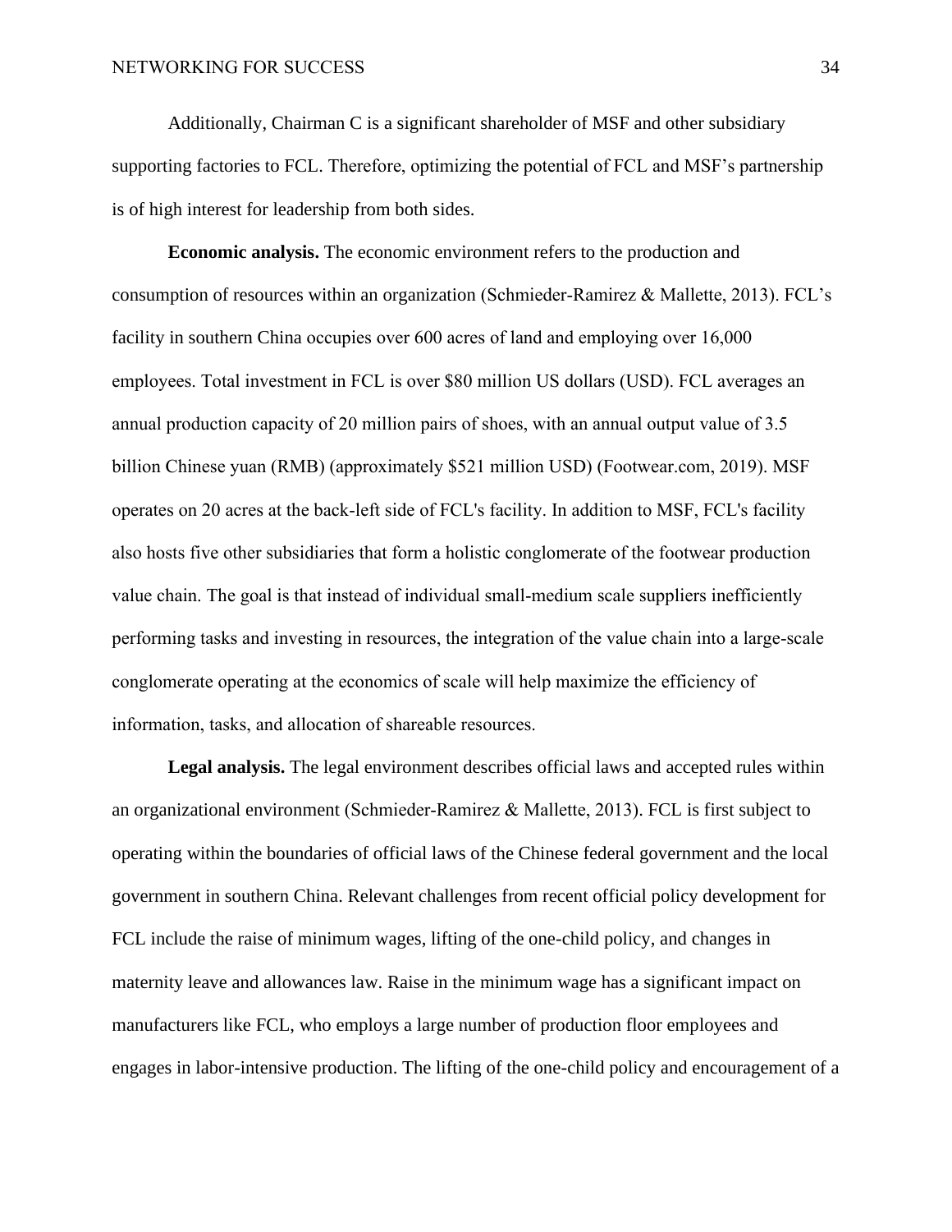Additionally, Chairman C is a significant shareholder of MSF and other subsidiary supporting factories to FCL. Therefore, optimizing the potential of FCL and MSF's partnership is of high interest for leadership from both sides.

**Economic analysis.** The economic environment refers to the production and consumption of resources within an organization (Schmieder-Ramirez & Mallette, 2013). FCL's facility in southern China occupies over 600 acres of land and employing over 16,000 employees. Total investment in FCL is over $80 million US dollars (USD). FCL averages an annual production capacity of 20 million pairs of shoes, with an annual output value of 3.5 billion Chinese yuan (RMB) (approximately $521 million USD) (Footwear.com, 2019). MSF operates on 20 acres at the back-left side of FCL's facility. In addition to MSF, FCL's facility also hosts five other subsidiaries that form a holistic conglomerate of the footwear production value chain. The goal is that instead of individual small-medium scale suppliers inefficiently performing tasks and investing in resources, the integration of the value chain into a large-scale conglomerate operating at the economics of scale will help maximize the efficiency of information, tasks, and allocation of shareable resources.

**Legal analysis.** The legal environment describes official laws and accepted rules within an organizational environment (Schmieder-Ramirez & Mallette, 2013). FCL is first subject to operating within the boundaries of official laws of the Chinese federal government and the local government in southern China. Relevant challenges from recent official policy development for FCL include the raise of minimum wages, lifting of the one-child policy, and changes in maternity leave and allowances law. Raise in the minimum wage has a significant impact on manufacturers like FCL, who employs a large number of production floor employees and engages in labor-intensive production. The lifting of the one-child policy and encouragement of a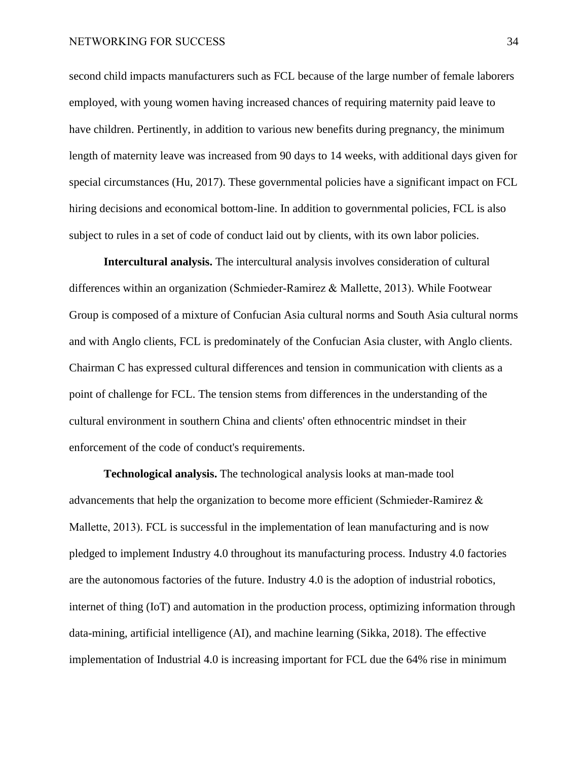second child impacts manufacturers such as FCL because of the large number of female laborers employed, with young women having increased chances of requiring maternity paid leave to have children. Pertinently, in addition to various new benefits during pregnancy, the minimum length of maternity leave was increased from 90 days to 14 weeks, with additional days given for special circumstances (Hu, 2017). These governmental policies have a significant impact on FCL hiring decisions and economical bottom-line. In addition to governmental policies, FCL is also subject to rules in a set of code of conduct laid out by clients, with its own labor policies.

**Intercultural analysis.** The intercultural analysis involves consideration of cultural differences within an organization (Schmieder-Ramirez & Mallette, 2013). While Footwear Group is composed of a mixture of Confucian Asia cultural norms and South Asia cultural norms and with Anglo clients, FCL is predominately of the Confucian Asia cluster, with Anglo clients. Chairman C has expressed cultural differences and tension in communication with clients as a point of challenge for FCL. The tension stems from differences in the understanding of the cultural environment in southern China and clients' often ethnocentric mindset in their enforcement of the code of conduct's requirements.

**Technological analysis.** The technological analysis looks at man-made tool advancements that help the organization to become more efficient (Schmieder-Ramirez & Mallette, 2013). FCL is successful in the implementation of lean manufacturing and is now pledged to implement Industry 4.0 throughout its manufacturing process. Industry 4.0 factories are the autonomous factories of the future. Industry 4.0 is the adoption of industrial robotics, internet of thing (IoT) and automation in the production process, optimizing information through data-mining, artificial intelligence (AI), and machine learning (Sikka, 2018). The effective implementation of Industrial 4.0 is increasing important for FCL due the 64% rise in minimum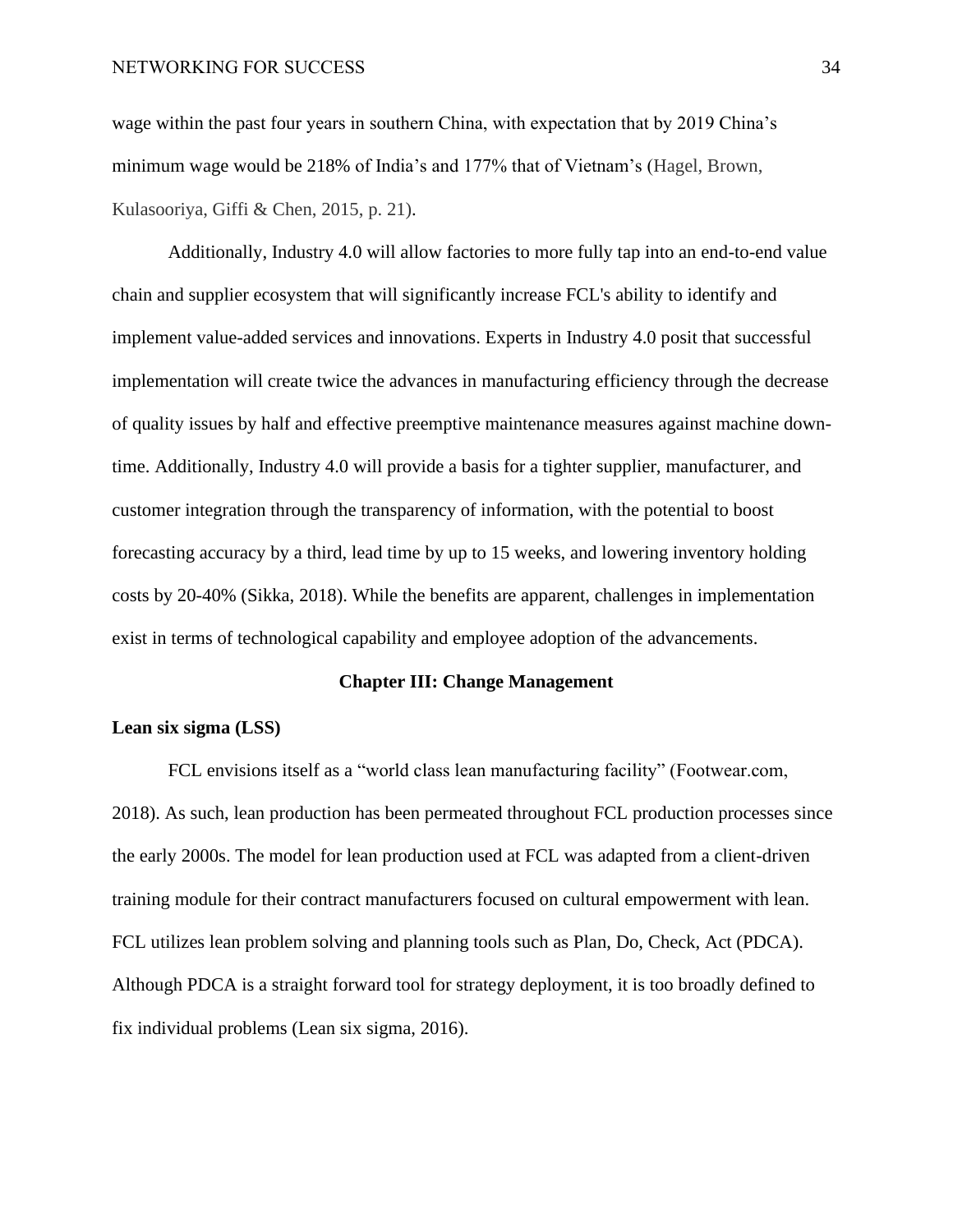wage within the past four years in southern China, with expectation that by 2019 China's minimum wage would be 218% of India's and 177% that of Vietnam's (Hagel, Brown, Kulasooriya, Giffi & Chen, 2015, p. 21).

Additionally, Industry 4.0 will allow factories to more fully tap into an end-to-end value chain and supplier ecosystem that will significantly increase FCL's ability to identify and implement value-added services and innovations. Experts in Industry 4.0 posit that successful implementation will create twice the advances in manufacturing efficiency through the decrease of quality issues by half and effective preemptive maintenance measures against machine down-time. Additionally, Industry 4.0 will provide a basis for a tighter supplier, manufacturer, and customer integration through the transparency of information, with the potential to boost forecasting accuracy by a third, lead time by up to 15 weeks, and lowering inventory holding costs by 20-40% (Sikka, 2018). While the benefits are apparent, challenges in implementation exist in terms of technological capability and employee adoption of the advancements.

## Chapter III: Change Management

### Lean six sigma (LSS)

FCL envisions itself as a "world class lean manufacturing facility" (Footwear.com, 2018). As such, lean production has been permeated throughout FCL production processes since the early 2000s. The model for lean production used at FCL was adapted from a client-driven training module for their contract manufacturers focused on cultural empowerment with lean. FCL utilizes lean problem solving and planning tools such as Plan, Do, Check, Act (PDCA). Although PDCA is a straight forward tool for strategy deployment, it is too broadly defined to fix individual problems (Lean six sigma, 2016).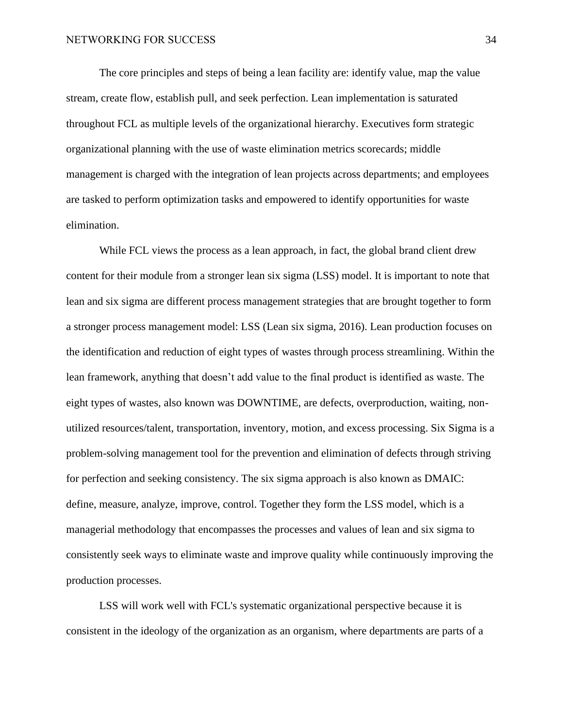The core principles and steps of being a lean facility are: identify value, map the value stream, create flow, establish pull, and seek perfection. Lean implementation is saturated throughout FCL as multiple levels of the organizational hierarchy. Executives form strategic organizational planning with the use of waste elimination metrics scorecards; middle management is charged with the integration of lean projects across departments; and employees are tasked to perform optimization tasks and empowered to identify opportunities for waste elimination.

While FCL views the process as a lean approach, in fact, the global brand client drew content for their module from a stronger lean six sigma (LSS) model. It is important to note that lean and six sigma are different process management strategies that are brought together to form a stronger process management model: LSS (Lean six sigma, 2016). Lean production focuses on the identification and reduction of eight types of wastes through process streamlining. Within the lean framework, anything that doesn't add value to the final product is identified as waste. The eight types of wastes, also known was DOWNTIME, are defects, overproduction, waiting, non-utilized resources/talent, transportation, inventory, motion, and excess processing. Six Sigma is a problem-solving management tool for the prevention and elimination of defects through striving for perfection and seeking consistency. The six sigma approach is also known as DMAIC: define, measure, analyze, improve, control. Together they form the LSS model, which is a managerial methodology that encompasses the processes and values of lean and six sigma to consistently seek ways to eliminate waste and improve quality while continuously improving the production processes.

LSS will work well with FCL's systematic organizational perspective because it is consistent in the ideology of the organization as an organism, where departments are parts of a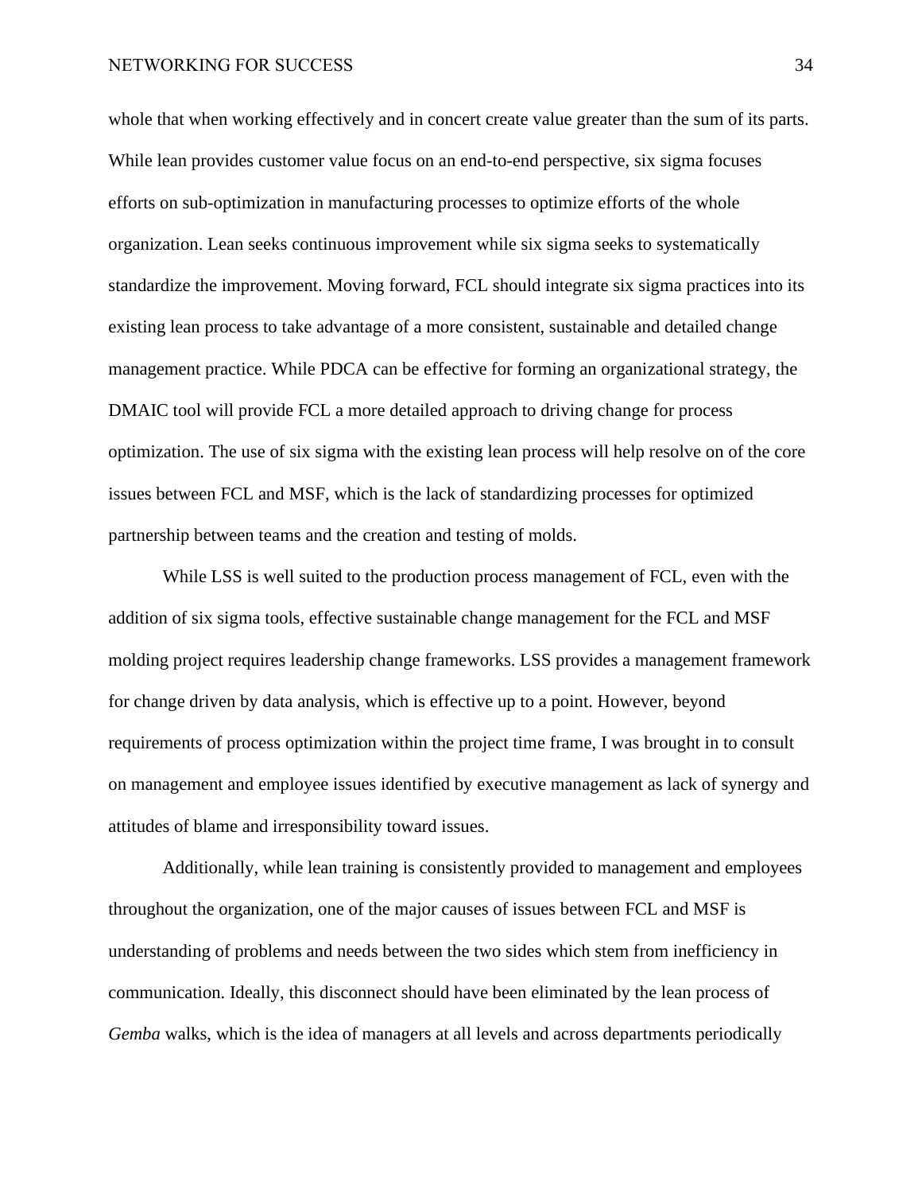whole that when working effectively and in concert create value greater than the sum of its parts. While lean provides customer value focus on an end-to-end perspective, six sigma focuses efforts on sub-optimization in manufacturing processes to optimize efforts of the whole organization. Lean seeks continuous improvement while six sigma seeks to systematically standardize the improvement. Moving forward, FCL should integrate six sigma practices into its existing lean process to take advantage of a more consistent, sustainable and detailed change management practice. While PDCA can be effective for forming an organizational strategy, the DMAIC tool will provide FCL a more detailed approach to driving change for process optimization. The use of six sigma with the existing lean process will help resolve on of the core issues between FCL and MSF, which is the lack of standardizing processes for optimized partnership between teams and the creation and testing of molds.

While LSS is well suited to the production process management of FCL, even with the addition of six sigma tools, effective sustainable change management for the FCL and MSF molding project requires leadership change frameworks. LSS provides a management framework for change driven by data analysis, which is effective up to a point. However, beyond requirements of process optimization within the project time frame, I was brought in to consult on management and employee issues identified by executive management as lack of synergy and attitudes of blame and irresponsibility toward issues.

Additionally, while lean training is consistently provided to management and employees throughout the organization, one of the major causes of issues between FCL and MSF is understanding of problems and needs between the two sides which stem from inefficiency in communication. Ideally, this disconnect should have been eliminated by the lean process of *Gemba* walks, which is the idea of managers at all levels and across departments periodically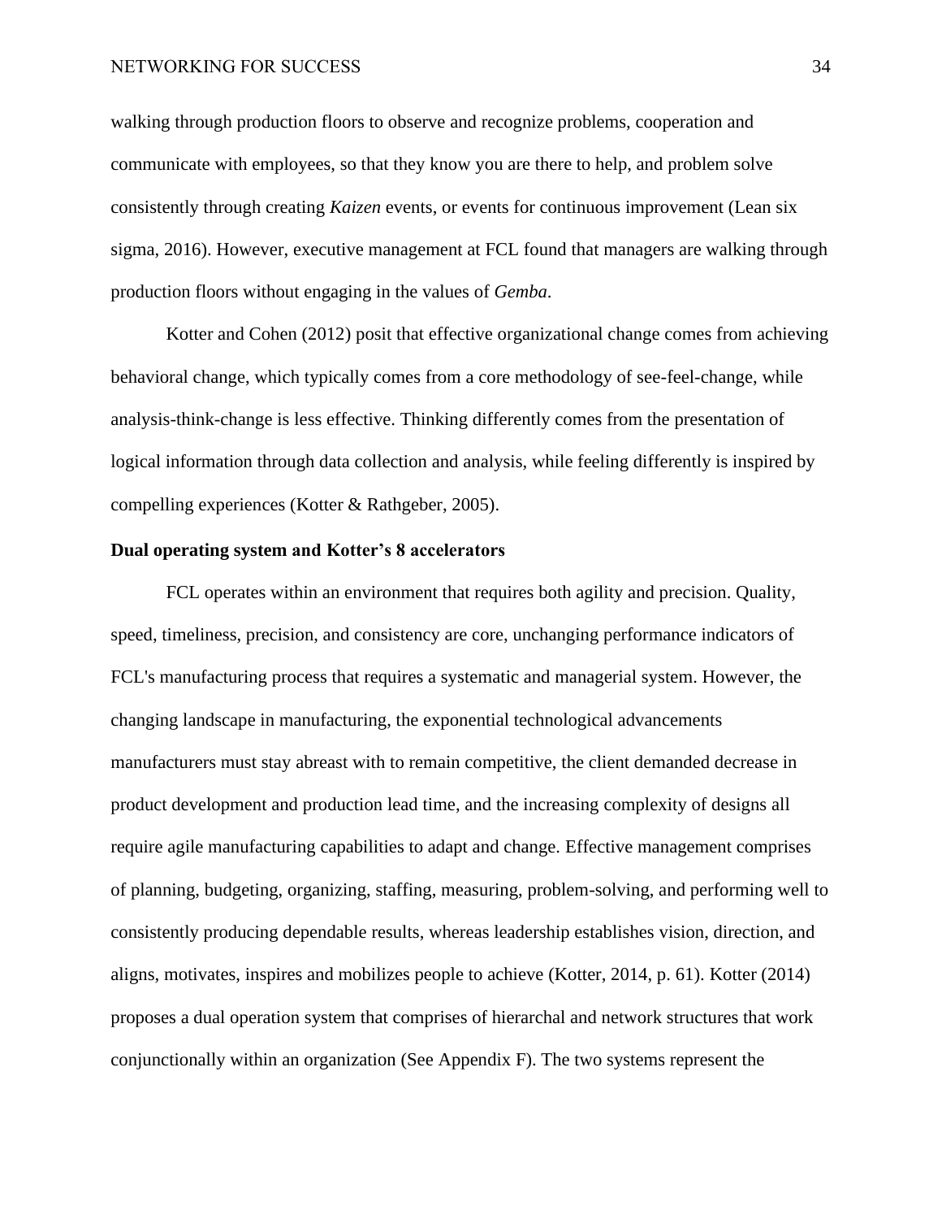walking through production floors to observe and recognize problems, cooperation and communicate with employees, so that they know you are there to help, and problem solve consistently through creating *Kaizen* events, or events for continuous improvement (Lean six sigma, 2016). However, executive management at FCL found that managers are walking through production floors without engaging in the values of *Gemba*.

Kotter and Cohen (2012) posit that effective organizational change comes from achieving behavioral change, which typically comes from a core methodology of see-feel-change, while analysis-think-change is less effective. Thinking differently comes from the presentation of logical information through data collection and analysis, while feeling differently is inspired by compelling experiences (Kotter & Rathgeber, 2005).

**Dual operating system and Kotter's 8 accelerators**

FCL operates within an environment that requires both agility and precision. Quality, speed, timeliness, precision, and consistency are core, unchanging performance indicators of FCL's manufacturing process that requires a systematic and managerial system. However, the changing landscape in manufacturing, the exponential technological advancements manufacturers must stay abreast with to remain competitive, the client demanded decrease in product development and production lead time, and the increasing complexity of designs all require agile manufacturing capabilities to adapt and change. Effective management comprises of planning, budgeting, organizing, staffing, measuring, problem-solving, and performing well to consistently producing dependable results, whereas leadership establishes vision, direction, and aligns, motivates, inspires and mobilizes people to achieve (Kotter, 2014, p. 61). Kotter (2014) proposes a dual operation system that comprises of hierarchal and network structures that work conjunctionally within an organization (See Appendix F). The two systems represent the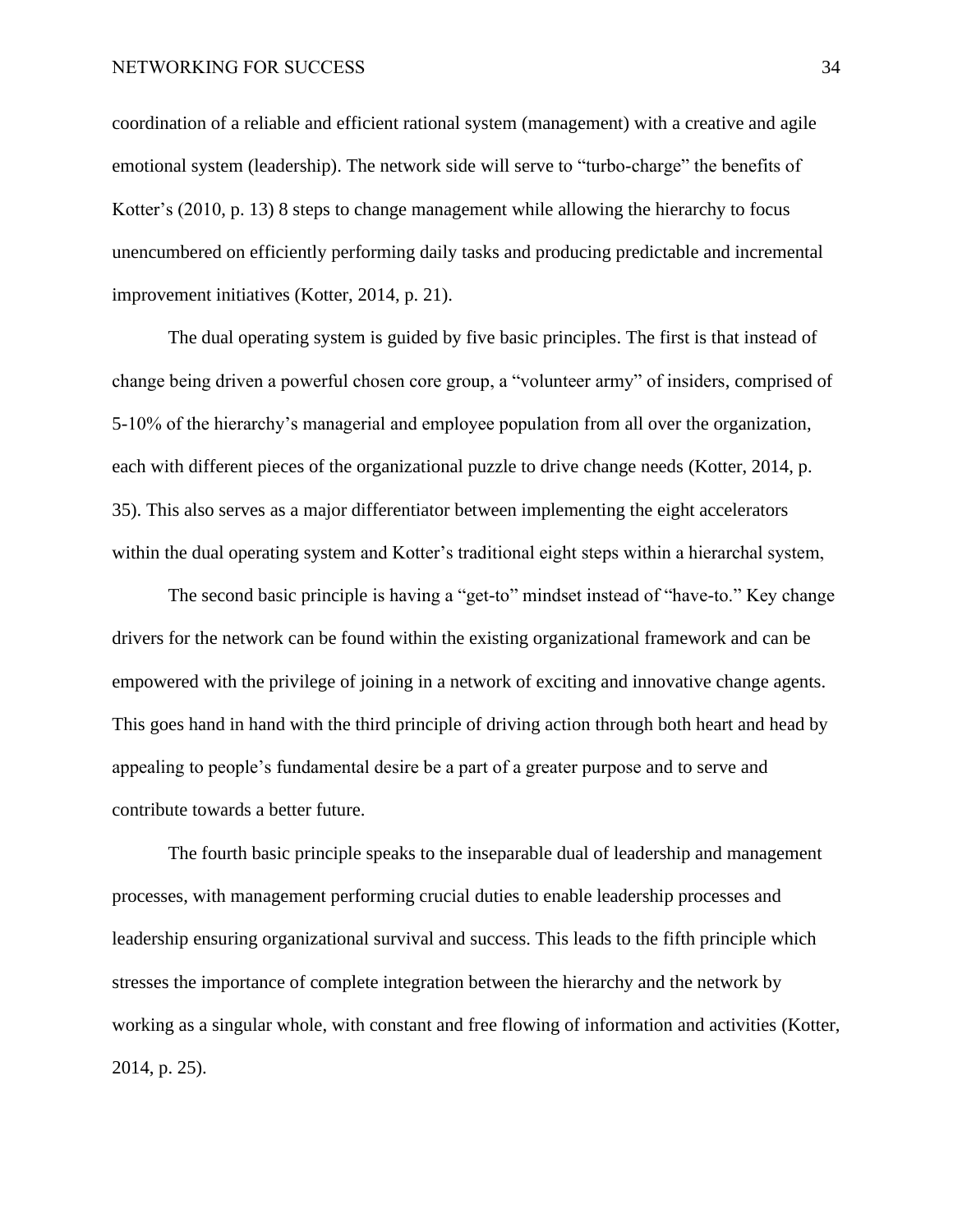coordination of a reliable and efficient rational system (management) with a creative and agile emotional system (leadership). The network side will serve to "turbo-charge" the benefits of Kotter's (2010, p. 13) 8 steps to change management while allowing the hierarchy to focus unencumbered on efficiently performing daily tasks and producing predictable and incremental improvement initiatives (Kotter, 2014, p. 21).

The dual operating system is guided by five basic principles. The first is that instead of change being driven a powerful chosen core group, a "volunteer army" of insiders, comprised of 5-10% of the hierarchy's managerial and employee population from all over the organization, each with different pieces of the organizational puzzle to drive change needs (Kotter, 2014, p. 35). This also serves as a major differentiator between implementing the eight accelerators within the dual operating system and Kotter's traditional eight steps within a hierarchal system,

The second basic principle is having a "get-to" mindset instead of "have-to." Key change drivers for the network can be found within the existing organizational framework and can be empowered with the privilege of joining in a network of exciting and innovative change agents. This goes hand in hand with the third principle of driving action through both heart and head by appealing to people's fundamental desire be a part of a greater purpose and to serve and contribute towards a better future.

The fourth basic principle speaks to the inseparable dual of leadership and management processes, with management performing crucial duties to enable leadership processes and leadership ensuring organizational survival and success. This leads to the fifth principle which stresses the importance of complete integration between the hierarchy and the network by working as a singular whole, with constant and free flowing of information and activities (Kotter, 2014, p. 25).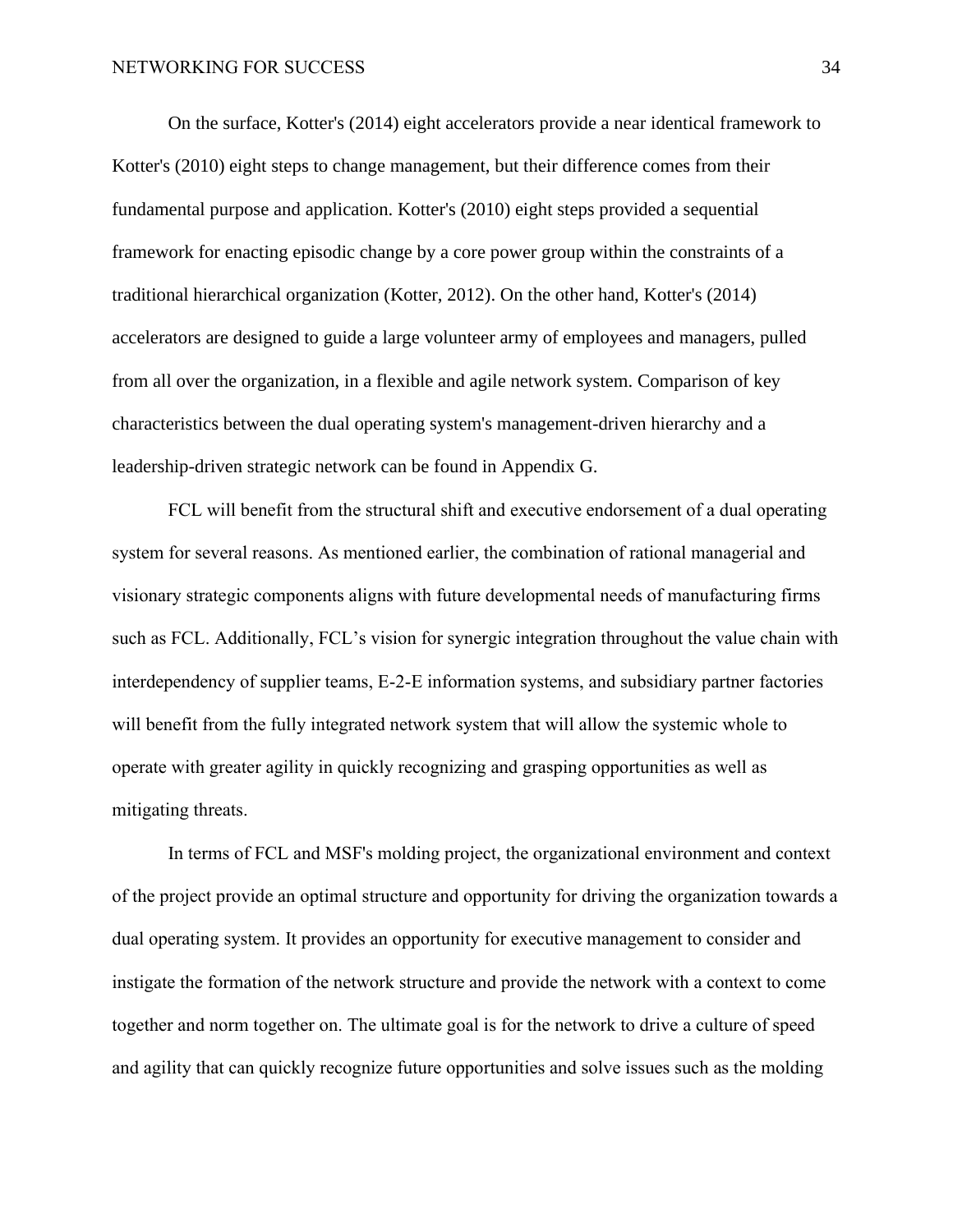On the surface, Kotter's (2014) eight accelerators provide a near identical framework to Kotter's (2010) eight steps to change management, but their difference comes from their fundamental purpose and application. Kotter's (2010) eight steps provided a sequential framework for enacting episodic change by a core power group within the constraints of a traditional hierarchical organization (Kotter, 2012). On the other hand, Kotter's (2014) accelerators are designed to guide a large volunteer army of employees and managers, pulled from all over the organization, in a flexible and agile network system. Comparison of key characteristics between the dual operating system's management-driven hierarchy and a leadership-driven strategic network can be found in Appendix G.

FCL will benefit from the structural shift and executive endorsement of a dual operating system for several reasons. As mentioned earlier, the combination of rational managerial and visionary strategic components aligns with future developmental needs of manufacturing firms such as FCL. Additionally, FCL's vision for synergic integration throughout the value chain with interdependency of supplier teams, E-2-E information systems, and subsidiary partner factories will benefit from the fully integrated network system that will allow the systemic whole to operate with greater agility in quickly recognizing and grasping opportunities as well as mitigating threats.

In terms of FCL and MSF's molding project, the organizational environment and context of the project provide an optimal structure and opportunity for driving the organization towards a dual operating system. It provides an opportunity for executive management to consider and instigate the formation of the network structure and provide the network with a context to come together and norm together on. The ultimate goal is for the network to drive a culture of speed and agility that can quickly recognize future opportunities and solve issues such as the molding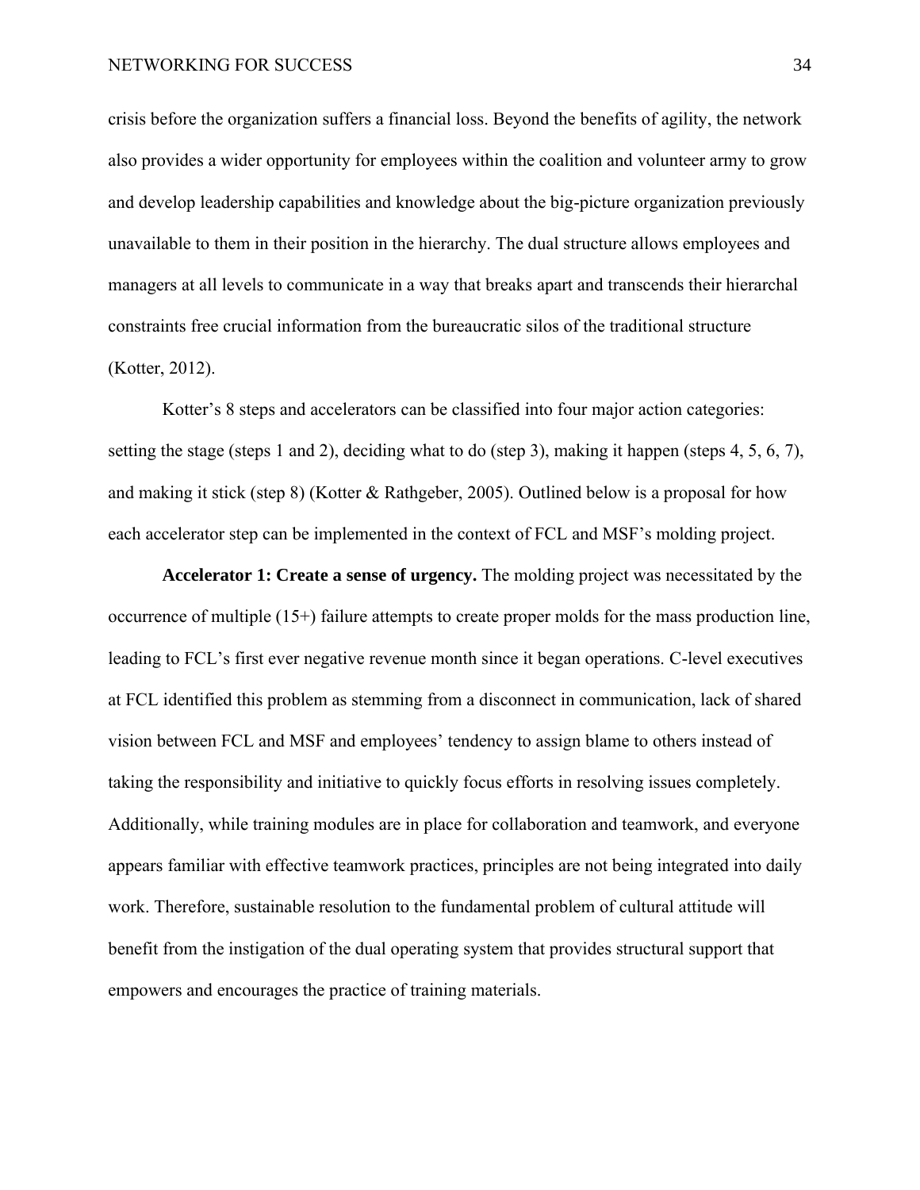crisis before the organization suffers a financial loss. Beyond the benefits of agility, the network also provides a wider opportunity for employees within the coalition and volunteer army to grow and develop leadership capabilities and knowledge about the big-picture organization previously unavailable to them in their position in the hierarchy. The dual structure allows employees and managers at all levels to communicate in a way that breaks apart and transcends their hierarchal constraints free crucial information from the bureaucratic silos of the traditional structure (Kotter, 2012).

Kotter's 8 steps and accelerators can be classified into four major action categories: setting the stage (steps 1 and 2), deciding what to do (step 3), making it happen (steps 4, 5, 6, 7), and making it stick (step 8) (Kotter & Rathgeber, 2005). Outlined below is a proposal for how each accelerator step can be implemented in the context of FCL and MSF's molding project.

**Accelerator 1: Create a sense of urgency.** The molding project was necessitated by the occurrence of multiple (15+) failure attempts to create proper molds for the mass production line, leading to FCL's first ever negative revenue month since it began operations. C-level executives at FCL identified this problem as stemming from a disconnect in communication, lack of shared vision between FCL and MSF and employees' tendency to assign blame to others instead of taking the responsibility and initiative to quickly focus efforts in resolving issues completely. Additionally, while training modules are in place for collaboration and teamwork, and everyone appears familiar with effective teamwork practices, principles are not being integrated into daily work. Therefore, sustainable resolution to the fundamental problem of cultural attitude will benefit from the instigation of the dual operating system that provides structural support that empowers and encourages the practice of training materials.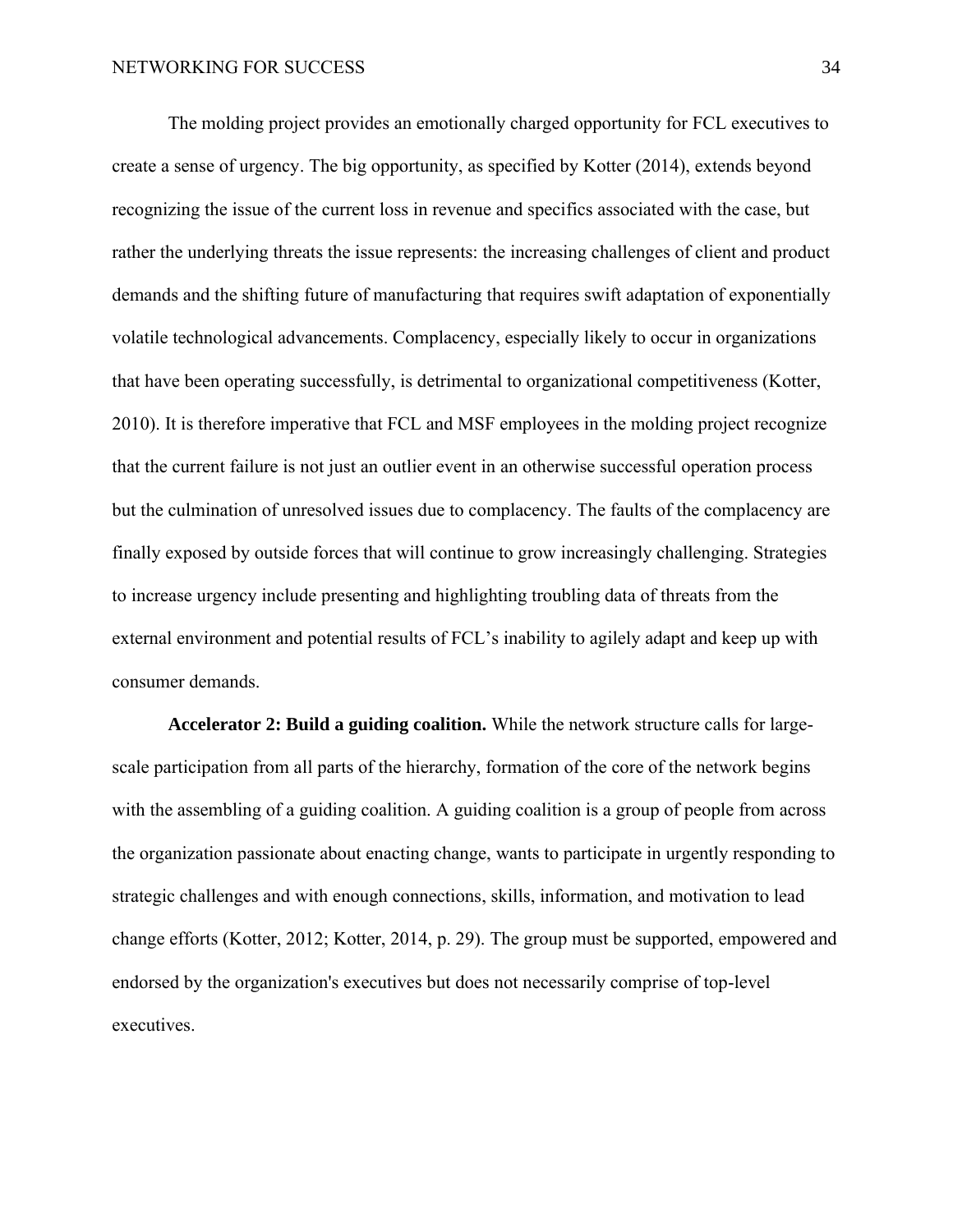The molding project provides an emotionally charged opportunity for FCL executives to create a sense of urgency. The big opportunity, as specified by Kotter (2014), extends beyond recognizing the issue of the current loss in revenue and specifics associated with the case, but rather the underlying threats the issue represents: the increasing challenges of client and product demands and the shifting future of manufacturing that requires swift adaptation of exponentially volatile technological advancements. Complacency, especially likely to occur in organizations that have been operating successfully, is detrimental to organizational competitiveness (Kotter, 2010). It is therefore imperative that FCL and MSF employees in the molding project recognize that the current failure is not just an outlier event in an otherwise successful operation process but the culmination of unresolved issues due to complacency. The faults of the complacency are finally exposed by outside forces that will continue to grow increasingly challenging. Strategies to increase urgency include presenting and highlighting troubling data of threats from the external environment and potential results of FCL's inability to agilely adapt and keep up with consumer demands.

**Accelerator 2: Build a guiding coalition.** While the network structure calls for large-scale participation from all parts of the hierarchy, formation of the core of the network begins with the assembling of a guiding coalition. A guiding coalition is a group of people from across the organization passionate about enacting change, wants to participate in urgently responding to strategic challenges and with enough connections, skills, information, and motivation to lead change efforts (Kotter, 2012; Kotter, 2014, p. 29). The group must be supported, empowered and endorsed by the organization's executives but does not necessarily comprise of top-level executives.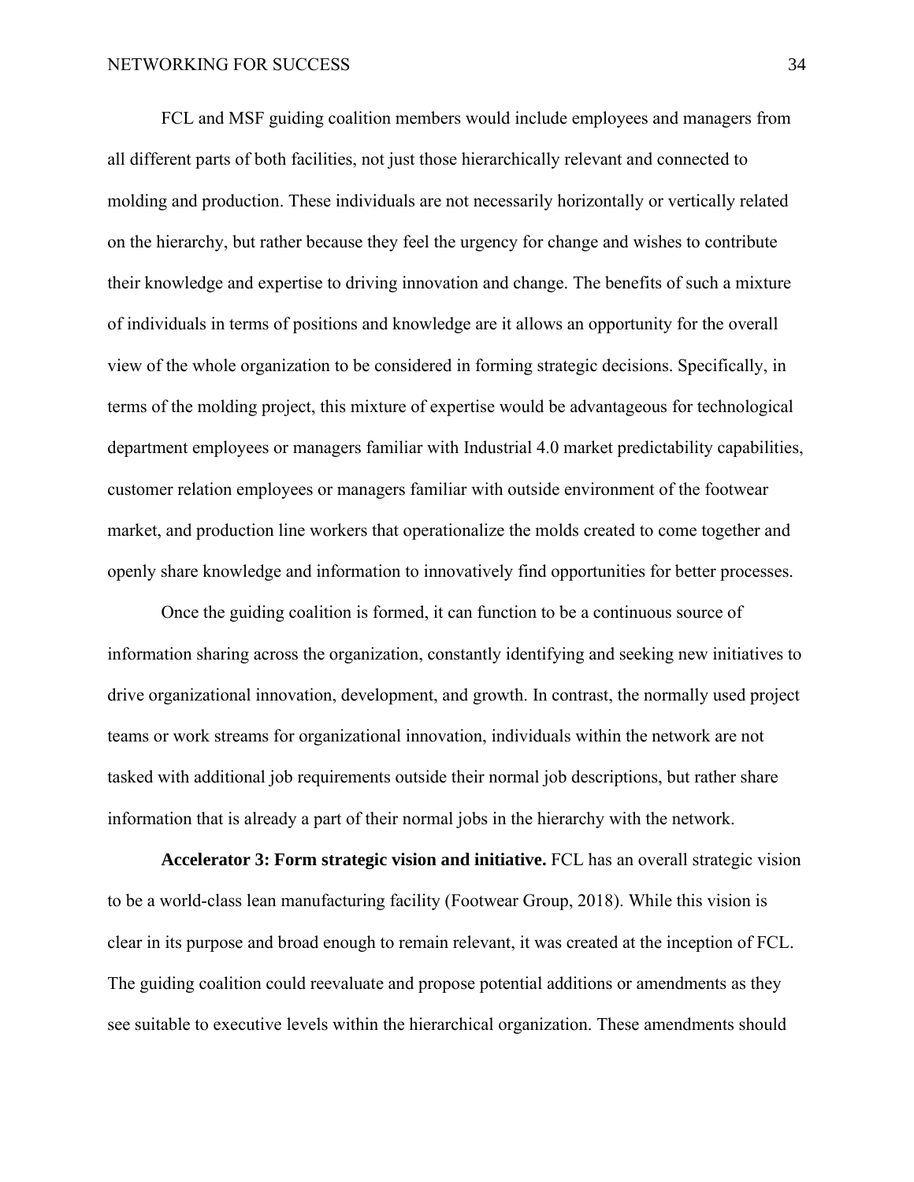FCL and MSF guiding coalition members would include employees and managers from all different parts of both facilities, not just those hierarchically relevant and connected to molding and production. These individuals are not necessarily horizontally or vertically related on the hierarchy, but rather because they feel the urgency for change and wishes to contribute their knowledge and expertise to driving innovation and change. The benefits of such a mixture of individuals in terms of positions and knowledge are it allows an opportunity for the overall view of the whole organization to be considered in forming strategic decisions. Specifically, in terms of the molding project, this mixture of expertise would be advantageous for technological department employees or managers familiar with Industrial 4.0 market predictability capabilities, customer relation employees or managers familiar with outside environment of the footwear market, and production line workers that operationalize the molds created to come together and openly share knowledge and information to innovatively find opportunities for better processes.

Once the guiding coalition is formed, it can function to be a continuous source of information sharing across the organization, constantly identifying and seeking new initiatives to drive organizational innovation, development, and growth. In contrast, the normally used project teams or work streams for organizational innovation, individuals within the network are not tasked with additional job requirements outside their normal job descriptions, but rather share information that is already a part of their normal jobs in the hierarchy with the network.

**Accelerator 3: Form strategic vision and initiative.** FCL has an overall strategic vision to be a world-class lean manufacturing facility (Footwear Group, 2018). While this vision is clear in its purpose and broad enough to remain relevant, it was created at the inception of FCL. The guiding coalition could reevaluate and propose potential additions or amendments as they see suitable to executive levels within the hierarchical organization. These amendments should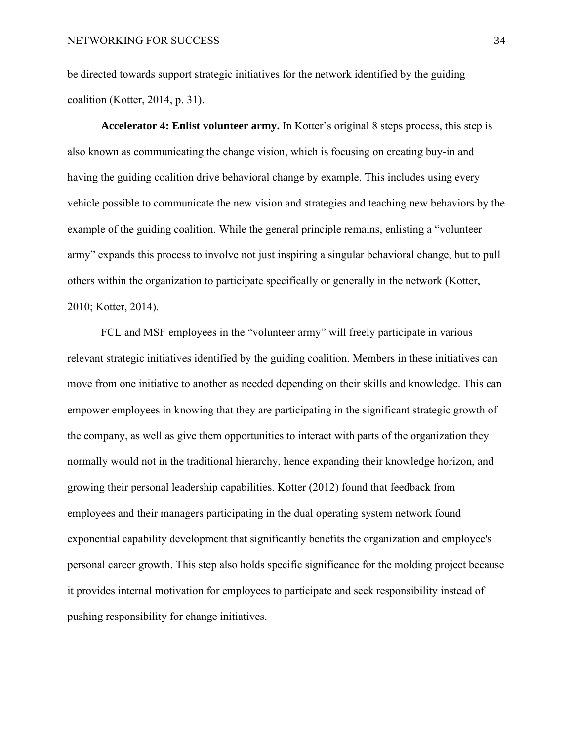be directed towards support strategic initiatives for the network identified by the guiding coalition (Kotter, 2014, p. 31).

**Accelerator 4: Enlist volunteer army.** In Kotter's original 8 steps process, this step is also known as communicating the change vision, which is focusing on creating buy-in and having the guiding coalition drive behavioral change by example. This includes using every vehicle possible to communicate the new vision and strategies and teaching new behaviors by the example of the guiding coalition. While the general principle remains, enlisting a "volunteer army" expands this process to involve not just inspiring a singular behavioral change, but to pull others within the organization to participate specifically or generally in the network (Kotter, 2010; Kotter, 2014).

FCL and MSF employees in the "volunteer army" will freely participate in various relevant strategic initiatives identified by the guiding coalition. Members in these initiatives can move from one initiative to another as needed depending on their skills and knowledge. This can empower employees in knowing that they are participating in the significant strategic growth of the company, as well as give them opportunities to interact with parts of the organization they normally would not in the traditional hierarchy, hence expanding their knowledge horizon, and growing their personal leadership capabilities. Kotter (2012) found that feedback from employees and their managers participating in the dual operating system network found exponential capability development that significantly benefits the organization and employee's personal career growth. This step also holds specific significance for the molding project because it provides internal motivation for employees to participate and seek responsibility instead of pushing responsibility for change initiatives.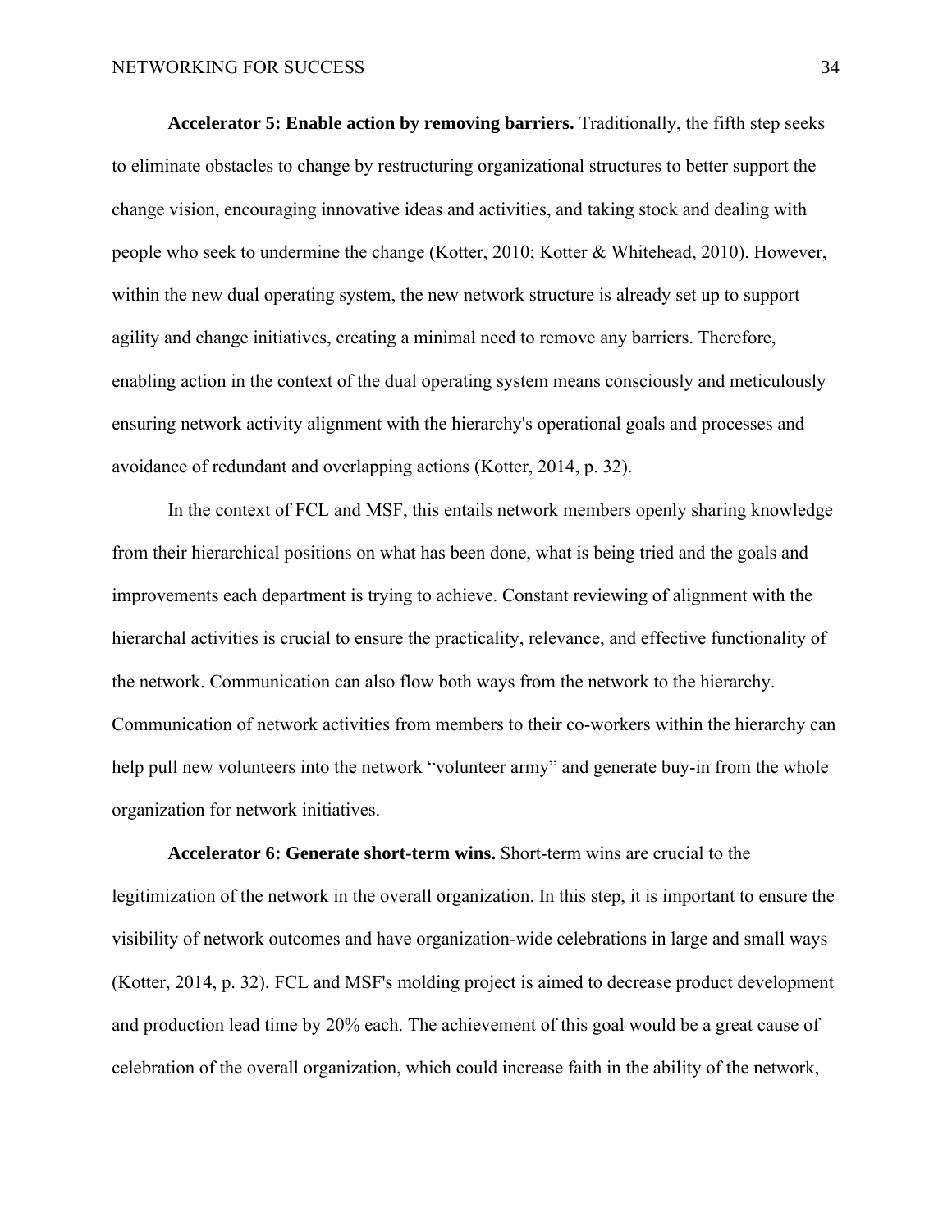**Accelerator 5: Enable action by removing barriers.** Traditionally, the fifth step seeks to eliminate obstacles to change by restructuring organizational structures to better support the change vision, encouraging innovative ideas and activities, and taking stock and dealing with people who seek to undermine the change (Kotter, 2010; Kotter & Whitehead, 2010). However, within the new dual operating system, the new network structure is already set up to support agility and change initiatives, creating a minimal need to remove any barriers. Therefore, enabling action in the context of the dual operating system means consciously and meticulously ensuring network activity alignment with the hierarchy's operational goals and processes and avoidance of redundant and overlapping actions (Kotter, 2014, p. 32).

In the context of FCL and MSF, this entails network members openly sharing knowledge from their hierarchical positions on what has been done, what is being tried and the goals and improvements each department is trying to achieve. Constant reviewing of alignment with the hierarchal activities is crucial to ensure the practicality, relevance, and effective functionality of the network. Communication can also flow both ways from the network to the hierarchy. Communication of network activities from members to their co-workers within the hierarchy can help pull new volunteers into the network "volunteer army" and generate buy-in from the whole organization for network initiatives.

**Accelerator 6: Generate short-term wins.** Short-term wins are crucial to the legitimization of the network in the overall organization. In this step, it is important to ensure the visibility of network outcomes and have organization-wide celebrations in large and small ways (Kotter, 2014, p. 32). FCL and MSF's molding project is aimed to decrease product development and production lead time by 20% each. The achievement of this goal would be a great cause of celebration of the overall organization, which could increase faith in the ability of the network,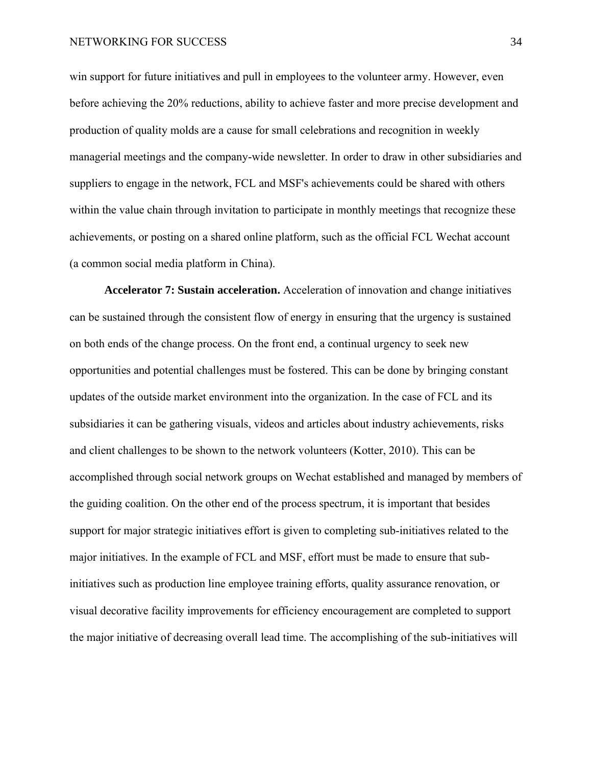win support for future initiatives and pull in employees to the volunteer army. However, even before achieving the 20% reductions, ability to achieve faster and more precise development and production of quality molds are a cause for small celebrations and recognition in weekly managerial meetings and the company-wide newsletter. In order to draw in other subsidiaries and suppliers to engage in the network, FCL and MSF's achievements could be shared with others within the value chain through invitation to participate in monthly meetings that recognize these achievements, or posting on a shared online platform, such as the official FCL Wechat account (a common social media platform in China).

**Accelerator 7: Sustain acceleration.** Acceleration of innovation and change initiatives can be sustained through the consistent flow of energy in ensuring that the urgency is sustained on both ends of the change process. On the front end, a continual urgency to seek new opportunities and potential challenges must be fostered. This can be done by bringing constant updates of the outside market environment into the organization. In the case of FCL and its subsidiaries it can be gathering visuals, videos and articles about industry achievements, risks and client challenges to be shown to the network volunteers (Kotter, 2010). This can be accomplished through social network groups on Wechat established and managed by members of the guiding coalition. On the other end of the process spectrum, it is important that besides support for major strategic initiatives effort is given to completing sub-initiatives related to the major initiatives. In the example of FCL and MSF, effort must be made to ensure that sub-initiatives such as production line employee training efforts, quality assurance renovation, or visual decorative facility improvements for efficiency encouragement are completed to support the major initiative of decreasing overall lead time. The accomplishing of the sub-initiatives will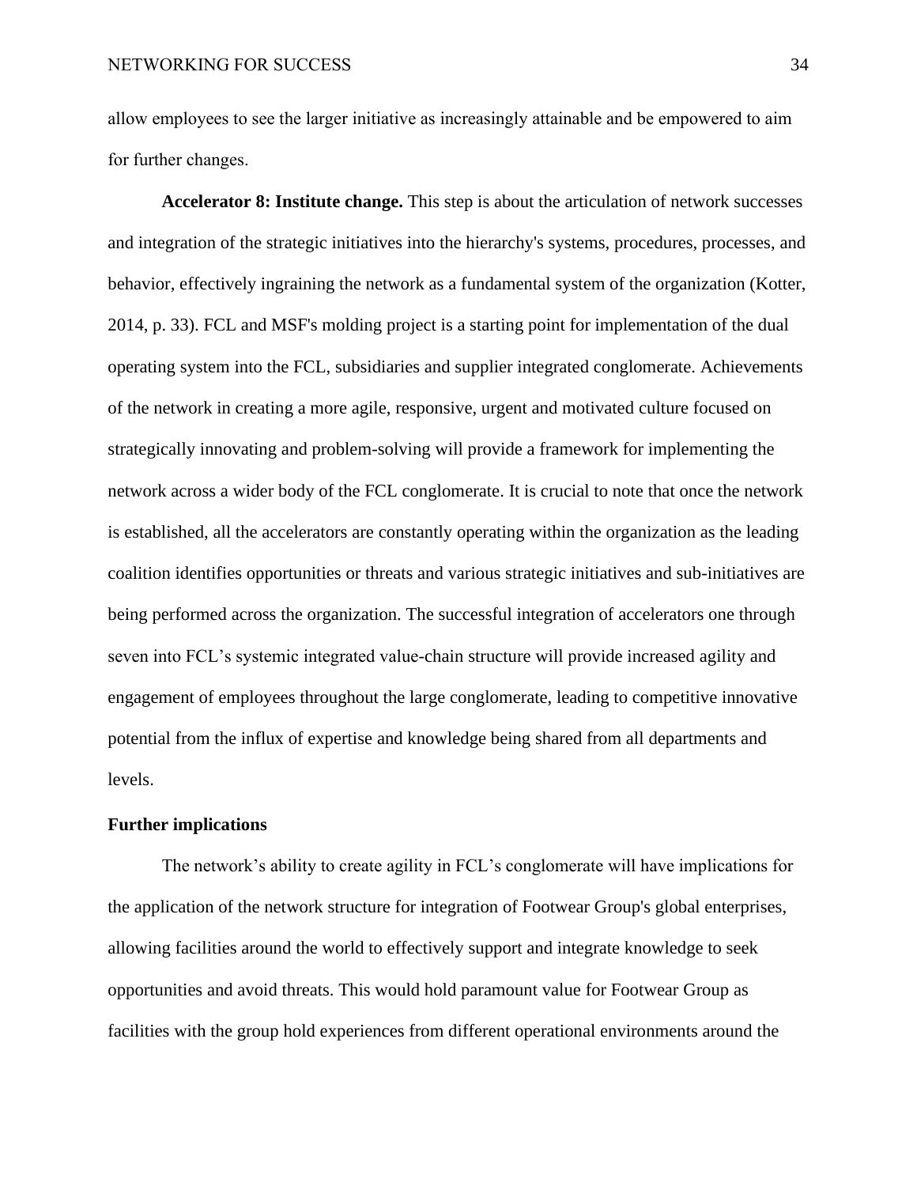allow employees to see the larger initiative as increasingly attainable and be empowered to aim for further changes.

**Accelerator 8: Institute change.** This step is about the articulation of network successes and integration of the strategic initiatives into the hierarchy's systems, procedures, processes, and behavior, effectively ingraining the network as a fundamental system of the organization (Kotter, 2014, p. 33). FCL and MSF's molding project is a starting point for implementation of the dual operating system into the FCL, subsidiaries and supplier integrated conglomerate. Achievements of the network in creating a more agile, responsive, urgent and motivated culture focused on strategically innovating and problem-solving will provide a framework for implementing the network across a wider body of the FCL conglomerate. It is crucial to note that once the network is established, all the accelerators are constantly operating within the organization as the leading coalition identifies opportunities or threats and various strategic initiatives and sub-initiatives are being performed across the organization. The successful integration of accelerators one through seven into FCL's systemic integrated value-chain structure will provide increased agility and engagement of employees throughout the large conglomerate, leading to competitive innovative potential from the influx of expertise and knowledge being shared from all departments and levels.

## Further implications

The network's ability to create agility in FCL's conglomerate will have implications for the application of the network structure for integration of Footwear Group's global enterprises, allowing facilities around the world to effectively support and integrate knowledge to seek opportunities and avoid threats. This would hold paramount value for Footwear Group as facilities with the group hold experiences from different operational environments around the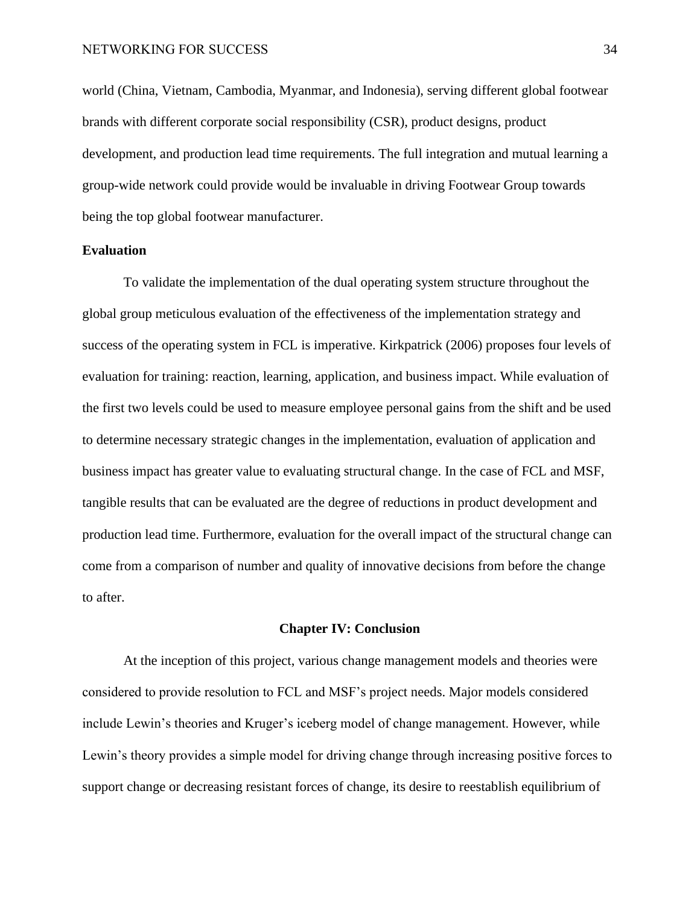world (China, Vietnam, Cambodia, Myanmar, and Indonesia), serving different global footwear brands with different corporate social responsibility (CSR), product designs, product development, and production lead time requirements. The full integration and mutual learning a group-wide network could provide would be invaluable in driving Footwear Group towards being the top global footwear manufacturer.

### Evaluation

To validate the implementation of the dual operating system structure throughout the global group meticulous evaluation of the effectiveness of the implementation strategy and success of the operating system in FCL is imperative. Kirkpatrick (2006) proposes four levels of evaluation for training: reaction, learning, application, and business impact. While evaluation of the first two levels could be used to measure employee personal gains from the shift and be used to determine necessary strategic changes in the implementation, evaluation of application and business impact has greater value to evaluating structural change. In the case of FCL and MSF, tangible results that can be evaluated are the degree of reductions in product development and production lead time. Furthermore, evaluation for the overall impact of the structural change can come from a comparison of number and quality of innovative decisions from before the change to after.

## Chapter IV: Conclusion

At the inception of this project, various change management models and theories were considered to provide resolution to FCL and MSF's project needs. Major models considered include Lewin's theories and Kruger's iceberg model of change management. However, while Lewin's theory provides a simple model for driving change through increasing positive forces to support change or decreasing resistant forces of change, its desire to reestablish equilibrium of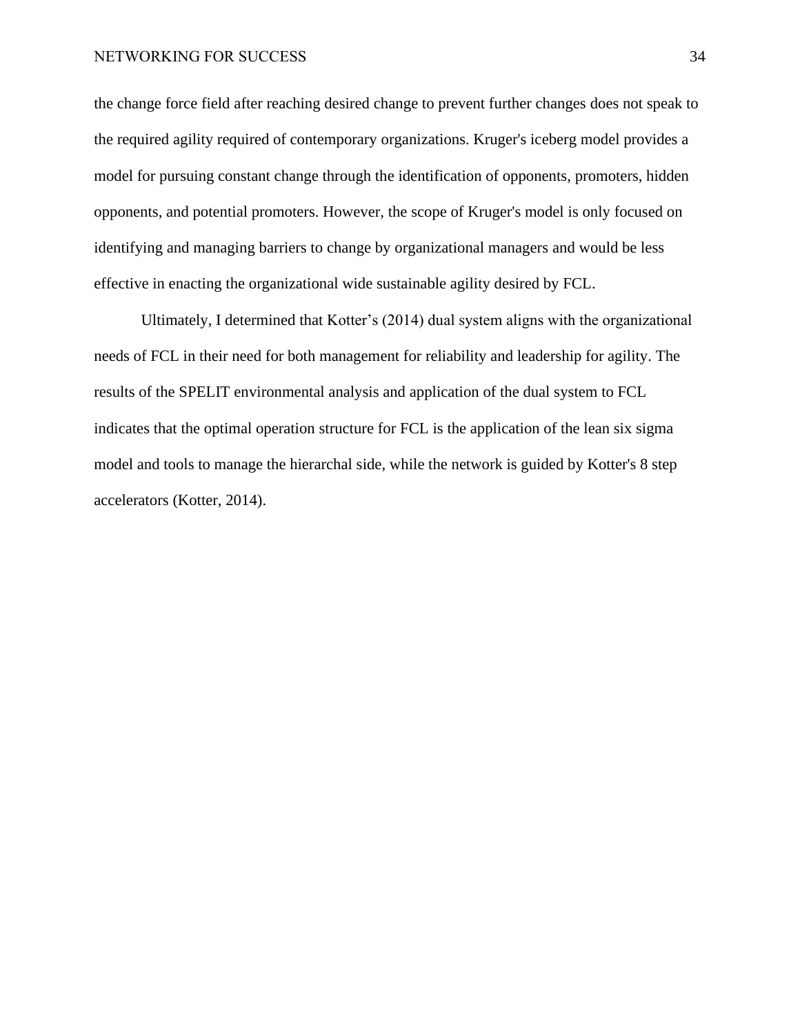the change force field after reaching desired change to prevent further changes does not speak to the required agility required of contemporary organizations. Kruger's iceberg model provides a model for pursuing constant change through the identification of opponents, promoters, hidden opponents, and potential promoters. However, the scope of Kruger's model is only focused on identifying and managing barriers to change by organizational managers and would be less effective in enacting the organizational wide sustainable agility desired by FCL.

Ultimately, I determined that Kotter's (2014) dual system aligns with the organizational needs of FCL in their need for both management for reliability and leadership for agility. The results of the SPELIT environmental analysis and application of the dual system to FCL indicates that the optimal operation structure for FCL is the application of the lean six sigma model and tools to manage the hierarchal side, while the network is guided by Kotter's 8 step accelerators (Kotter, 2014).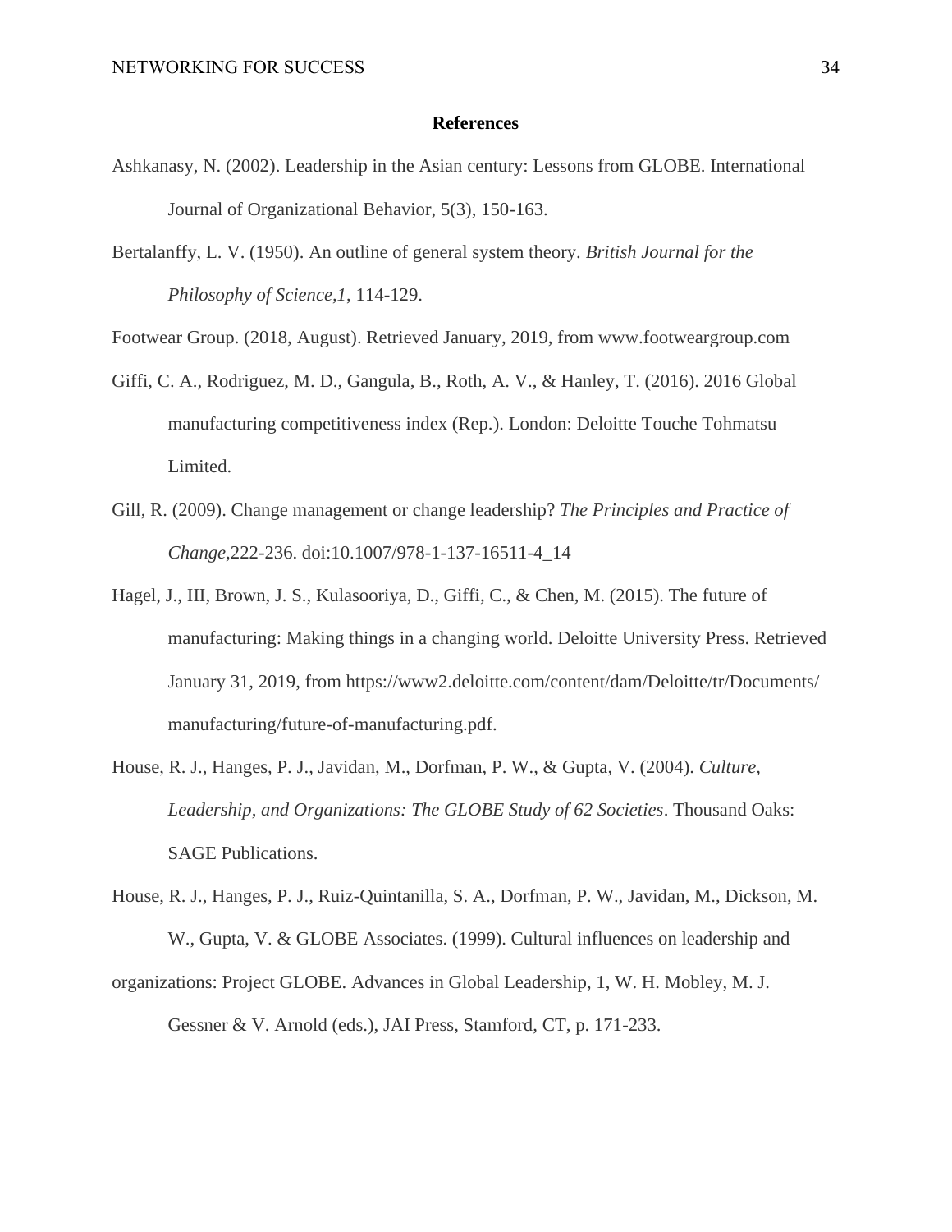**References**

Ashkanasy, N. (2002). Leadership in the Asian century: Lessons from GLOBE. International Journal of Organizational Behavior, 5(3), 150-163.

Bertalanffy, L. V. (1950). An outline of general system theory. *British Journal for the Philosophy of Science,1*, 114-129.

Footwear Group. (2018, August). Retrieved January, 2019, from www.footweargroup.com

Giffi, C. A., Rodriguez, M. D., Gangula, B., Roth, A. V., & Hanley, T. (2016). 2016 Global manufacturing competitiveness index (Rep.). London: Deloitte Touche Tohmatsu Limited.

Gill, R. (2009). Change management or change leadership? *The Principles and Practice of Change*,222-236. doi:10.1007/978-1-137-16511-4_14

Hagel, J., III, Brown, J. S., Kulasooriya, D., Giffi, C., & Chen, M. (2015). The future of manufacturing: Making things in a changing world. Deloitte University Press. Retrieved January 31, 2019, from https://www2.deloitte.com/content/dam/Deloitte/tr/Documents/manufacturing/future-of-manufacturing.pdf.

House, R. J., Hanges, P. J., Javidan, M., Dorfman, P. W., & Gupta, V. (2004). *Culture, Leadership, and Organizations: The GLOBE Study of 62 Societies*. Thousand Oaks: SAGE Publications.

House, R. J., Hanges, P. J., Ruiz-Quintanilla, S. A., Dorfman, P. W., Javidan, M., Dickson, M. W., Gupta, V. & GLOBE Associates. (1999). Cultural influences on leadership and organizations: Project GLOBE. Advances in Global Leadership, 1, W. H. Mobley, M. J. Gessner & V. Arnold (eds.), JAI Press, Stamford, CT, p. 171-233.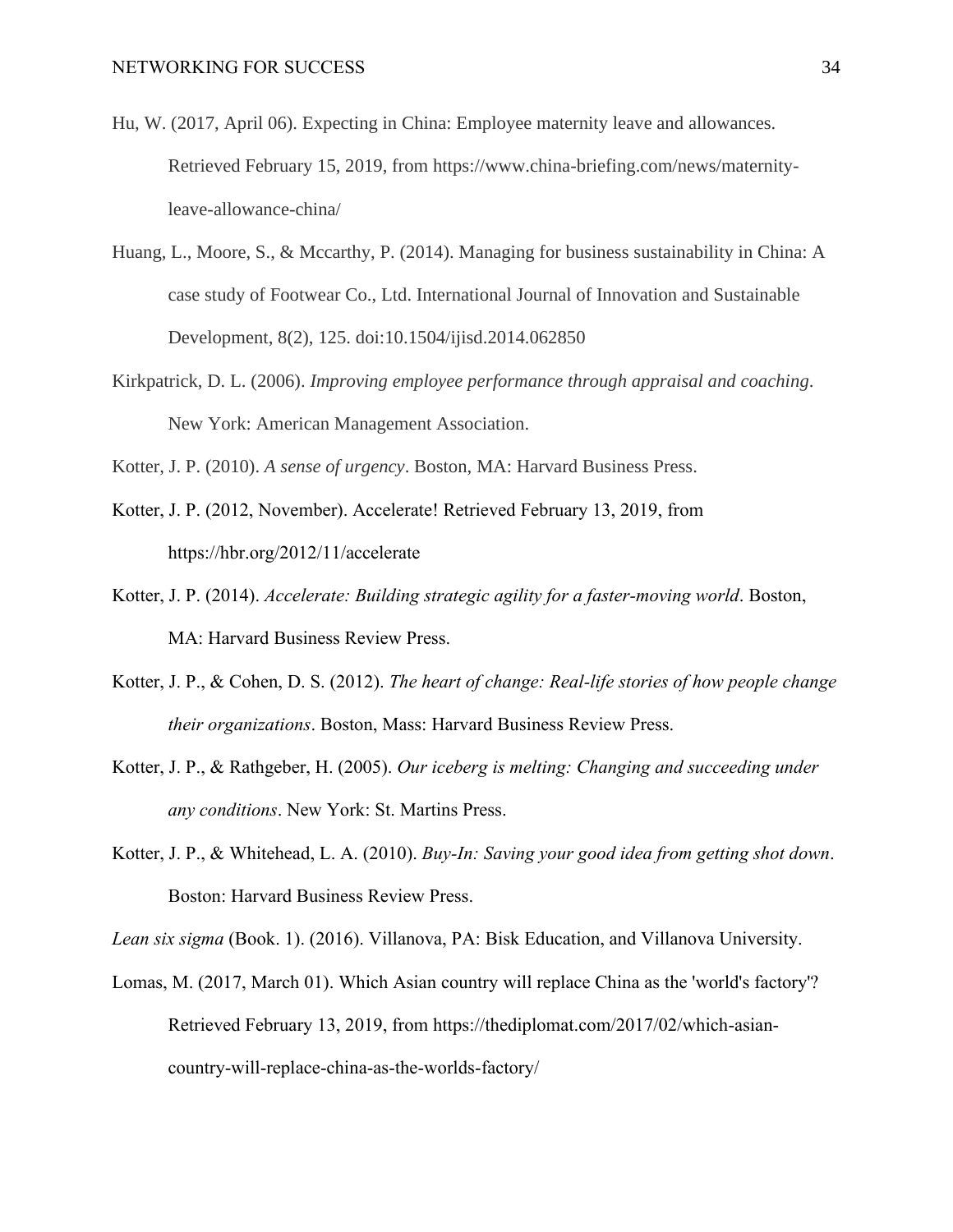Hu, W. (2017, April 06). Expecting in China: Employee maternity leave and allowances. Retrieved February 15, 2019, from https://www.china-briefing.com/news/maternity-leave-allowance-china/

Huang, L., Moore, S., & Mccarthy, P. (2014). Managing for business sustainability in China: A case study of Footwear Co., Ltd. International Journal of Innovation and Sustainable Development, 8(2), 125. doi:10.1504/ijisd.2014.062850

Kirkpatrick, D. L. (2006). *Improving employee performance through appraisal and coaching*. New York: American Management Association.

Kotter, J. P. (2010). *A sense of urgency*. Boston, MA: Harvard Business Press.

Kotter, J. P. (2012, November). Accelerate! Retrieved February 13, 2019, from https://hbr.org/2012/11/accelerate

Kotter, J. P. (2014). *Accelerate: Building strategic agility for a faster-moving world*. Boston, MA: Harvard Business Review Press.

Kotter, J. P., & Cohen, D. S. (2012). *The heart of change: Real-life stories of how people change their organizations*. Boston, Mass: Harvard Business Review Press.

Kotter, J. P., & Rathgeber, H. (2005). *Our iceberg is melting: Changing and succeeding under any conditions*. New York: St. Martins Press.

Kotter, J. P., & Whitehead, L. A. (2010). *Buy-In: Saving your good idea from getting shot down*. Boston: Harvard Business Review Press.

*Lean six sigma* (Book. 1). (2016). Villanova, PA: Bisk Education, and Villanova University.

Lomas, M. (2017, March 01). Which Asian country will replace China as the 'world's factory'? Retrieved February 13, 2019, from https://thediplomat.com/2017/02/which-asian-country-will-replace-china-as-the-worlds-factory/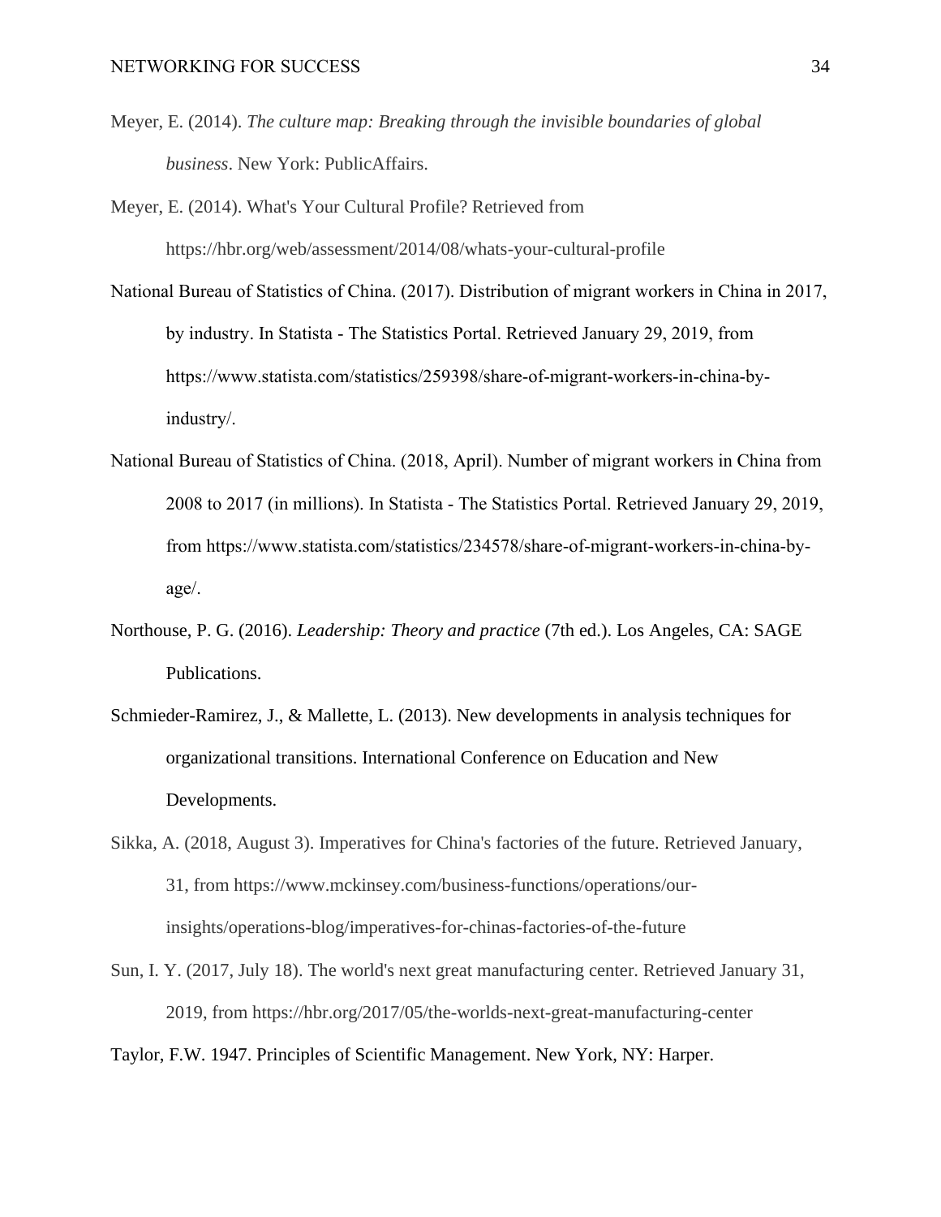Meyer, E. (2014). *The culture map: Breaking through the invisible boundaries of global business*. New York: PublicAffairs.

Meyer, E. (2014). What's Your Cultural Profile? Retrieved from https://hbr.org/web/assessment/2014/08/whats-your-cultural-profile

National Bureau of Statistics of China. (2017). Distribution of migrant workers in China in 2017, by industry. In Statista - The Statistics Portal. Retrieved January 29, 2019, from https://www.statista.com/statistics/259398/share-of-migrant-workers-in-china-by-industry/.

National Bureau of Statistics of China. (2018, April). Number of migrant workers in China from 2008 to 2017 (in millions). In Statista - The Statistics Portal. Retrieved January 29, 2019, from https://www.statista.com/statistics/234578/share-of-migrant-workers-in-china-by-age/.

Northouse, P. G. (2016). *Leadership: Theory and practice* (7th ed.). Los Angeles, CA: SAGE Publications.

Schmieder-Ramirez, J., & Mallette, L. (2013). New developments in analysis techniques for organizational transitions. International Conference on Education and New Developments.

Sikka, A. (2018, August 3). Imperatives for China's factories of the future. Retrieved January, 31, from https://www.mckinsey.com/business-functions/operations/our-insights/operations-blog/imperatives-for-chinas-factories-of-the-future

Sun, I. Y. (2017, July 18). The world's next great manufacturing center. Retrieved January 31, 2019, from https://hbr.org/2017/05/the-worlds-next-great-manufacturing-center

Taylor, F.W. 1947. Principles of Scientific Management. New York, NY: Harper.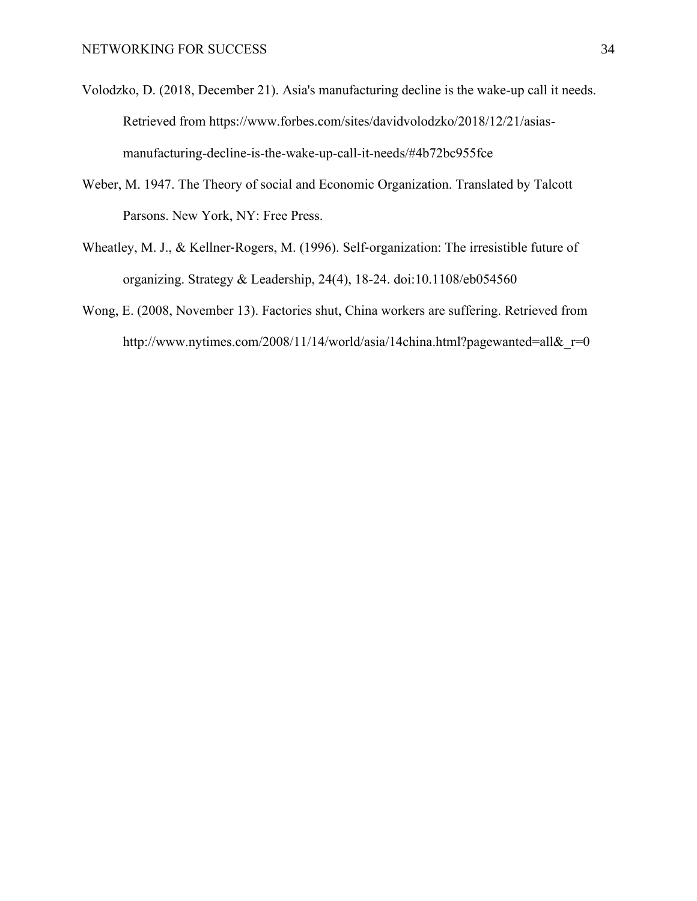Volodzko, D. (2018, December 21). Asia's manufacturing decline is the wake-up call it needs. Retrieved from https://www.forbes.com/sites/davidvolodzko/2018/12/21/asias-manufacturing-decline-is-the-wake-up-call-it-needs/#4b72bc955fce

Weber, M. 1947. The Theory of social and Economic Organization. Translated by Talcott Parsons. New York, NY: Free Press.

Wheatley, M. J., & Kellner-Rogers, M. (1996). Self-organization: The irresistible future of organizing. Strategy & Leadership, 24(4), 18-24. doi:10.1108/eb054560

Wong, E. (2008, November 13). Factories shut, China workers are suffering. Retrieved from http://www.nytimes.com/2008/11/14/world/asia/14china.html?pagewanted=all&_r=0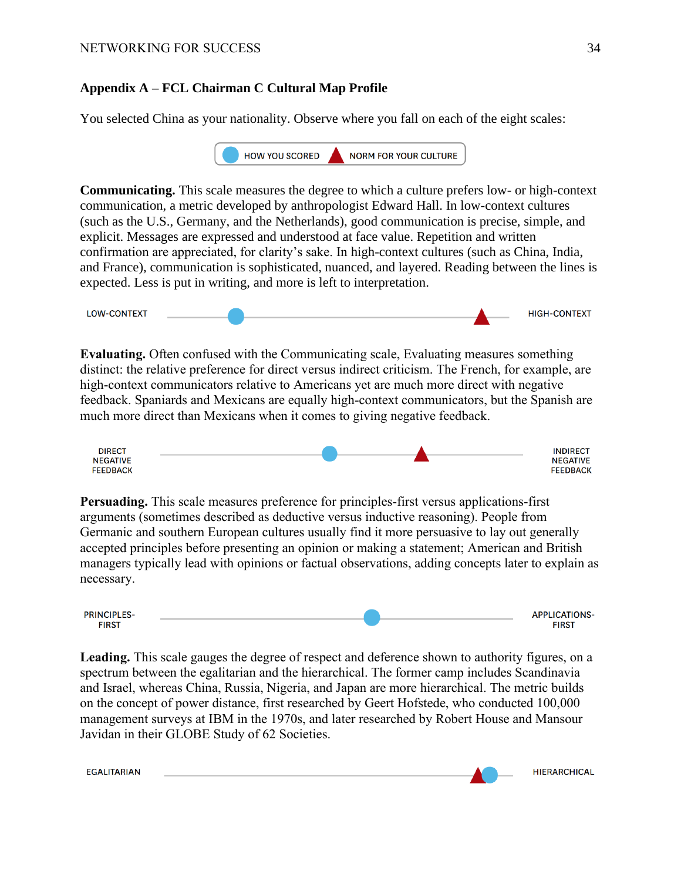### Appendix A – FCL Chairman C Cultural Map Profile

You selected China as your nationality. Observe where you fall on each of the eight scales:

HOW YOU SCORED | NORM FOR YOUR CULTURE

**Communicating.** This scale measures the degree to which a culture prefers low- or high-context communication, a metric developed by anthropologist Edward Hall. In low-context cultures (such as the U.S., Germany, and the Netherlands), good communication is precise, simple, and explicit. Messages are expressed and understood at face value. Repetition and written confirmation are appreciated, for clarity's sake. In high-context cultures (such as China, India, and France), communication is sophisticated, nuanced, and layered. Reading between the lines is expected. Less is put in writing, and more is left to interpretation.

LOW-CONTEXT — HIGH-CONTEXT

**Evaluating.** Often confused with the Communicating scale, Evaluating measures something distinct: the relative preference for direct versus indirect criticism. The French, for example, are high-context communicators relative to Americans yet are much more direct with negative feedback. Spaniards and Mexicans are equally high-context communicators, but the Spanish are much more direct than Mexicans when it comes to giving negative feedback.

DIRECT NEGATIVE FEEDBACK — INDIRECT NEGATIVE FEEDBACK

**Persuading.** This scale measures preference for principles-first versus applications-first arguments (sometimes described as deductive versus inductive reasoning). People from Germanic and southern European cultures usually find it more persuasive to lay out generally accepted principles before presenting an opinion or making a statement; American and British managers typically lead with opinions or factual observations, adding concepts later to explain as necessary.

PRINCIPLES-FIRST — APPLICATIONS-FIRST

**Leading.** This scale gauges the degree of respect and deference shown to authority figures, on a spectrum between the egalitarian and the hierarchical. The former camp includes Scandinavia and Israel, whereas China, Russia, Nigeria, and Japan are more hierarchical. The metric builds on the concept of power distance, first researched by Geert Hofstede, who conducted 100,000 management surveys at IBM in the 1970s, and later researched by Robert House and Mansour Javidan in their GLOBE Study of 62 Societies.

EGALITARIAN — HIERARCHICAL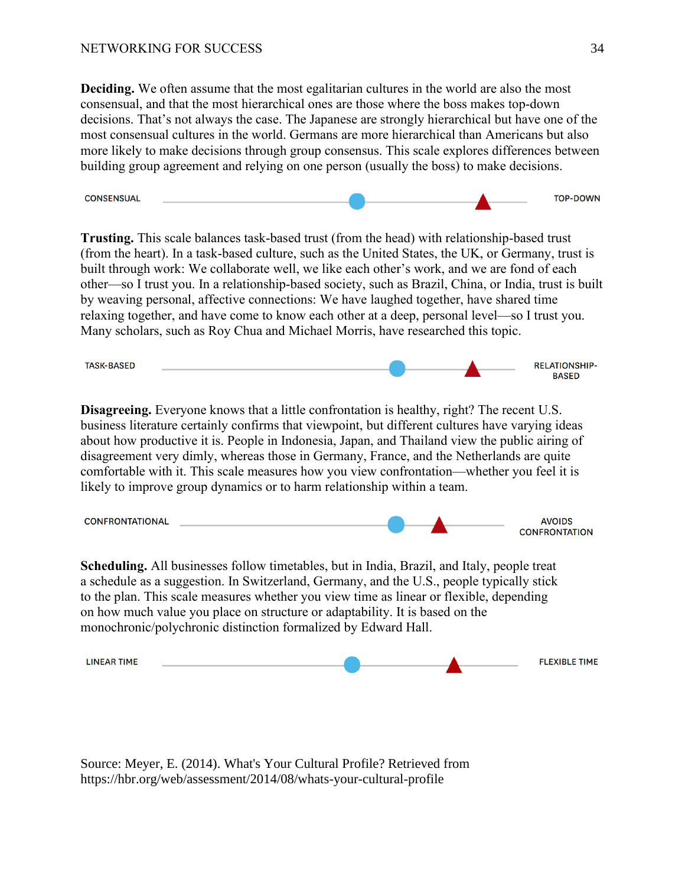**Deciding.** We often assume that the most egalitarian cultures in the world are also the most consensual, and that the most hierarchical ones are those where the boss makes top-down decisions. That's not always the case. The Japanese are strongly hierarchical but have one of the most consensual cultures in the world. Germans are more hierarchical than Americans but also more likely to make decisions through group consensus. This scale explores differences between building group agreement and relying on one person (usually the boss) to make decisions.

CONSENSUAL — TOP-DOWN

**Trusting.** This scale balances task-based trust (from the head) with relationship-based trust (from the heart). In a task-based culture, such as the United States, the UK, or Germany, trust is built through work: We collaborate well, we like each other's work, and we are fond of each other—so I trust you. In a relationship-based society, such as Brazil, China, or India, trust is built by weaving personal, affective connections: We have laughed together, have shared time relaxing together, and have come to know each other at a deep, personal level—so I trust you. Many scholars, such as Roy Chua and Michael Morris, have researched this topic.

TASK-BASED — RELATIONSHIP-BASED

**Disagreeing.** Everyone knows that a little confrontation is healthy, right? The recent U.S. business literature certainly confirms that viewpoint, but different cultures have varying ideas about how productive it is. People in Indonesia, Japan, and Thailand view the public airing of disagreement very dimly, whereas those in Germany, France, and the Netherlands are quite comfortable with it. This scale measures how you view confrontation—whether you feel it is likely to improve group dynamics or to harm relationship within a team.

CONFRONTATIONAL — AVOIDS CONFRONTATION

**Scheduling.** All businesses follow timetables, but in India, Brazil, and Italy, people treat a schedule as a suggestion. In Switzerland, Germany, and the U.S., people typically stick to the plan. This scale measures whether you view time as linear or flexible, depending on how much value you place on structure or adaptability. It is based on the monochronic/polychronic distinction formalized by Edward Hall.

LINEAR TIME — FLEXIBLE TIME

Source: Meyer, E. (2014). What's Your Cultural Profile? Retrieved from https://hbr.org/web/assessment/2014/08/whats-your-cultural-profile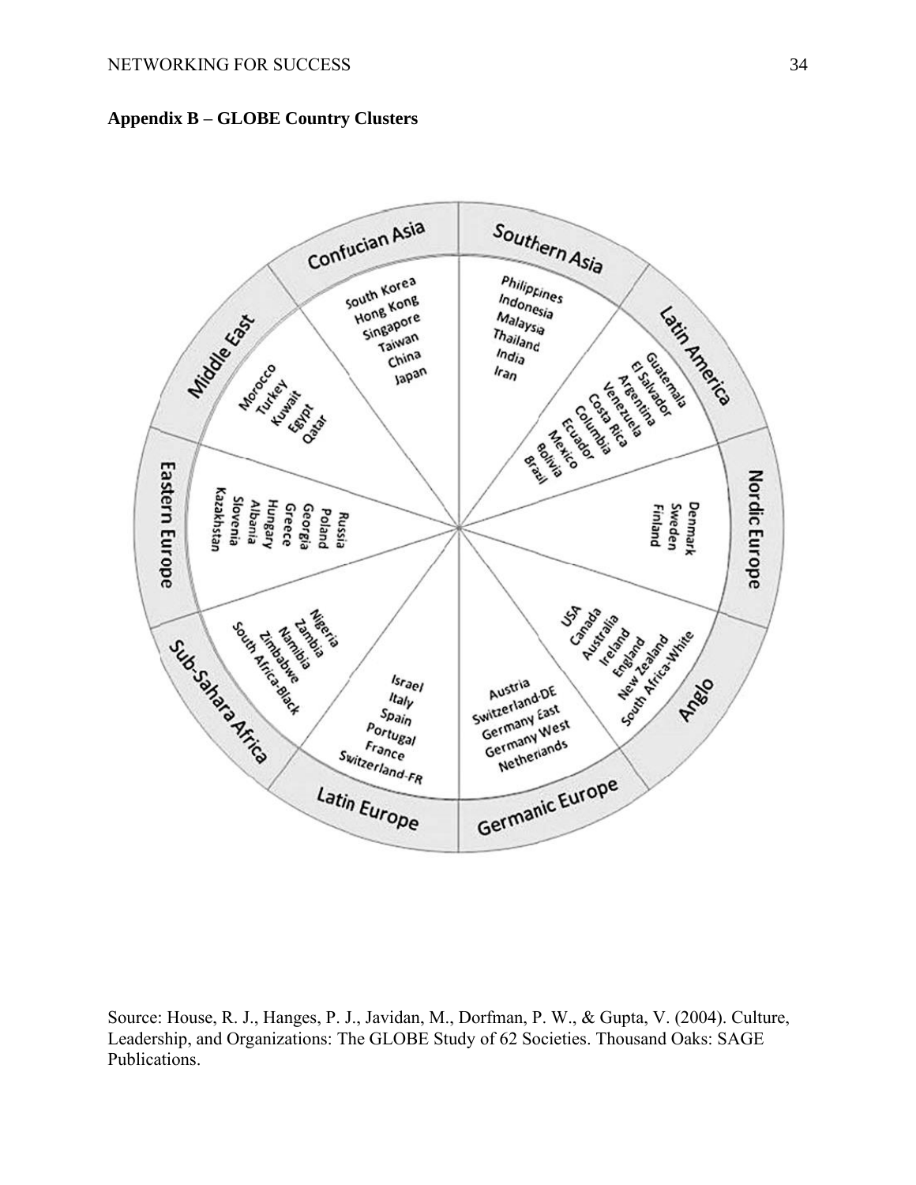**Appendix B – GLOBE Country Clusters**

Confucian Asia: South Korea, Hong Kong, Singapore, Taiwan, China, Japan

Southern Asia: Philippines, Indonesia, Malaysia, Thailand, India, Iran

Latin America: Guatemala, El Salvador, Argentina, Venezuela, Costa Rica, Columbia, Ecuador, Mexico, Bolivia, Brazil

Nordic Europe: Denmark, Sweden, Finland

Anglo: USA, Canada, Australia, Ireland, England, New Zealand, South Africa-White

Germanic Europe: Austria, Switzerland-DE, Germany East, Germany West, Netherlands

Latin Europe: Israel, Italy, Spain, Portugal, France, Switzerland-FR

Sub-Sahara Africa: Nigeria, Zambia, Namibia, Zimbabwe, South Africa-Black

Eastern Europe: Russia, Poland, Georgia, Greece, Hungary, Albania, Slovenia, Kazakhstan

Middle East: Morocco, Turkey, Kuwait, Egypt, Qatar

Source: House, R. J., Hanges, P. J., Javidan, M., Dorfman, P. W., & Gupta, V. (2004). Culture, Leadership, and Organizations: The GLOBE Study of 62 Societies. Thousand Oaks: SAGE Publications.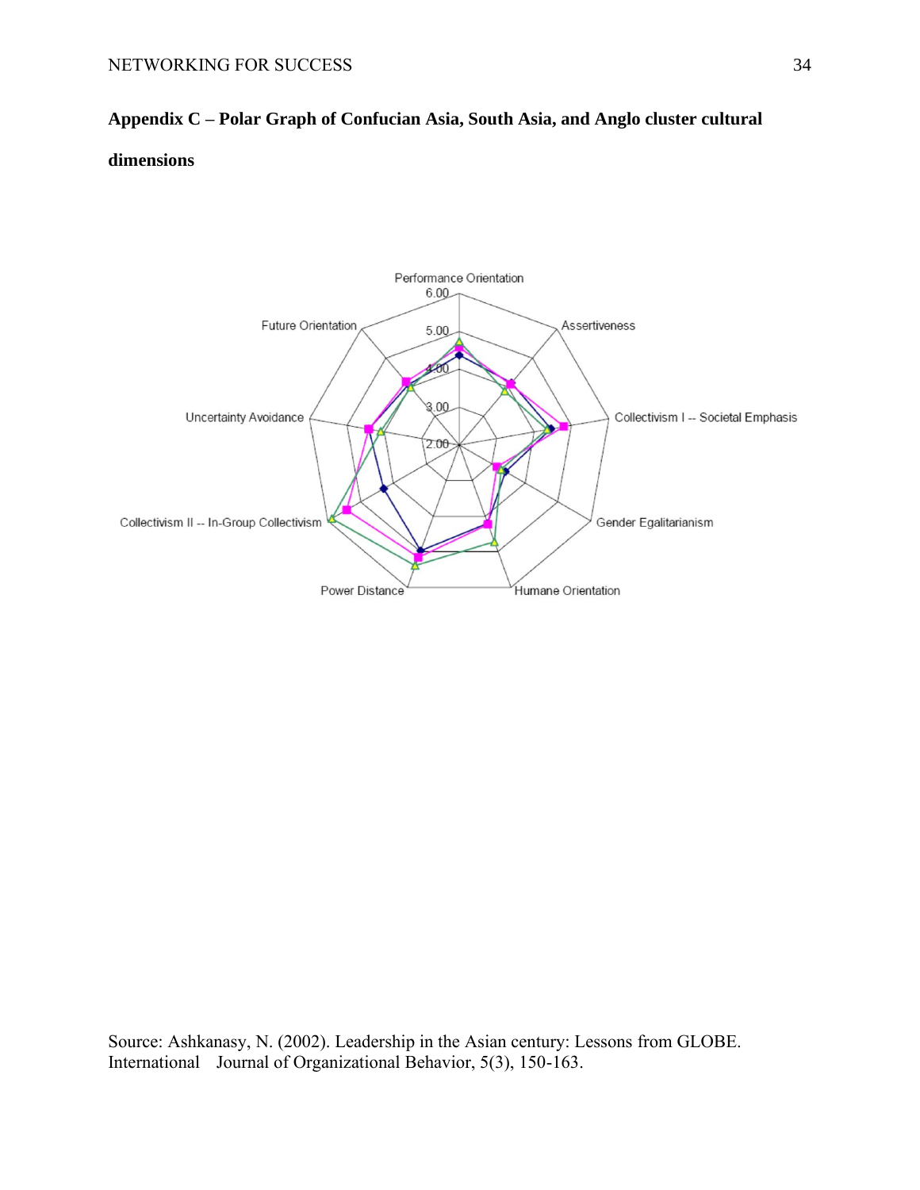**Appendix C – Polar Graph of Confucian Asia, South Asia, and Anglo cluster cultural dimensions**

Source: Ashkanasy, N. (2002). Leadership in the Asian century: Lessons from GLOBE. International Journal of Organizational Behavior, 5(3), 150-163.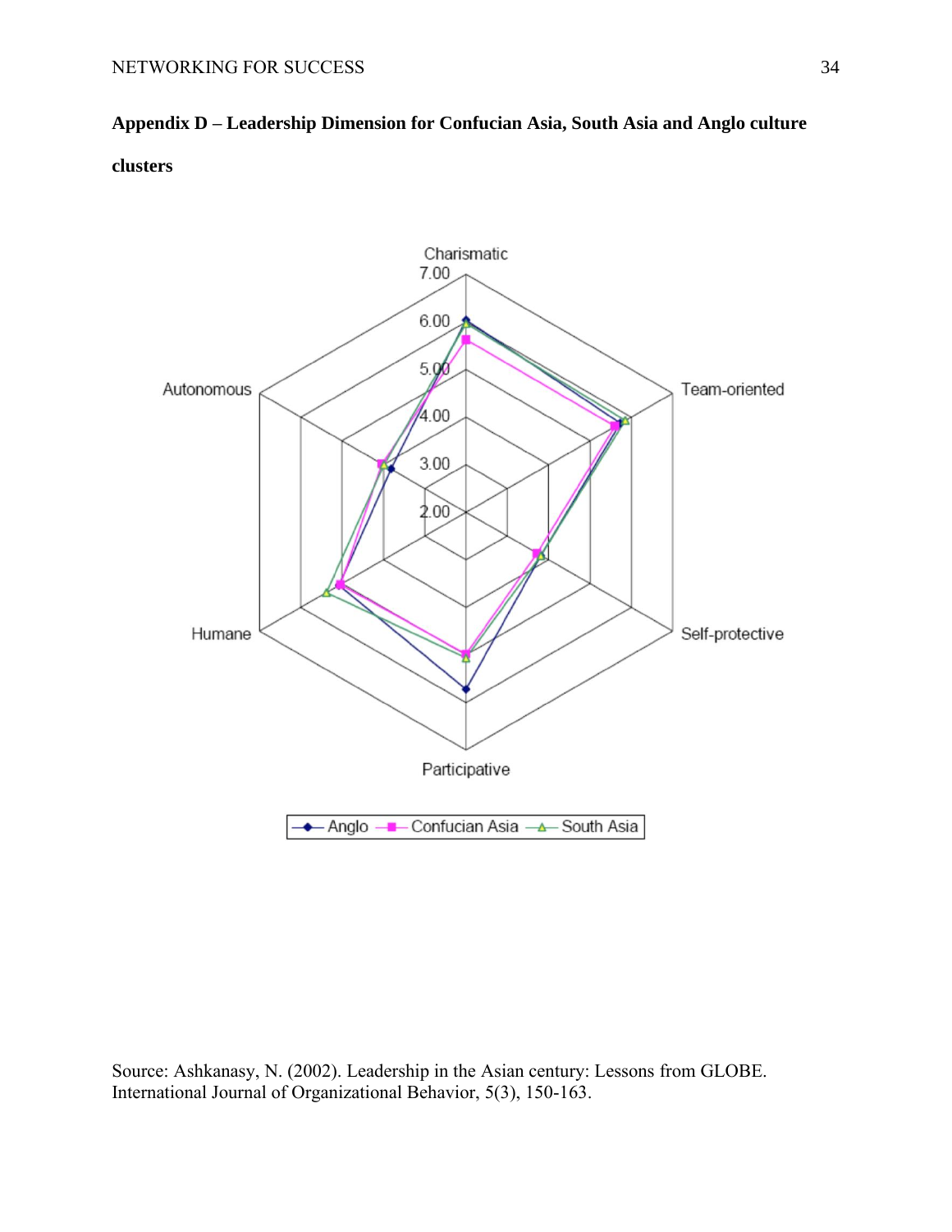## Appendix D – Leadership Dimension for Confucian Asia, South Asia and Anglo culture clusters

Source: Ashkanasy, N. (2002). Leadership in the Asian century: Lessons from GLOBE. International Journal of Organizational Behavior, 5(3), 150-163.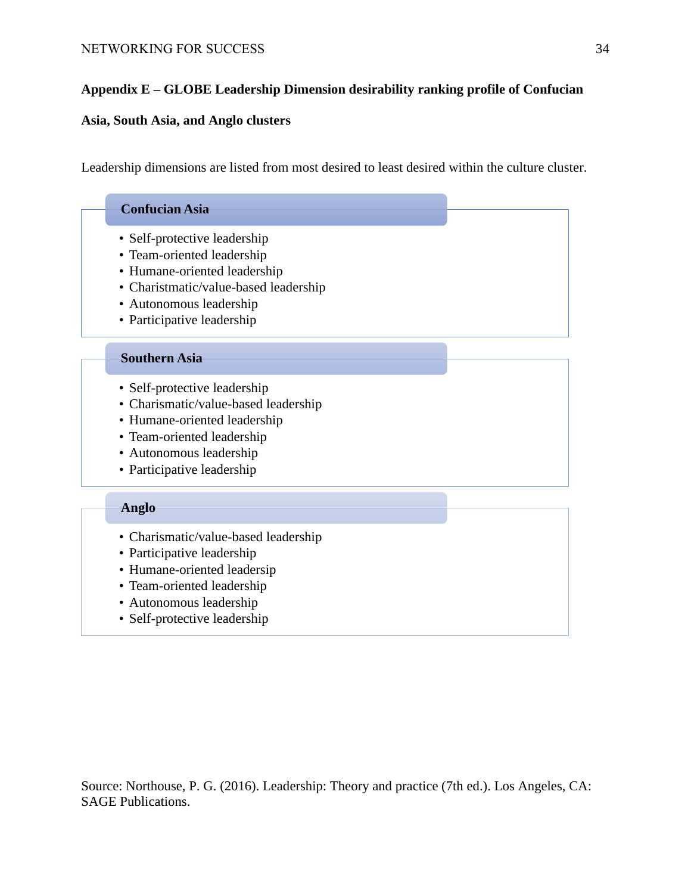**Appendix E – GLOBE Leadership Dimension desirability ranking profile of Confucian Asia, South Asia, and Anglo clusters**

Leadership dimensions are listed from most desired to least desired within the culture cluster.

**Confucian Asia**

- Self-protective leadership
- Team-oriented leadership
- Humane-oriented leadership
- Charistmatic/value-based leadership
- Autonomous leadership
- Participative leadership

**Southern Asia**

- Self-protective leadership
- Charismatic/value-based leadership
- Humane-oriented leadership
- Team-oriented leadership
- Autonomous leadership
- Participative leadership

**Anglo**

- Charismatic/value-based leadership
- Participative leadership
- Humane-oriented leadersip
- Team-oriented leadership
- Autonomous leadership
- Self-protective leadership

Source: Northouse, P. G. (2016). Leadership: Theory and practice (7th ed.). Los Angeles, CA: SAGE Publications.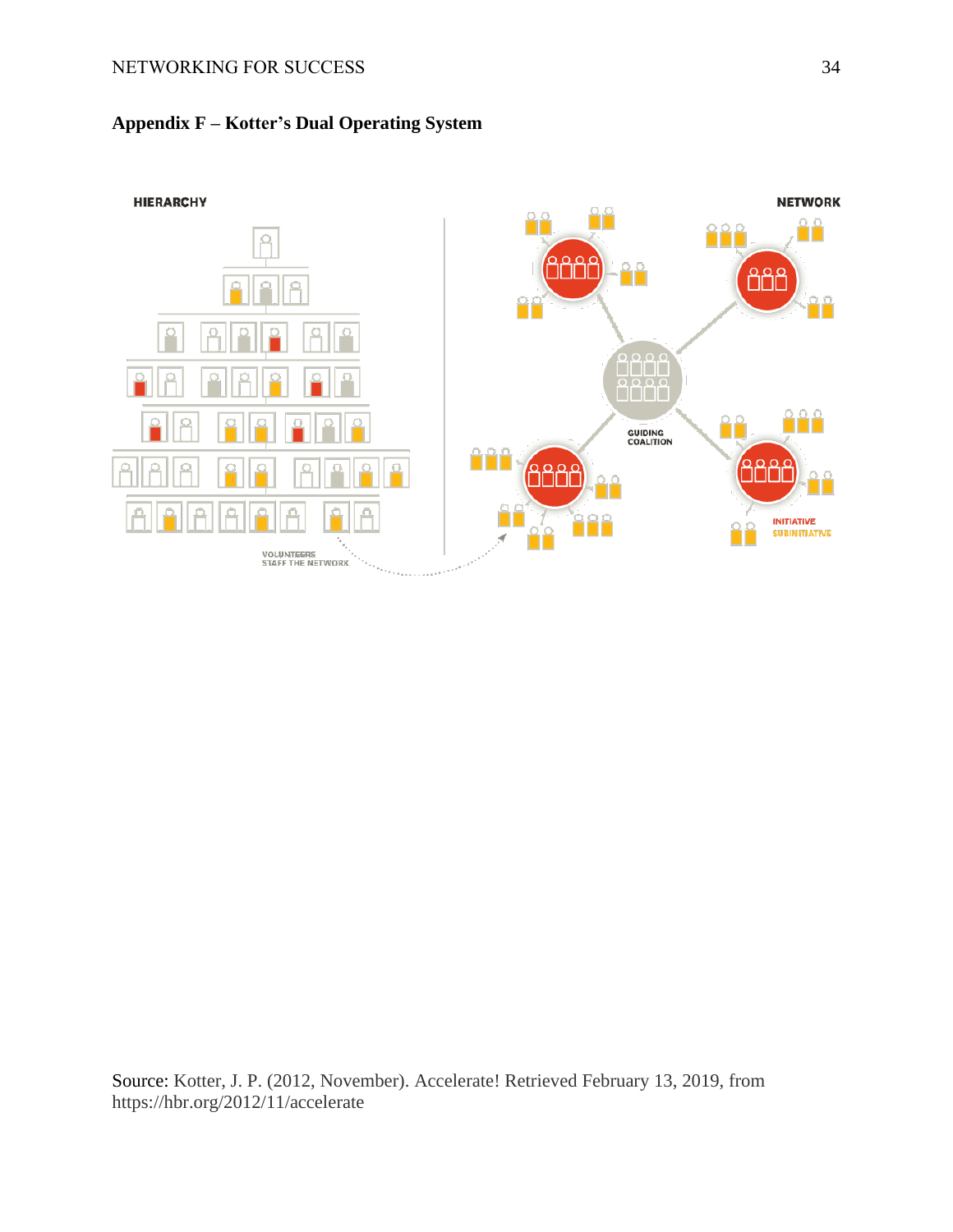## Appendix F – Kotter's Dual Operating System

HIERARCHY

NETWORK

GUIDING COALITION

INITIATIVE

SUBINITIATIVE

VOLUNTEERS STAFF THE NETWORK

Source: Kotter, J. P. (2012, November). Accelerate! Retrieved February 13, 2019, from https://hbr.org/2012/11/accelerate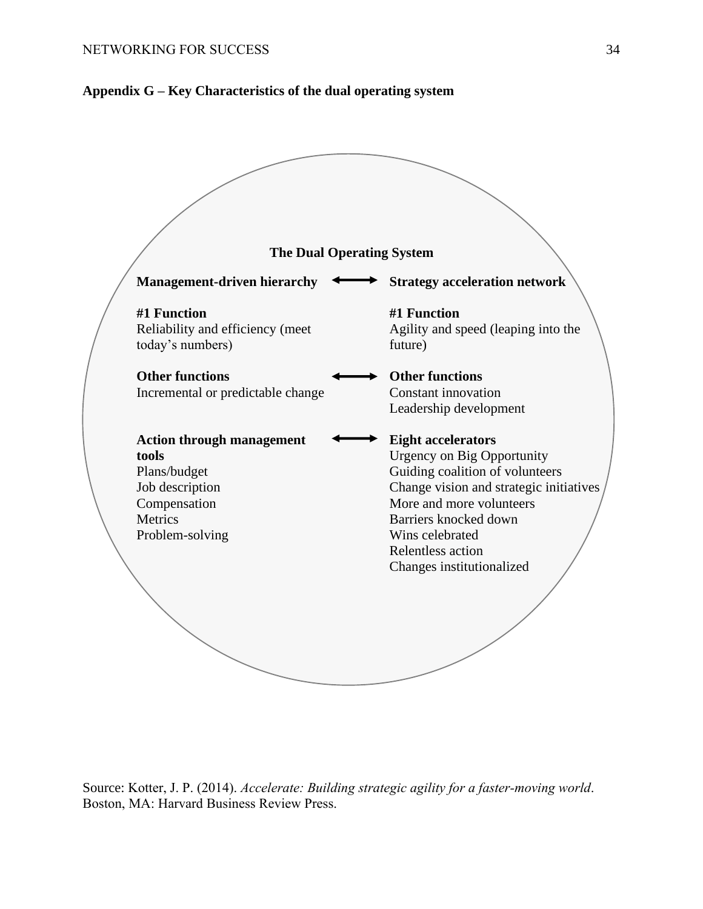**Appendix G – Key Characteristics of the dual operating system**

**The Dual Operating System**

| Management-driven hierarchy | ⟷ | Strategy acceleration network |
|---|---|---|
| **#1 Function**<br>Reliability and efficiency (meet today's numbers) | | **#1 Function**<br>Agility and speed (leaping into the future) |
| **Other functions**<br>Incremental or predictable change | ⟷ | **Other functions**<br>Constant innovation<br>Leadership development |
| **Action through management tools**<br>Plans/budget<br>Job description<br>Compensation<br>Metrics<br>Problem-solving | ⟷ | **Eight accelerators**<br>Urgency on Big Opportunity<br>Guiding coalition of volunteers<br>Change vision and strategic initiatives<br>More and more volunteers<br>Barriers knocked down<br>Wins celebrated<br>Relentless action<br>Changes institutionalized |

Source: Kotter, J. P. (2014). *Accelerate: Building strategic agility for a faster-moving world*. Boston, MA: Harvard Business Review Press.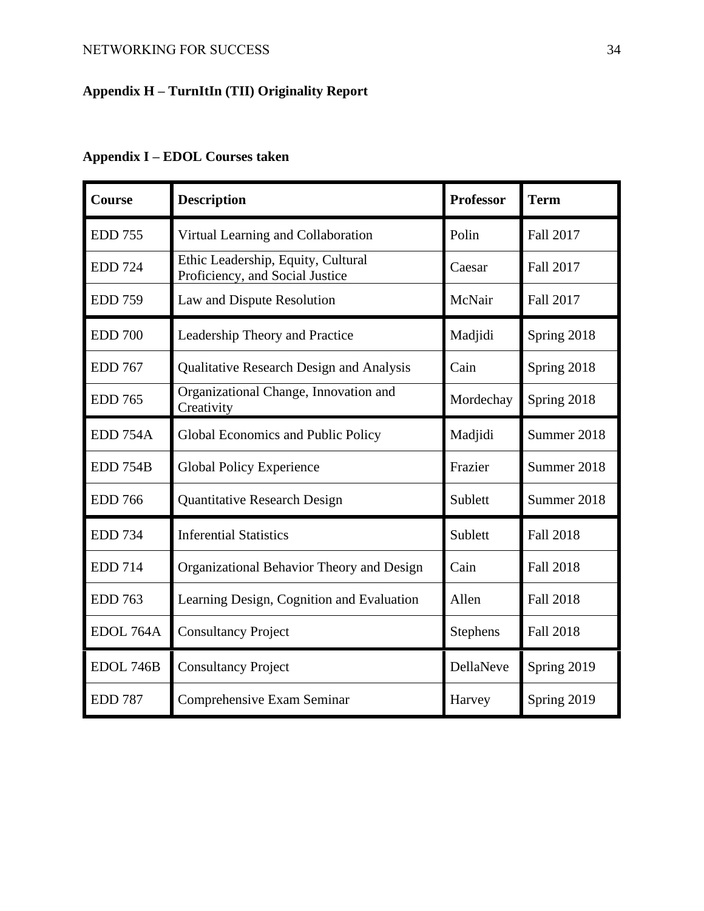## Appendix H – TurnItIn (TII) Originality Report

## Appendix I – EDOL Courses taken

| Course | Description | Professor | Term |
|---|---|---|---|
| EDD 755 | Virtual Learning and Collaboration | Polin | Fall 2017 |
| EDD 724 | Ethic Leadership, Equity, Cultural Proficiency, and Social Justice | Caesar | Fall 2017 |
| EDD 759 | Law and Dispute Resolution | McNair | Fall 2017 |
| EDD 700 | Leadership Theory and Practice | Madjidi | Spring 2018 |
| EDD 767 | Qualitative Research Design and Analysis | Cain | Spring 2018 |
| EDD 765 | Organizational Change, Innovation and Creativity | Mordechay | Spring 2018 |
| EDD 754A | Global Economics and Public Policy | Madjidi | Summer 2018 |
| EDD 754B | Global Policy Experience | Frazier | Summer 2018 |
| EDD 766 | Quantitative Research Design | Sublett | Summer 2018 |
| EDD 734 | Inferential Statistics | Sublett | Fall 2018 |
| EDD 714 | Organizational Behavior Theory and Design | Cain | Fall 2018 |
| EDD 763 | Learning Design, Cognition and Evaluation | Allen | Fall 2018 |
| EDOL 764A | Consultancy Project | Stephens | Fall 2018 |
| EDOL 746B | Consultancy Project | DellaNeve | Spring 2019 |
| EDD 787 | Comprehensive Exam Seminar | Harvey | Spring 2019 |